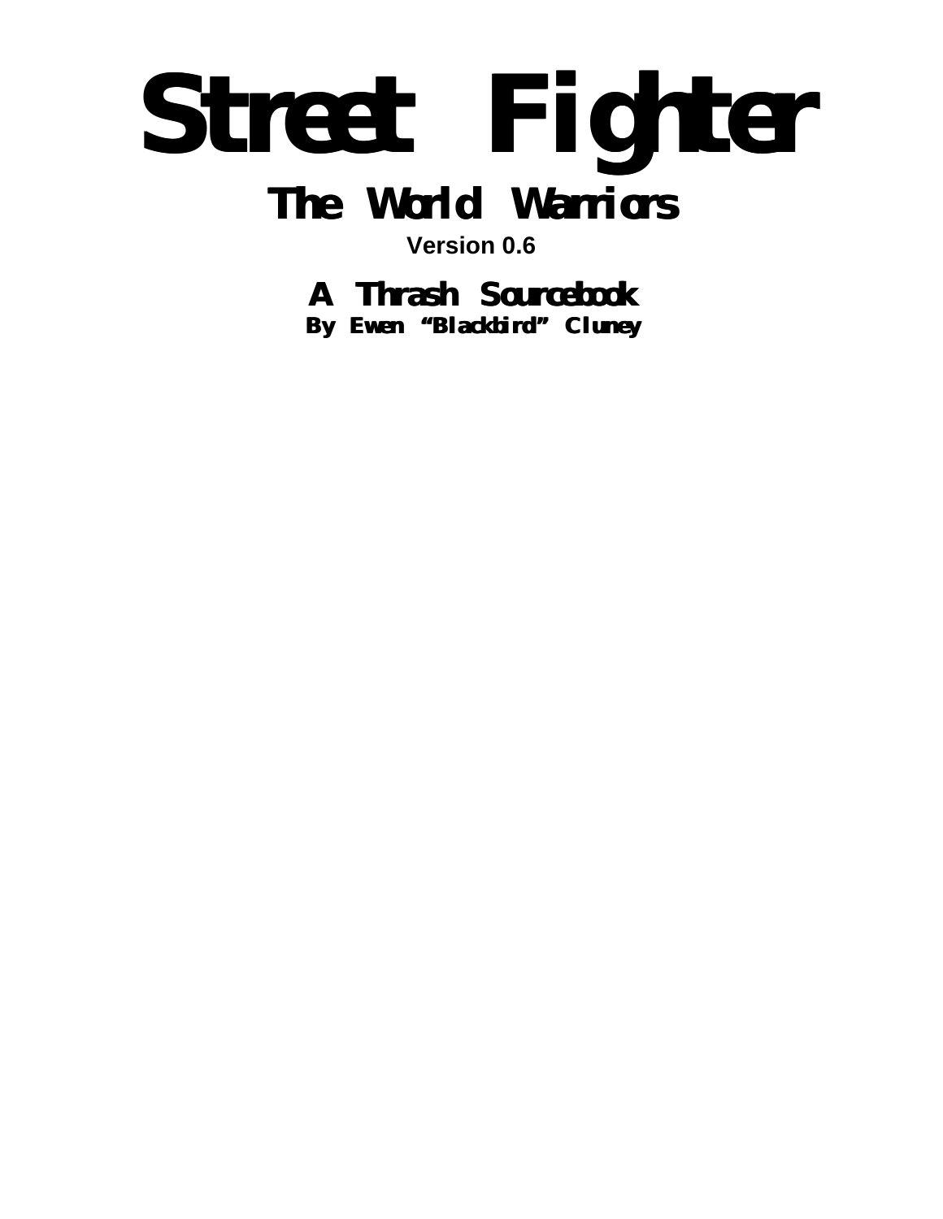# Street Fighter

## The World Warriors

**Version 0.6**

## A Thrash Sourcebook

**By Ewen “Blackbird” Cluney**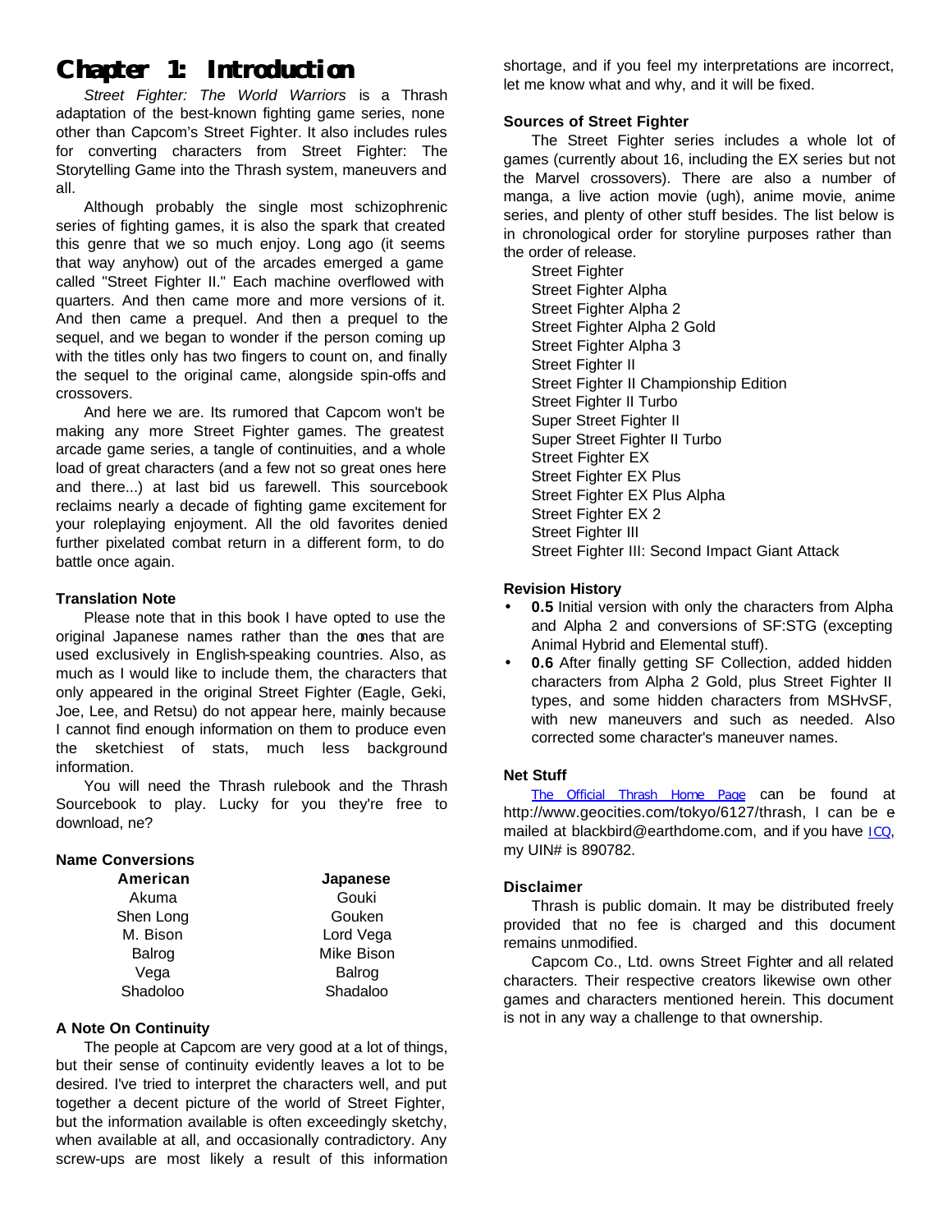# Chapter 1: Introduction

*Street Fighter: The World Warriors* is a Thrash adaptation of the best-known fighting game series, none other than Capcom's Street Fighter. It also includes rules for converting characters from Street Fighter: The Storytelling Game into the Thrash system, maneuvers and all.

Although probably the single most schizophrenic series of fighting games, it is also the spark that created this genre that we so much enjoy. Long ago (it seems that way anyhow) out of the arcades emerged a game called "Street Fighter II." Each machine overflowed with quarters. And then came more and more versions of it. And then came a prequel. And then a prequel to the sequel, and we began to wonder if the person coming up with the titles only has two fingers to count on, and finally the sequel to the original came, alongside spin-offs and crossovers.

And here we are. Its rumored that Capcom won't be making any more Street Fighter games. The greatest arcade game series, a tangle of continuities, and a whole load of great characters (and a few not so great ones here and there...) at last bid us farewell. This sourcebook reclaims nearly a decade of fighting game excitement for your roleplaying enjoyment. All the old favorites denied further pixelated combat return in a different form, to do battle once again.

### Translation Note

Please note that in this book I have opted to use the original Japanese names rather than the ones that are used exclusively in English-speaking countries. Also, as much as I would like to include them, the characters that only appeared in the original Street Fighter (Eagle, Geki, Joe, Lee, and Retsu) do not appear here, mainly because I cannot find enough information on them to produce even the sketchiest of stats, much less background information.

You will need the Thrash rulebook and the Thrash Sourcebook to play. Lucky for you they're free to download, ne?

### Name Conversions

| American | Japanese |
|---|---|
| Akuma | Gouki |
| Shen Long | Gouken |
| M. Bison | Lord Vega |
| Balrog | Mike Bison |
| Vega | Balrog |
| Shadoloo | Shadaloo |

### A Note On Continuity

The people at Capcom are very good at a lot of things, but their sense of continuity evidently leaves a lot to be desired. I've tried to interpret the characters well, and put together a decent picture of the world of Street Fighter, but the information available is often exceedingly sketchy, when available at all, and occasionally contradictory. Any screw-ups are most likely a result of this information shortage, and if you feel my interpretations are incorrect, let me know what and why, and it will be fixed.

### Sources of Street Fighter

The Street Fighter series includes a whole lot of games (currently about 16, including the EX series but not the Marvel crossovers). There are also a number of manga, a live action movie (ugh), anime movie, anime series, and plenty of other stuff besides. The list below is in chronological order for storyline purposes rather than the order of release.

Street Fighter
Street Fighter Alpha
Street Fighter Alpha 2
Street Fighter Alpha 2 Gold
Street Fighter Alpha 3
Street Fighter II
Street Fighter II Championship Edition
Street Fighter II Turbo
Super Street Fighter II
Super Street Fighter II Turbo
Street Fighter EX
Street Fighter EX Plus
Street Fighter EX Plus Alpha
Street Fighter EX 2
Street Fighter III
Street Fighter III: Second Impact Giant Attack

### Revision History

- **0.5** Initial version with only the characters from Alpha and Alpha 2 and conversions of SF:STG (excepting Animal Hybrid and Elemental stuff).
- **0.6** After finally getting SF Collection, added hidden characters from Alpha 2 Gold, plus Street Fighter II types, and some hidden characters from MSHvSF, with new maneuvers and such as needed. Also corrected some character's maneuver names.

### Net Stuff

The Official Thrash Home Page can be found at http://www.geocities.com/tokyo/6127/thrash, I can be e mailed at blackbird@earthdome.com, and if you have ICQ, my UIN# is 890782.

### Disclaimer

Thrash is public domain. It may be distributed freely provided that no fee is charged and this document remains unmodified.

Capcom Co., Ltd. owns Street Fighter and all related characters. Their respective creators likewise own other games and characters mentioned herein. This document is not in any way a challenge to that ownership.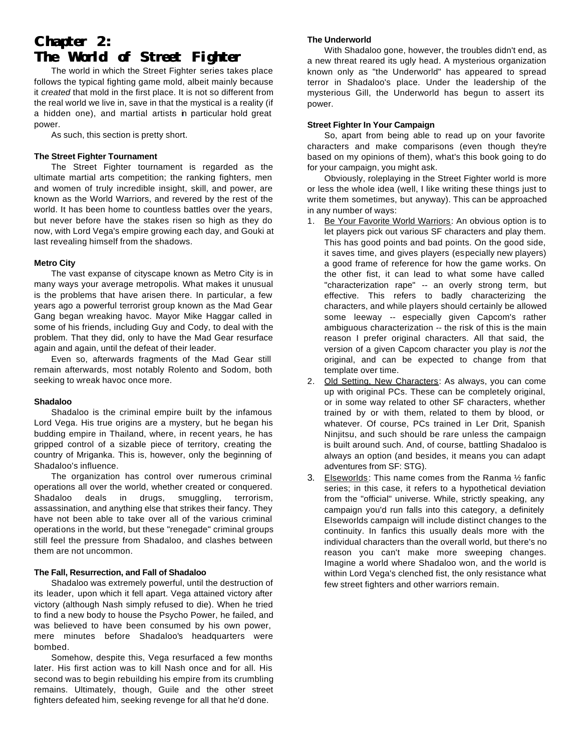# Chapter 2: The World of Street Fighter

The world in which the Street Fighter series takes place follows the typical fighting game mold, albeit mainly because it *created* that mold in the first place. It is not so different from the real world we live in, save in that the mystical is a reality (if a hidden one), and martial artists in particular hold great power.

As such, this section is pretty short.

### The Street Fighter Tournament

The Street Fighter tournament is regarded as the ultimate martial arts competition; the ranking fighters, men and women of truly incredible insight, skill, and power, are known as the World Warriors, and revered by the rest of the world. It has been home to countless battles over the years, but never before have the stakes risen so high as they do now, with Lord Vega's empire growing each day, and Gouki at last revealing himself from the shadows.

### Metro City

The vast expanse of cityscape known as Metro City is in many ways your average metropolis. What makes it unusual is the problems that have arisen there. In particular, a few years ago a powerful terrorist group known as the Mad Gear Gang began wreaking havoc. Mayor Mike Haggar called in some of his friends, including Guy and Cody, to deal with the problem. That they did, only to have the Mad Gear resurface again and again, until the defeat of their leader.

Even so, afterwards fragments of the Mad Gear still remain afterwards, most notably Rolento and Sodom, both seeking to wreak havoc once more.

### Shadaloo

Shadaloo is the criminal empire built by the infamous Lord Vega. His true origins are a mystery, but he began his budding empire in Thailand, where, in recent years, he has gripped control of a sizable piece of territory, creating the country of Mriganka. This is, however, only the beginning of Shadaloo's influence.

The organization has control over numerous criminal operations all over the world, whether created or conquered. Shadaloo deals in drugs, smuggling, terrorism, assassination, and anything else that strikes their fancy. They have not been able to take over all of the various criminal operations in the world, but these "renegade" criminal groups still feel the pressure from Shadaloo, and clashes between them are not uncommon.

### The Fall, Resurrection, and Fall of Shadaloo

Shadaloo was extremely powerful, until the destruction of its leader, upon which it fell apart. Vega attained victory after victory (although Nash simply refused to die). When he tried to find a new body to house the Psycho Power, he failed, and was believed to have been consumed by his own power, mere minutes before Shadaloo's headquarters were bombed.

Somehow, despite this, Vega resurfaced a few months later. His first action was to kill Nash once and for all. His second was to begin rebuilding his empire from its crumbling remains. Ultimately, though, Guile and the other street fighters defeated him, seeking revenge for all that he'd done.

### The Underworld

With Shadaloo gone, however, the troubles didn't end, as a new threat reared its ugly head. A mysterious organization known only as "the Underworld" has appeared to spread terror in Shadaloo's place. Under the leadership of the mysterious Gill, the Underworld has begun to assert its power.

### Street Fighter In Your Campaign

So, apart from being able to read up on your favorite characters and make comparisons (even though they're based on my opinions of them), what's this book going to do for your campaign, you might ask.

Obviously, roleplaying in the Street Fighter world is more or less the whole idea (well, I like writing these things just to write them sometimes, but anyway). This can be approached in any number of ways:

1. <u>Be Your Favorite World Warriors</u>: An obvious option is to let players pick out various SF characters and play them. This has good points and bad points. On the good side, it saves time, and gives players (especially new players) a good frame of reference for how the game works. On the other fist, it can lead to what some have called "characterization rape" -- an overly strong term, but effective. This refers to badly characterizing the characters, and while players should certainly be allowed some leeway -- especially given Capcom's rather ambiguous characterization -- the risk of this is the main reason I prefer original characters. All that said, the version of a given Capcom character you play is *not* the original, and can be expected to change from that template over time.
2. <u>Old Setting, New Characters</u>: As always, you can come up with original PCs. These can be completely original, or in some way related to other SF characters, whether trained by or with them, related to them by blood, or whatever. Of course, PCs trained in Ler Drit, Spanish Ninjitsu, and such should be rare unless the campaign is built around such. And, of course, battling Shadaloo is always an option (and besides, it means you can adapt adventures from SF: STG).
3. <u>Elseworlds</u>: This name comes from the Ranma ½ fanfic series; in this case, it refers to a hypothetical deviation from the "official" universe. While, strictly speaking, any campaign you'd run falls into this category, a definitely Elseworlds campaign will include distinct changes to the continuity. In fanfics this usually deals more with the individual characters than the overall world, but there's no reason you can't make more sweeping changes. Imagine a world where Shadaloo won, and the world is within Lord Vega's clenched fist, the only resistance what few street fighters and other warriors remain.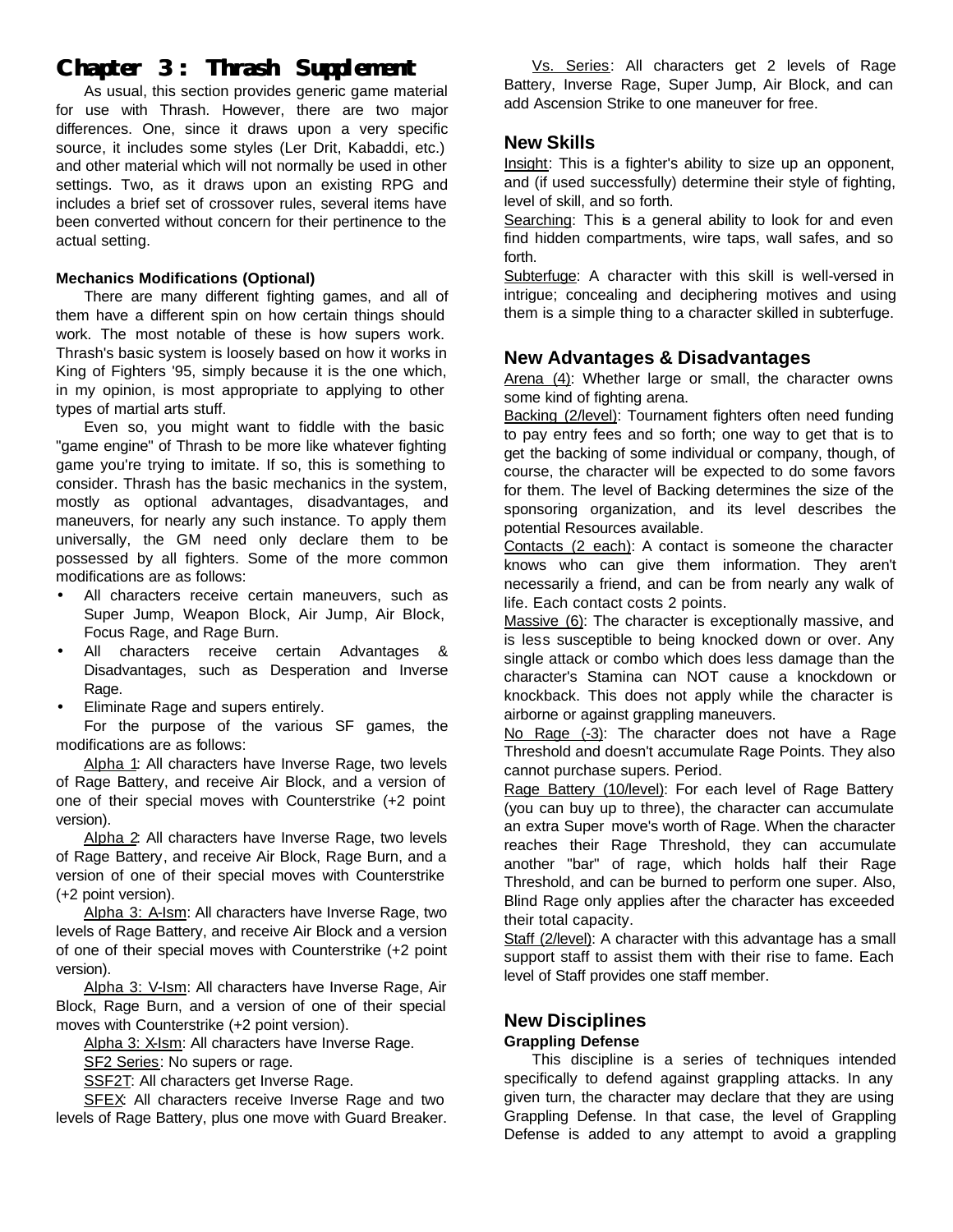# Chapter 3: Thrash Supplement

As usual, this section provides generic game material for use with Thrash. However, there are two major differences. One, since it draws upon a very specific source, it includes some styles (Ler Drit, Kabaddi, etc.) and other material which will not normally be used in other settings. Two, as it draws upon an existing RPG and includes a brief set of crossover rules, several items have been converted without concern for their pertinence to the actual setting.

#### Mechanics Modifications (Optional)

There are many different fighting games, and all of them have a different spin on how certain things should work. The most notable of these is how supers work. Thrash's basic system is loosely based on how it works in King of Fighters '95, simply because it is the one which, in my opinion, is most appropriate to applying to other types of martial arts stuff.

Even so, you might want to fiddle with the basic "game engine" of Thrash to be more like whatever fighting game you're trying to imitate. If so, this is something to consider. Thrash has the basic mechanics in the system, mostly as optional advantages, disadvantages, and maneuvers, for nearly any such instance. To apply them universally, the GM need only declare them to be possessed by all fighters. Some of the more common modifications are as follows:

- All characters receive certain maneuvers, such as Super Jump, Weapon Block, Air Jump, Air Block, Focus Rage, and Rage Burn.
- All characters receive certain Advantages & Disadvantages, such as Desperation and Inverse Rage.
- Eliminate Rage and supers entirely.

For the purpose of the various SF games, the modifications are as follows:

Alpha 1: All characters have Inverse Rage, two levels of Rage Battery, and receive Air Block, and a version of one of their special moves with Counterstrike (+2 point version).

Alpha 2: All characters have Inverse Rage, two levels of Rage Battery, and receive Air Block, Rage Burn, and a version of one of their special moves with Counterstrike (+2 point version).

Alpha 3: A-Ism: All characters have Inverse Rage, two levels of Rage Battery, and receive Air Block and a version of one of their special moves with Counterstrike (+2 point version).

Alpha 3: V-Ism: All characters have Inverse Rage, Air Block, Rage Burn, and a version of one of their special moves with Counterstrike (+2 point version).

Alpha 3: X-Ism: All characters have Inverse Rage.

SF2 Series: No supers or rage.

SSF2T: All characters get Inverse Rage.

SFEX: All characters receive Inverse Rage and two levels of Rage Battery, plus one move with Guard Breaker.

Vs. Series: All characters get 2 levels of Rage Battery, Inverse Rage, Super Jump, Air Block, and can add Ascension Strike to one maneuver for free.

## New Skills

Insight: This is a fighter's ability to size up an opponent, and (if used successfully) determine their style of fighting, level of skill, and so forth.

Searching: This is a general ability to look for and even find hidden compartments, wire taps, wall safes, and so forth.

Subterfuge: A character with this skill is well-versed in intrigue; concealing and deciphering motives and using them is a simple thing to a character skilled in subterfuge.

## New Advantages & Disadvantages

Arena (4): Whether large or small, the character owns some kind of fighting arena.

Backing (2/level): Tournament fighters often need funding to pay entry fees and so forth; one way to get that is to get the backing of some individual or company, though, of course, the character will be expected to do some favors for them. The level of Backing determines the size of the sponsoring organization, and its level describes the potential Resources available.

Contacts (2 each): A contact is someone the character knows who can give them information. They aren't necessarily a friend, and can be from nearly any walk of life. Each contact costs 2 points.

Massive (6): The character is exceptionally massive, and is less susceptible to being knocked down or over. Any single attack or combo which does less damage than the character's Stamina can NOT cause a knockdown or knockback. This does not apply while the character is airborne or against grappling maneuvers.

No Rage (-3): The character does not have a Rage Threshold and doesn't accumulate Rage Points. They also cannot purchase supers. Period.

Rage Battery (10/level): For each level of Rage Battery (you can buy up to three), the character can accumulate an extra Super move's worth of Rage. When the character reaches their Rage Threshold, they can accumulate another "bar" of rage, which holds half their Rage Threshold, and can be burned to perform one super. Also, Blind Rage only applies after the character has exceeded their total capacity.

Staff (2/level): A character with this advantage has a small support staff to assist them with their rise to fame. Each level of Staff provides one staff member.

## New Disciplines

#### Grappling Defense

This discipline is a series of techniques intended specifically to defend against grappling attacks. In any given turn, the character may declare that they are using Grappling Defense. In that case, the level of Grappling Defense is added to any attempt to avoid a grappling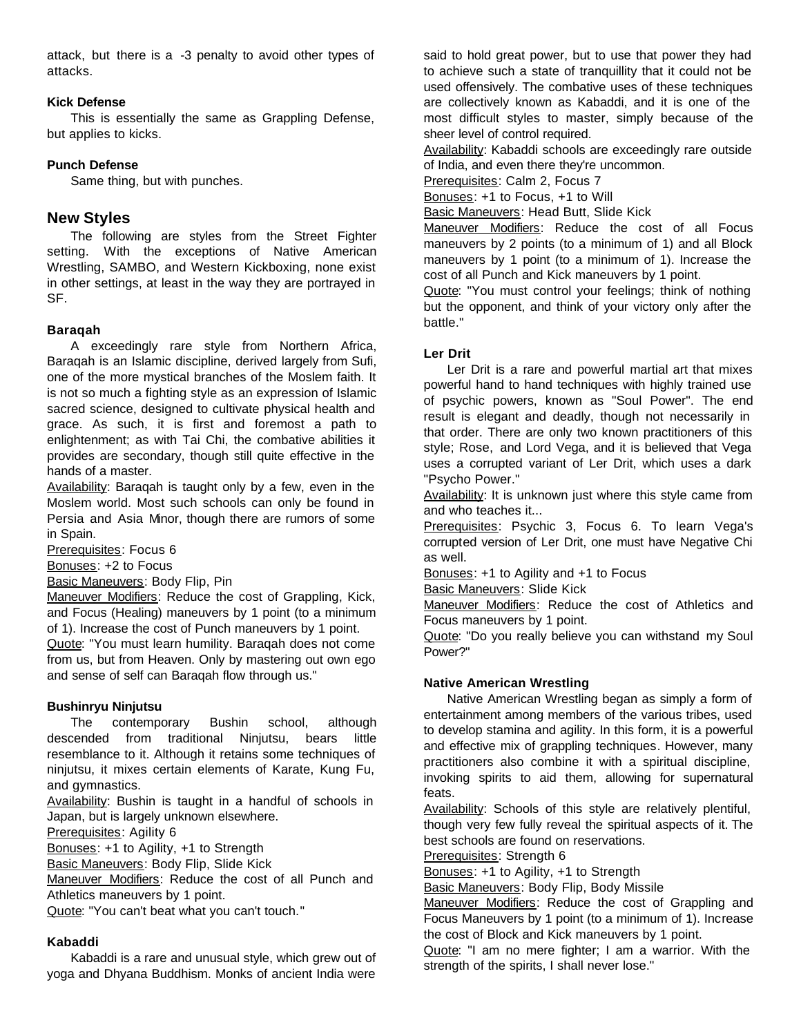attack, but there is a -3 penalty to avoid other types of attacks.

#### Kick Defense

This is essentially the same as Grappling Defense, but applies to kicks.

#### Punch Defense

Same thing, but with punches.

## New Styles

The following are styles from the Street Fighter setting. With the exceptions of Native American Wrestling, SAMBO, and Western Kickboxing, none exist in other settings, at least in the way they are portrayed in SF.

#### Baraqah

A exceedingly rare style from Northern Africa, Baraqah is an Islamic discipline, derived largely from Sufi, one of the more mystical branches of the Moslem faith. It is not so much a fighting style as an expression of Islamic sacred science, designed to cultivate physical health and grace. As such, it is first and foremost a path to enlightenment; as with Tai Chi, the combative abilities it provides are secondary, though still quite effective in the hands of a master.

Availability: Baraqah is taught only by a few, even in the Moslem world. Most such schools can only be found in Persia and Asia Minor, though there are rumors of some in Spain.

Prerequisites: Focus 6

Bonuses: +2 to Focus

Basic Maneuvers: Body Flip, Pin

Maneuver Modifiers: Reduce the cost of Grappling, Kick, and Focus (Healing) maneuvers by 1 point (to a minimum of 1). Increase the cost of Punch maneuvers by 1 point.

Quote: "You must learn humility. Baraqah does not come from us, but from Heaven. Only by mastering out own ego and sense of self can Baraqah flow through us."

#### Bushinryu Ninjutsu

The contemporary Bushin school, although descended from traditional Ninjutsu, bears little resemblance to it. Although it retains some techniques of ninjutsu, it mixes certain elements of Karate, Kung Fu, and gymnastics.

Availability: Bushin is taught in a handful of schools in Japan, but is largely unknown elsewhere.

Prerequisites: Agility 6

Bonuses: +1 to Agility, +1 to Strength

Basic Maneuvers: Body Flip, Slide Kick

Maneuver Modifiers: Reduce the cost of all Punch and Athletics maneuvers by 1 point.

Quote: "You can't beat what you can't touch."

#### Kabaddi

Kabaddi is a rare and unusual style, which grew out of yoga and Dhyana Buddhism. Monks of ancient India were said to hold great power, but to use that power they had to achieve such a state of tranquillity that it could not be used offensively. The combative uses of these techniques are collectively known as Kabaddi, and it is one of the most difficult styles to master, simply because of the sheer level of control required.

Availability: Kabaddi schools are exceedingly rare outside of India, and even there they're uncommon.

Prerequisites: Calm 2, Focus 7

Bonuses: +1 to Focus, +1 to Will

Basic Maneuvers: Head Butt, Slide Kick

Maneuver Modifiers: Reduce the cost of all Focus maneuvers by 2 points (to a minimum of 1) and all Block maneuvers by 1 point (to a minimum of 1). Increase the cost of all Punch and Kick maneuvers by 1 point.

Quote: "You must control your feelings; think of nothing but the opponent, and think of your victory only after the battle."

#### Ler Drit

Ler Drit is a rare and powerful martial art that mixes powerful hand to hand techniques with highly trained use of psychic powers, known as "Soul Power". The end result is elegant and deadly, though not necessarily in that order. There are only two known practitioners of this style; Rose, and Lord Vega, and it is believed that Vega uses a corrupted variant of Ler Drit, which uses a dark "Psycho Power."

Availability: It is unknown just where this style came from and who teaches it...

Prerequisites: Psychic 3, Focus 6. To learn Vega's corrupted version of Ler Drit, one must have Negative Chi as well.

Bonuses: +1 to Agility and +1 to Focus

Basic Maneuvers: Slide Kick

Maneuver Modifiers: Reduce the cost of Athletics and Focus maneuvers by 1 point.

Quote: "Do you really believe you can withstand my Soul Power?"

#### Native American Wrestling

Native American Wrestling began as simply a form of entertainment among members of the various tribes, used to develop stamina and agility. In this form, it is a powerful and effective mix of grappling techniques. However, many practitioners also combine it with a spiritual discipline, invoking spirits to aid them, allowing for supernatural feats.

Availability: Schools of this style are relatively plentiful, though very few fully reveal the spiritual aspects of it. The best schools are found on reservations.

Prerequisites: Strength 6

Bonuses: +1 to Agility, +1 to Strength

Basic Maneuvers: Body Flip, Body Missile

Maneuver Modifiers: Reduce the cost of Grappling and Focus Maneuvers by 1 point (to a minimum of 1). Increase the cost of Block and Kick maneuvers by 1 point.

Quote: "I am no mere fighter; I am a warrior. With the strength of the spirits, I shall never lose."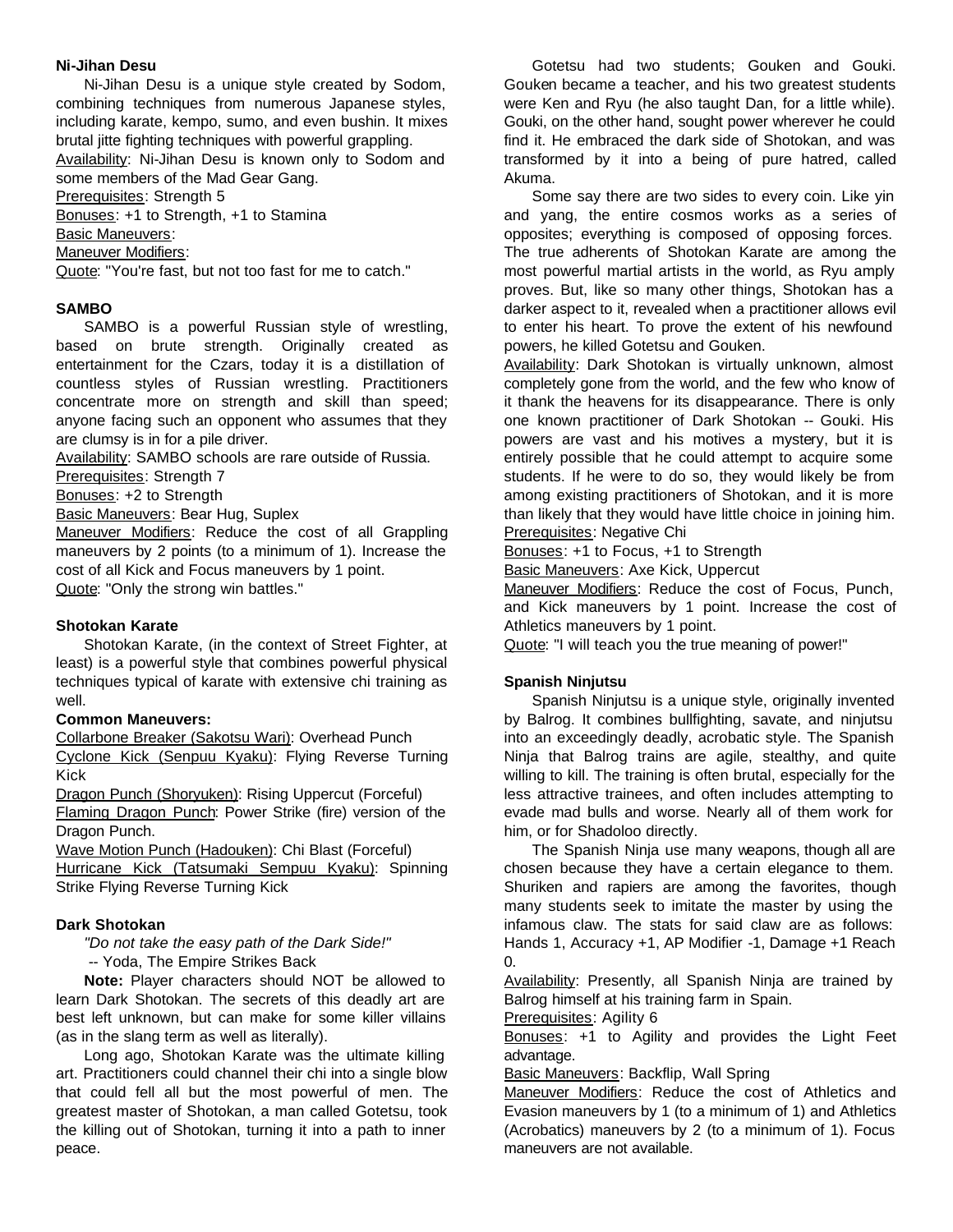**Ni-Jihan Desu**

Ni-Jihan Desu is a unique style created by Sodom, combining techniques from numerous Japanese styles, including karate, kempo, sumo, and even bushin. It mixes brutal jitte fighting techniques with powerful grappling.

Availability: Ni-Jihan Desu is known only to Sodom and some members of the Mad Gear Gang.

Prerequisites: Strength 5

Bonuses: +1 to Strength, +1 to Stamina

Basic Maneuvers:

Maneuver Modifiers:

Quote: "You're fast, but not too fast for me to catch."

**SAMBO**

SAMBO is a powerful Russian style of wrestling, based on brute strength. Originally created as entertainment for the Czars, today it is a distillation of countless styles of Russian wrestling. Practitioners concentrate more on strength and skill than speed; anyone facing such an opponent who assumes that they are clumsy is in for a pile driver.

Availability: SAMBO schools are rare outside of Russia.

Prerequisites: Strength 7

Bonuses: +2 to Strength

Basic Maneuvers: Bear Hug, Suplex

Maneuver Modifiers: Reduce the cost of all Grappling maneuvers by 2 points (to a minimum of 1). Increase the cost of all Kick and Focus maneuvers by 1 point.

Quote: "Only the strong win battles."

**Shotokan Karate**

Shotokan Karate, (in the context of Street Fighter, at least) is a powerful style that combines powerful physical techniques typical of karate with extensive chi training as well.

**Common Maneuvers:**

Collarbone Breaker (Sakotsu Wari): Overhead Punch

Cyclone Kick (Senpuu Kyaku): Flying Reverse Turning Kick

Dragon Punch (Shoryuken): Rising Uppercut (Forceful)

Flaming Dragon Punch: Power Strike (fire) version of the Dragon Punch.

Wave Motion Punch (Hadouken): Chi Blast (Forceful)

Hurricane Kick (Tatsumaki Sempuu Kyaku): Spinning Strike Flying Reverse Turning Kick

**Dark Shotokan**

*"Do not take the easy path of the Dark Side!"*

-- Yoda, The Empire Strikes Back

**Note:** Player characters should NOT be allowed to learn Dark Shotokan. The secrets of this deadly art are best left unknown, but can make for some killer villains (as in the slang term as well as literally).

Long ago, Shotokan Karate was the ultimate killing art. Practitioners could channel their chi into a single blow that could fell all but the most powerful of men. The greatest master of Shotokan, a man called Gotetsu, took the killing out of Shotokan, turning it into a path to inner peace.

Gotetsu had two students; Gouken and Gouki. Gouken became a teacher, and his two greatest students were Ken and Ryu (he also taught Dan, for a little while). Gouki, on the other hand, sought power wherever he could find it. He embraced the dark side of Shotokan, and was transformed by it into a being of pure hatred, called Akuma.

Some say there are two sides to every coin. Like yin and yang, the entire cosmos works as a series of opposites; everything is composed of opposing forces. The true adherents of Shotokan Karate are among the most powerful martial artists in the world, as Ryu amply proves. But, like so many other things, Shotokan has a darker aspect to it, revealed when a practitioner allows evil to enter his heart. To prove the extent of his newfound powers, he killed Gotetsu and Gouken.

Availability: Dark Shotokan is virtually unknown, almost completely gone from the world, and the few who know of it thank the heavens for its disappearance. There is only one known practitioner of Dark Shotokan -- Gouki. His powers are vast and his motives a mystery, but it is entirely possible that he could attempt to acquire some students. If he were to do so, they would likely be from among existing practitioners of Shotokan, and it is more than likely that they would have little choice in joining him.

Prerequisites: Negative Chi

Bonuses: +1 to Focus, +1 to Strength

Basic Maneuvers: Axe Kick, Uppercut

Maneuver Modifiers: Reduce the cost of Focus, Punch, and Kick maneuvers by 1 point. Increase the cost of Athletics maneuvers by 1 point.

Quote: "I will teach you the true meaning of power!"

**Spanish Ninjutsu**

Spanish Ninjutsu is a unique style, originally invented by Balrog. It combines bullfighting, savate, and ninjutsu into an exceedingly deadly, acrobatic style. The Spanish Ninja that Balrog trains are agile, stealthy, and quite willing to kill. The training is often brutal, especially for the less attractive trainees, and often includes attempting to evade mad bulls and worse. Nearly all of them work for him, or for Shadoloo directly.

The Spanish Ninja use many weapons, though all are chosen because they have a certain elegance to them. Shuriken and rapiers are among the favorites, though many students seek to imitate the master by using the infamous claw. The stats for said claw are as follows: Hands 1, Accuracy +1, AP Modifier -1, Damage +1 Reach 0.

Availability: Presently, all Spanish Ninja are trained by Balrog himself at his training farm in Spain.

Prerequisites: Agility 6

Bonuses: +1 to Agility and provides the Light Feet advantage.

Basic Maneuvers: Backflip, Wall Spring

Maneuver Modifiers: Reduce the cost of Athletics and Evasion maneuvers by 1 (to a minimum of 1) and Athletics (Acrobatics) maneuvers by 2 (to a minimum of 1). Focus maneuvers are not available.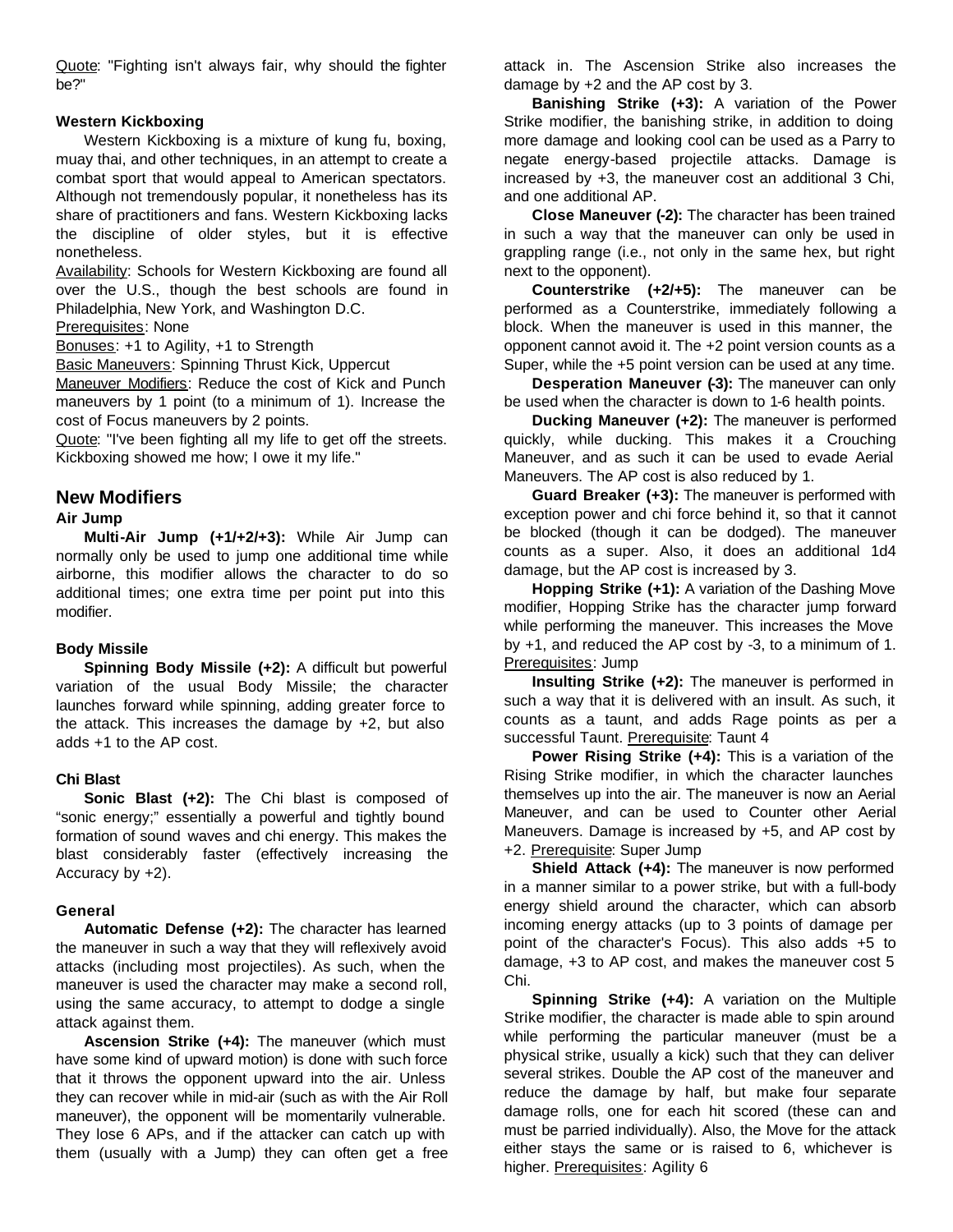Quote: "Fighting isn't always fair, why should the fighter be?"

**Western Kickboxing**

Western Kickboxing is a mixture of kung fu, boxing, muay thai, and other techniques, in an attempt to create a combat sport that would appeal to American spectators. Although not tremendously popular, it nonetheless has its share of practitioners and fans. Western Kickboxing lacks the discipline of older styles, but it is effective nonetheless.

Availability: Schools for Western Kickboxing are found all over the U.S., though the best schools are found in Philadelphia, New York, and Washington D.C.

Prerequisites: None

Bonuses: +1 to Agility, +1 to Strength

Basic Maneuvers: Spinning Thrust Kick, Uppercut

Maneuver Modifiers: Reduce the cost of Kick and Punch maneuvers by 1 point (to a minimum of 1). Increase the cost of Focus maneuvers by 2 points.

Quote: "I've been fighting all my life to get off the streets. Kickboxing showed me how; I owe it my life."

## New Modifiers

### Air Jump

**Multi-Air Jump (+1/+2/+3):** While Air Jump can normally only be used to jump one additional time while airborne, this modifier allows the character to do so additional times; one extra time per point put into this modifier.

### Body Missile

**Spinning Body Missile (+2):** A difficult but powerful variation of the usual Body Missile; the character launches forward while spinning, adding greater force to the attack. This increases the damage by +2, but also adds +1 to the AP cost.

### Chi Blast

**Sonic Blast (+2):** The Chi blast is composed of "sonic energy;" essentially a powerful and tightly bound formation of sound waves and chi energy. This makes the blast considerably faster (effectively increasing the Accuracy by +2).

### General

**Automatic Defense (+2):** The character has learned the maneuver in such a way that they will reflexively avoid attacks (including most projectiles). As such, when the maneuver is used the character may make a second roll, using the same accuracy, to attempt to dodge a single attack against them.

**Ascension Strike (+4):** The maneuver (which must have some kind of upward motion) is done with such force that it throws the opponent upward into the air. Unless they can recover while in mid-air (such as with the Air Roll maneuver), the opponent will be momentarily vulnerable. They lose 6 APs, and if the attacker can catch up with them (usually with a Jump) they can often get a free attack in. The Ascension Strike also increases the damage by +2 and the AP cost by 3.

**Banishing Strike (+3):** A variation of the Power Strike modifier, the banishing strike, in addition to doing more damage and looking cool can be used as a Parry to negate energy-based projectile attacks. Damage is increased by +3, the maneuver cost an additional 3 Chi, and one additional AP.

**Close Maneuver (-2):** The character has been trained in such a way that the maneuver can only be used in grappling range (i.e., not only in the same hex, but right next to the opponent).

**Counterstrike (+2/+5):** The maneuver can be performed as a Counterstrike, immediately following a block. When the maneuver is used in this manner, the opponent cannot avoid it. The +2 point version counts as a Super, while the +5 point version can be used at any time.

**Desperation Maneuver (-3):** The maneuver can only be used when the character is down to 1-6 health points.

**Ducking Maneuver (+2):** The maneuver is performed quickly, while ducking. This makes it a Crouching Maneuver, and as such it can be used to evade Aerial Maneuvers. The AP cost is also reduced by 1.

**Guard Breaker (+3):** The maneuver is performed with exception power and chi force behind it, so that it cannot be blocked (though it can be dodged). The maneuver counts as a super. Also, it does an additional 1d4 damage, but the AP cost is increased by 3.

**Hopping Strike (+1):** A variation of the Dashing Move modifier, Hopping Strike has the character jump forward while performing the maneuver. This increases the Move by +1, and reduced the AP cost by -3, to a minimum of 1. Prerequisites: Jump

**Insulting Strike (+2):** The maneuver is performed in such a way that it is delivered with an insult. As such, it counts as a taunt, and adds Rage points as per a successful Taunt. Prerequisite: Taunt 4

**Power Rising Strike (+4):** This is a variation of the Rising Strike modifier, in which the character launches themselves up into the air. The maneuver is now an Aerial Maneuver, and can be used to Counter other Aerial Maneuvers. Damage is increased by +5, and AP cost by +2. Prerequisite: Super Jump

**Shield Attack (+4):** The maneuver is now performed in a manner similar to a power strike, but with a full-body energy shield around the character, which can absorb incoming energy attacks (up to 3 points of damage per point of the character's Focus). This also adds +5 to damage, +3 to AP cost, and makes the maneuver cost 5 Chi.

**Spinning Strike (+4):** A variation on the Multiple Strike modifier, the character is made able to spin around while performing the particular maneuver (must be a physical strike, usually a kick) such that they can deliver several strikes. Double the AP cost of the maneuver and reduce the damage by half, but make four separate damage rolls, one for each hit scored (these can and must be parried individually). Also, the Move for the attack either stays the same or is raised to 6, whichever is higher. Prerequisites: Agility 6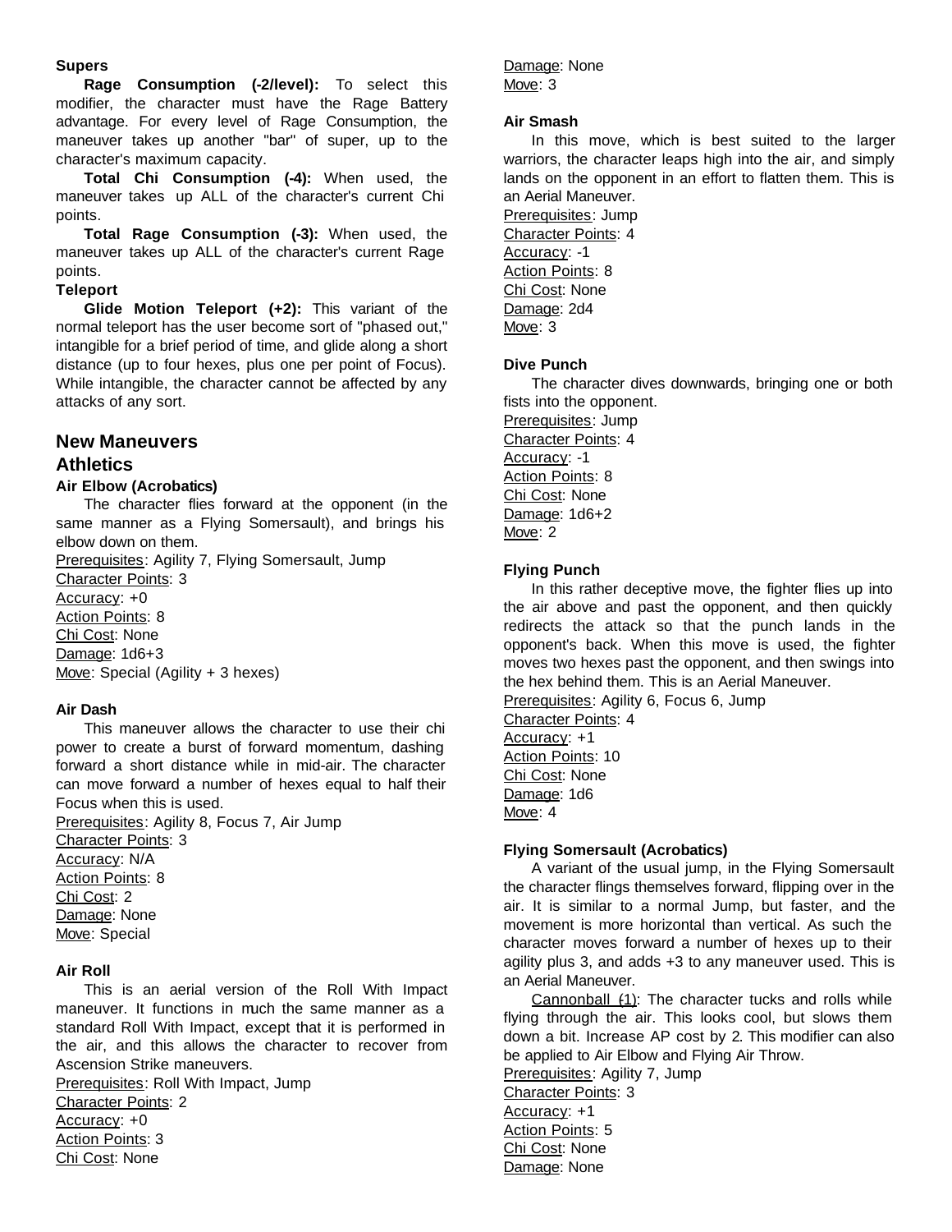**Supers**

**Rage Consumption (-2/level):** To select this modifier, the character must have the Rage Battery advantage. For every level of Rage Consumption, the maneuver takes up another "bar" of super, up to the character's maximum capacity.

**Total Chi Consumption (-4):** When used, the maneuver takes up ALL of the character's current Chi points.

**Total Rage Consumption (-3):** When used, the maneuver takes up ALL of the character's current Rage points.

**Teleport**

**Glide Motion Teleport (+2):** This variant of the normal teleport has the user become sort of "phased out," intangible for a brief period of time, and glide along a short distance (up to four hexes, plus one per point of Focus). While intangible, the character cannot be affected by any attacks of any sort.

## New Maneuvers

## Athletics

### Air Elbow (Acrobatics)

The character flies forward at the opponent (in the same manner as a Flying Somersault), and brings his elbow down on them.

Prerequisites: Agility 7, Flying Somersault, Jump
Character Points: 3
Accuracy: +0
Action Points: 8
Chi Cost: None
Damage: 1d6+3
Move: Special (Agility + 3 hexes)

### Air Dash

This maneuver allows the character to use their chi power to create a burst of forward momentum, dashing forward a short distance while in mid-air. The character can move forward a number of hexes equal to half their Focus when this is used.

Prerequisites: Agility 8, Focus 7, Air Jump
Character Points: 3
Accuracy: N/A
Action Points: 8
Chi Cost: 2
Damage: None
Move: Special

### Air Roll

This is an aerial version of the Roll With Impact maneuver. It functions in much the same manner as a standard Roll With Impact, except that it is performed in the air, and this allows the character to recover from Ascension Strike maneuvers.

Prerequisites: Roll With Impact, Jump
Character Points: 2
Accuracy: +0
Action Points: 3
Chi Cost: None
Damage: None
Move: 3

### Air Smash

In this move, which is best suited to the larger warriors, the character leaps high into the air, and simply lands on the opponent in an effort to flatten them. This is an Aerial Maneuver.

Prerequisites: Jump
Character Points: 4
Accuracy: -1
Action Points: 8
Chi Cost: None
Damage: 2d4
Move: 3

### Dive Punch

The character dives downwards, bringing one or both fists into the opponent.

Prerequisites: Jump
Character Points: 4
Accuracy: -1
Action Points: 8
Chi Cost: None
Damage: 1d6+2
Move: 2

### Flying Punch

In this rather deceptive move, the fighter flies up into the air above and past the opponent, and then quickly redirects the attack so that the punch lands in the opponent's back. When this move is used, the fighter moves two hexes past the opponent, and then swings into the hex behind them. This is an Aerial Maneuver.

Prerequisites: Agility 6, Focus 6, Jump
Character Points: 4
Accuracy: +1
Action Points: 10
Chi Cost: None
Damage: 1d6
Move: 4

### Flying Somersault (Acrobatics)

A variant of the usual jump, in the Flying Somersault the character flings themselves forward, flipping over in the air. It is similar to a normal Jump, but faster, and the movement is more horizontal than vertical. As such the character moves forward a number of hexes up to their agility plus 3, and adds +3 to any maneuver used. This is an Aerial Maneuver.

Cannonball (1): The character tucks and rolls while flying through the air. This looks cool, but slows them down a bit. Increase AP cost by 2. This modifier can also be applied to Air Elbow and Flying Air Throw.

Prerequisites: Agility 7, Jump
Character Points: 3
Accuracy: +1
Action Points: 5
Chi Cost: None
Damage: None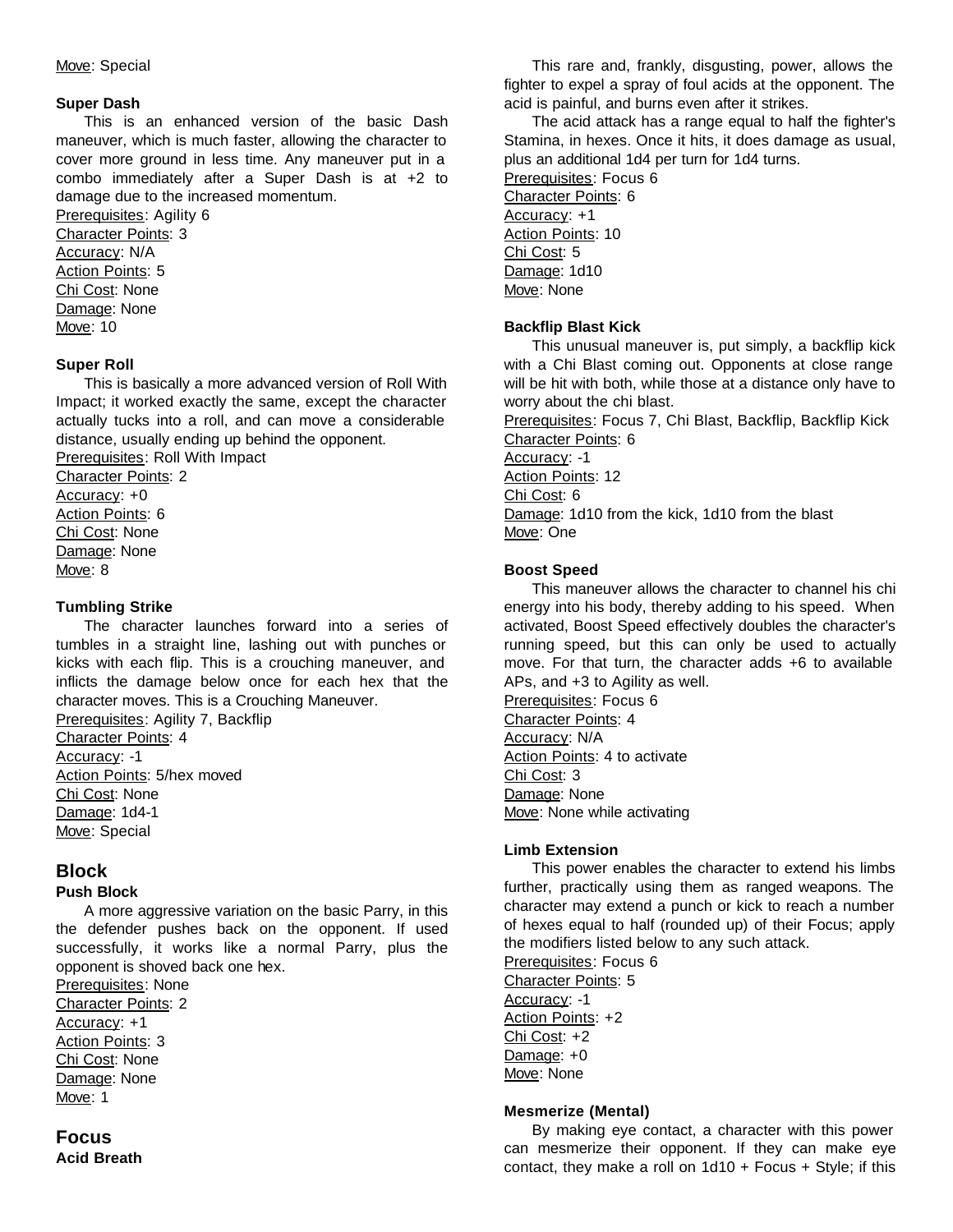Move: Special

### Super Dash

This is an enhanced version of the basic Dash maneuver, which is much faster, allowing the character to cover more ground in less time. Any maneuver put in a combo immediately after a Super Dash is at +2 to damage due to the increased momentum.

Prerequisites: Agility 6
Character Points: 3
Accuracy: N/A
Action Points: 5
Chi Cost: None
Damage: None
Move: 10

### Super Roll

This is basically a more advanced version of Roll With Impact; it worked exactly the same, except the character actually tucks into a roll, and can move a considerable distance, usually ending up behind the opponent.

Prerequisites: Roll With Impact
Character Points: 2
Accuracy: +0
Action Points: 6
Chi Cost: None
Damage: None
Move: 8

### Tumbling Strike

The character launches forward into a series of tumbles in a straight line, lashing out with punches or kicks with each flip. This is a crouching maneuver, and inflicts the damage below once for each hex that the character moves. This is a Crouching Maneuver.

Prerequisites: Agility 7, Backflip
Character Points: 4
Accuracy: -1
Action Points: 5/hex moved
Chi Cost: None
Damage: 1d4-1
Move: Special

## Block

### Push Block

A more aggressive variation on the basic Parry, in this the defender pushes back on the opponent. If used successfully, it works like a normal Parry, plus the opponent is shoved back one hex.

Prerequisites: None
Character Points: 2
Accuracy: +1
Action Points: 3
Chi Cost: None
Damage: None
Move: 1

## Focus

### Acid Breath

This rare and, frankly, disgusting, power, allows the fighter to expel a spray of foul acids at the opponent. The acid is painful, and burns even after it strikes.

The acid attack has a range equal to half the fighter's Stamina, in hexes. Once it hits, it does damage as usual, plus an additional 1d4 per turn for 1d4 turns.

Prerequisites: Focus 6
Character Points: 6
Accuracy: +1
Action Points: 10
Chi Cost: 5
Damage: 1d10
Move: None

### Backflip Blast Kick

This unusual maneuver is, put simply, a backflip kick with a Chi Blast coming out. Opponents at close range will be hit with both, while those at a distance only have to worry about the chi blast.

Prerequisites: Focus 7, Chi Blast, Backflip, Backflip Kick
Character Points: 6
Accuracy: -1
Action Points: 12
Chi Cost: 6
Damage: 1d10 from the kick, 1d10 from the blast
Move: One

### Boost Speed

This maneuver allows the character to channel his chi energy into his body, thereby adding to his speed. When activated, Boost Speed effectively doubles the character's running speed, but this can only be used to actually move. For that turn, the character adds +6 to available APs, and +3 to Agility as well.

Prerequisites: Focus 6
Character Points: 4
Accuracy: N/A
Action Points: 4 to activate
Chi Cost: 3
Damage: None
Move: None while activating

### Limb Extension

This power enables the character to extend his limbs further, practically using them as ranged weapons. The character may extend a punch or kick to reach a number of hexes equal to half (rounded up) of their Focus; apply the modifiers listed below to any such attack.

Prerequisites: Focus 6
Character Points: 5
Accuracy: -1
Action Points: +2
Chi Cost: +2
Damage: +0
Move: None

### Mesmerize (Mental)

By making eye contact, a character with this power can mesmerize their opponent. If they can make eye contact, they make a roll on 1d10 + Focus + Style; if this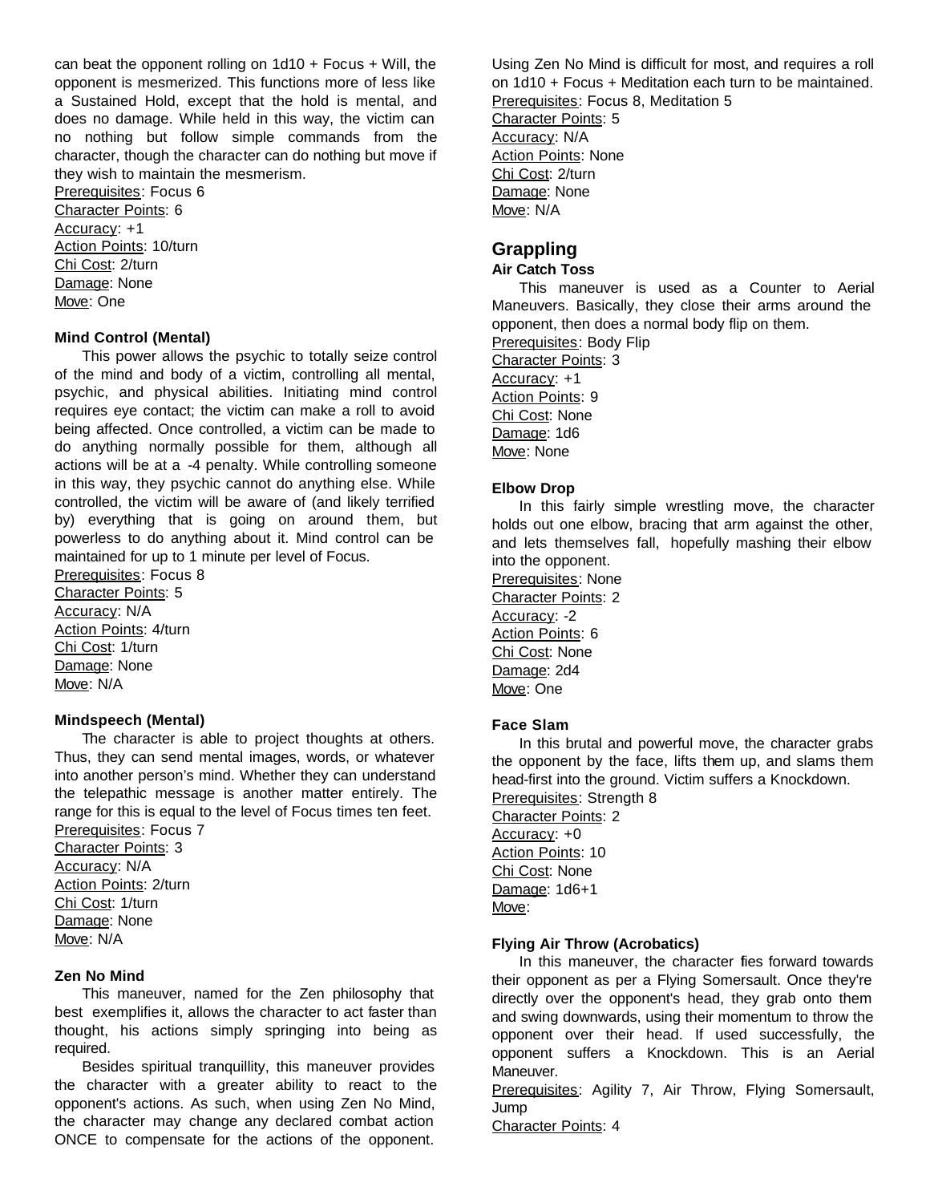can beat the opponent rolling on 1d10 + Focus + Will, the opponent is mesmerized. This functions more of less like a Sustained Hold, except that the hold is mental, and does no damage. While held in this way, the victim can no nothing but follow simple commands from the character, though the character can do nothing but move if they wish to maintain the mesmerism.
Prerequisites: Focus 6
Character Points: 6
Accuracy: +1
Action Points: 10/turn
Chi Cost: 2/turn
Damage: None
Move: One

**Mind Control (Mental)**

This power allows the psychic to totally seize control of the mind and body of a victim, controlling all mental, psychic, and physical abilities. Initiating mind control requires eye contact; the victim can make a roll to avoid being affected. Once controlled, a victim can be made to do anything normally possible for them, although all actions will be at a -4 penalty. While controlling someone in this way, they psychic cannot do anything else. While controlled, the victim will be aware of (and likely terrified by) everything that is going on around them, but powerless to do anything about it. Mind control can be maintained for up to 1 minute per level of Focus.
Prerequisites: Focus 8
Character Points: 5
Accuracy: N/A
Action Points: 4/turn
Chi Cost: 1/turn
Damage: None
Move: N/A

**Mindspeech (Mental)**

The character is able to project thoughts at others. Thus, they can send mental images, words, or whatever into another person's mind. Whether they can understand the telepathic message is another matter entirely. The range for this is equal to the level of Focus times ten feet.
Prerequisites: Focus 7
Character Points: 3
Accuracy: N/A
Action Points: 2/turn
Chi Cost: 1/turn
Damage: None
Move: N/A

**Zen No Mind**

This maneuver, named for the Zen philosophy that best exemplifies it, allows the character to act faster than thought, his actions simply springing into being as required.

Besides spiritual tranquillity, this maneuver provides the character with a greater ability to react to the opponent's actions. As such, when using Zen No Mind, the character may change any declared combat action ONCE to compensate for the actions of the opponent. Using Zen No Mind is difficult for most, and requires a roll on 1d10 + Focus + Meditation each turn to be maintained.
Prerequisites: Focus 8, Meditation 5
Character Points: 5
Accuracy: N/A
Action Points: None
Chi Cost: 2/turn
Damage: None
Move: N/A

## Grappling

**Air Catch Toss**

This maneuver is used as a Counter to Aerial Maneuvers. Basically, they close their arms around the opponent, then does a normal body flip on them.
Prerequisites: Body Flip
Character Points: 3
Accuracy: +1
Action Points: 9
Chi Cost: None
Damage: 1d6
Move: None

**Elbow Drop**

In this fairly simple wrestling move, the character holds out one elbow, bracing that arm against the other, and lets themselves fall, hopefully mashing their elbow into the opponent.
Prerequisites: None
Character Points: 2
Accuracy: -2
Action Points: 6
Chi Cost: None
Damage: 2d4
Move: One

**Face Slam**

In this brutal and powerful move, the character grabs the opponent by the face, lifts them up, and slams them head-first into the ground. Victim suffers a Knockdown.
Prerequisites: Strength 8
Character Points: 2
Accuracy: +0
Action Points: 10
Chi Cost: None
Damage: 1d6+1
Move:

**Flying Air Throw (Acrobatics)**

In this maneuver, the character flies forward towards their opponent as per a Flying Somersault. Once they're directly over the opponent's head, they grab onto them and swing downwards, using their momentum to throw the opponent over their head. If used successfully, the opponent suffers a Knockdown. This is an Aerial Maneuver.
Prerequisites: Agility 7, Air Throw, Flying Somersault, Jump
Character Points: 4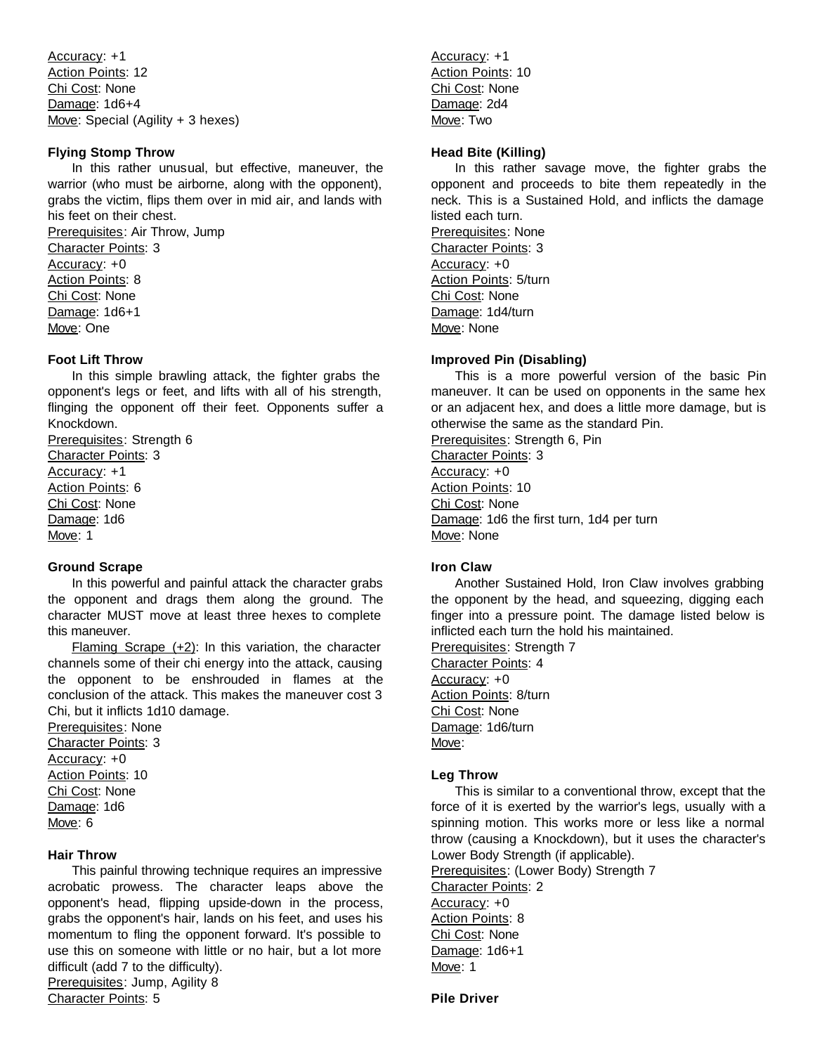Accuracy: +1
Action Points: 12
Chi Cost: None
Damage: 1d6+4
Move: Special (Agility + 3 hexes)

**Flying Stomp Throw**

In this rather unusual, but effective, maneuver, the warrior (who must be airborne, along with the opponent), grabs the victim, flips them over in mid air, and lands with his feet on their chest.
Prerequisites: Air Throw, Jump
Character Points: 3
Accuracy: +0
Action Points: 8
Chi Cost: None
Damage: 1d6+1
Move: One

**Foot Lift Throw**

In this simple brawling attack, the fighter grabs the opponent's legs or feet, and lifts with all of his strength, flinging the opponent off their feet. Opponents suffer a Knockdown.
Prerequisites: Strength 6
Character Points: 3
Accuracy: +1
Action Points: 6
Chi Cost: None
Damage: 1d6
Move: 1

**Ground Scrape**

In this powerful and painful attack the character grabs the opponent and drags them along the ground. The character MUST move at least three hexes to complete this maneuver.

Flaming Scrape (+2): In this variation, the character channels some of their chi energy into the attack, causing the opponent to be enshrouded in flames at the conclusion of the attack. This makes the maneuver cost 3 Chi, but it inflicts 1d10 damage.
Prerequisites: None
Character Points: 3
Accuracy: +0
Action Points: 10
Chi Cost: None
Damage: 1d6
Move: 6

**Hair Throw**

This painful throwing technique requires an impressive acrobatic prowess. The character leaps above the opponent's head, flipping upside-down in the process, grabs the opponent's hair, lands on his feet, and uses his momentum to fling the opponent forward. It's possible to use this on someone with little or no hair, but a lot more difficult (add 7 to the difficulty).
Prerequisites: Jump, Agility 8
Character Points: 5
Accuracy: +1
Action Points: 10
Chi Cost: None
Damage: 2d4
Move: Two

**Head Bite (Killing)**

In this rather savage move, the fighter grabs the opponent and proceeds to bite them repeatedly in the neck. This is a Sustained Hold, and inflicts the damage listed each turn.
Prerequisites: None
Character Points: 3
Accuracy: +0
Action Points: 5/turn
Chi Cost: None
Damage: 1d4/turn
Move: None

**Improved Pin (Disabling)**

This is a more powerful version of the basic Pin maneuver. It can be used on opponents in the same hex or an adjacent hex, and does a little more damage, but is otherwise the same as the standard Pin.
Prerequisites: Strength 6, Pin
Character Points: 3
Accuracy: +0
Action Points: 10
Chi Cost: None
Damage: 1d6 the first turn, 1d4 per turn
Move: None

**Iron Claw**

Another Sustained Hold, Iron Claw involves grabbing the opponent by the head, and squeezing, digging each finger into a pressure point. The damage listed below is inflicted each turn the hold his maintained.
Prerequisites: Strength 7
Character Points: 4
Accuracy: +0
Action Points: 8/turn
Chi Cost: None
Damage: 1d6/turn
Move:

**Leg Throw**

This is similar to a conventional throw, except that the force of it is exerted by the warrior's legs, usually with a spinning motion. This works more or less like a normal throw (causing a Knockdown), but it uses the character's Lower Body Strength (if applicable).
Prerequisites: (Lower Body) Strength 7
Character Points: 2
Accuracy: +0
Action Points: 8
Chi Cost: None
Damage: 1d6+1
Move: 1

**Pile Driver**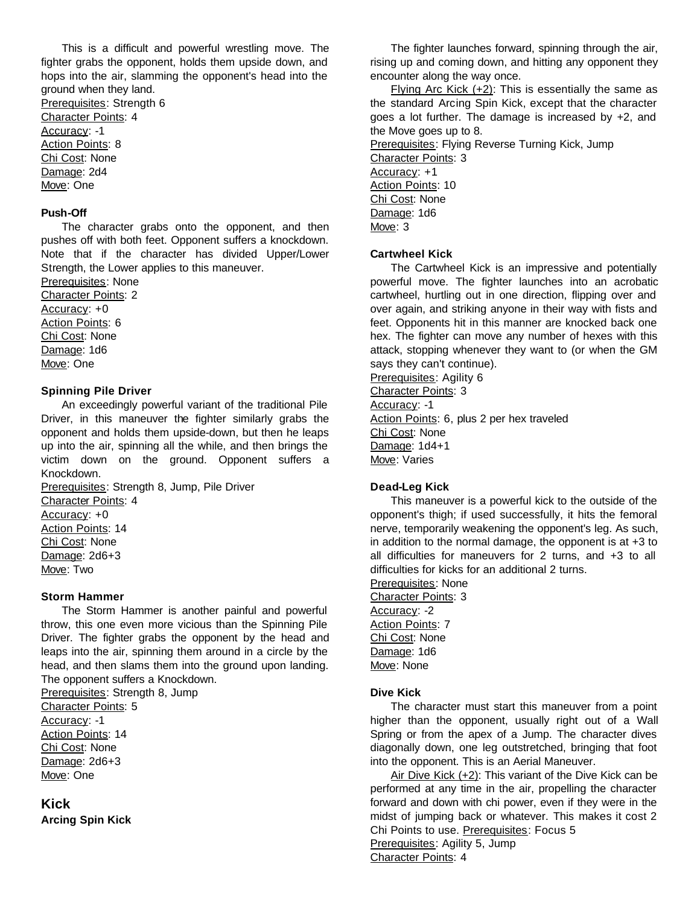This is a difficult and powerful wrestling move. The fighter grabs the opponent, holds them upside down, and hops into the air, slamming the opponent's head into the ground when they land.
Prerequisites: Strength 6
Character Points: 4
Accuracy: -1
Action Points: 8
Chi Cost: None
Damage: 2d4
Move: One

**Push-Off**

The character grabs onto the opponent, and then pushes off with both feet. Opponent suffers a knockdown. Note that if the character has divided Upper/Lower Strength, the Lower applies to this maneuver.
Prerequisites: None
Character Points: 2
Accuracy: +0
Action Points: 6
Chi Cost: None
Damage: 1d6
Move: One

**Spinning Pile Driver**

An exceedingly powerful variant of the traditional Pile Driver, in this maneuver the fighter similarly grabs the opponent and holds them upside-down, but then he leaps up into the air, spinning all the while, and then brings the victim down on the ground. Opponent suffers a Knockdown.
Prerequisites: Strength 8, Jump, Pile Driver
Character Points: 4
Accuracy: +0
Action Points: 14
Chi Cost: None
Damage: 2d6+3
Move: Two

**Storm Hammer**

The Storm Hammer is another painful and powerful throw, this one even more vicious than the Spinning Pile Driver. The fighter grabs the opponent by the head and leaps into the air, spinning them around in a circle by the head, and then slams them into the ground upon landing. The opponent suffers a Knockdown.
Prerequisites: Strength 8, Jump
Character Points: 5
Accuracy: -1
Action Points: 14
Chi Cost: None
Damage: 2d6+3
Move: One

## Kick

**Arcing Spin Kick**

The fighter launches forward, spinning through the air, rising up and coming down, and hitting any opponent they encounter along the way once.

Flying Arc Kick (+2): This is essentially the same as the standard Arcing Spin Kick, except that the character goes a lot further. The damage is increased by +2, and the Move goes up to 8.
Prerequisites: Flying Reverse Turning Kick, Jump
Character Points: 3
Accuracy: +1
Action Points: 10
Chi Cost: None
Damage: 1d6
Move: 3

**Cartwheel Kick**

The Cartwheel Kick is an impressive and potentially powerful move. The fighter launches into an acrobatic cartwheel, hurtling out in one direction, flipping over and over again, and striking anyone in their way with fists and feet. Opponents hit in this manner are knocked back one hex. The fighter can move any number of hexes with this attack, stopping whenever they want to (or when the GM says they can't continue).
Prerequisites: Agility 6
Character Points: 3
Accuracy: -1
Action Points: 6, plus 2 per hex traveled
Chi Cost: None
Damage: 1d4+1
Move: Varies

**Dead-Leg Kick**

This maneuver is a powerful kick to the outside of the opponent's thigh; if used successfully, it hits the femoral nerve, temporarily weakening the opponent's leg. As such, in addition to the normal damage, the opponent is at +3 to all difficulties for maneuvers for 2 turns, and +3 to all difficulties for kicks for an additional 2 turns.
Prerequisites: None
Character Points: 3
Accuracy: -2
Action Points: 7
Chi Cost: None
Damage: 1d6
Move: None

**Dive Kick**

The character must start this maneuver from a point higher than the opponent, usually right out of a Wall Spring or from the apex of a Jump. The character dives diagonally down, one leg outstretched, bringing that foot into the opponent. This is an Aerial Maneuver.

Air Dive Kick (+2): This variant of the Dive Kick can be performed at any time in the air, propelling the character forward and down with chi power, even if they were in the midst of jumping back or whatever. This makes it cost 2 Chi Points to use. Prerequisites: Focus 5
Prerequisites: Agility 5, Jump
Character Points: 4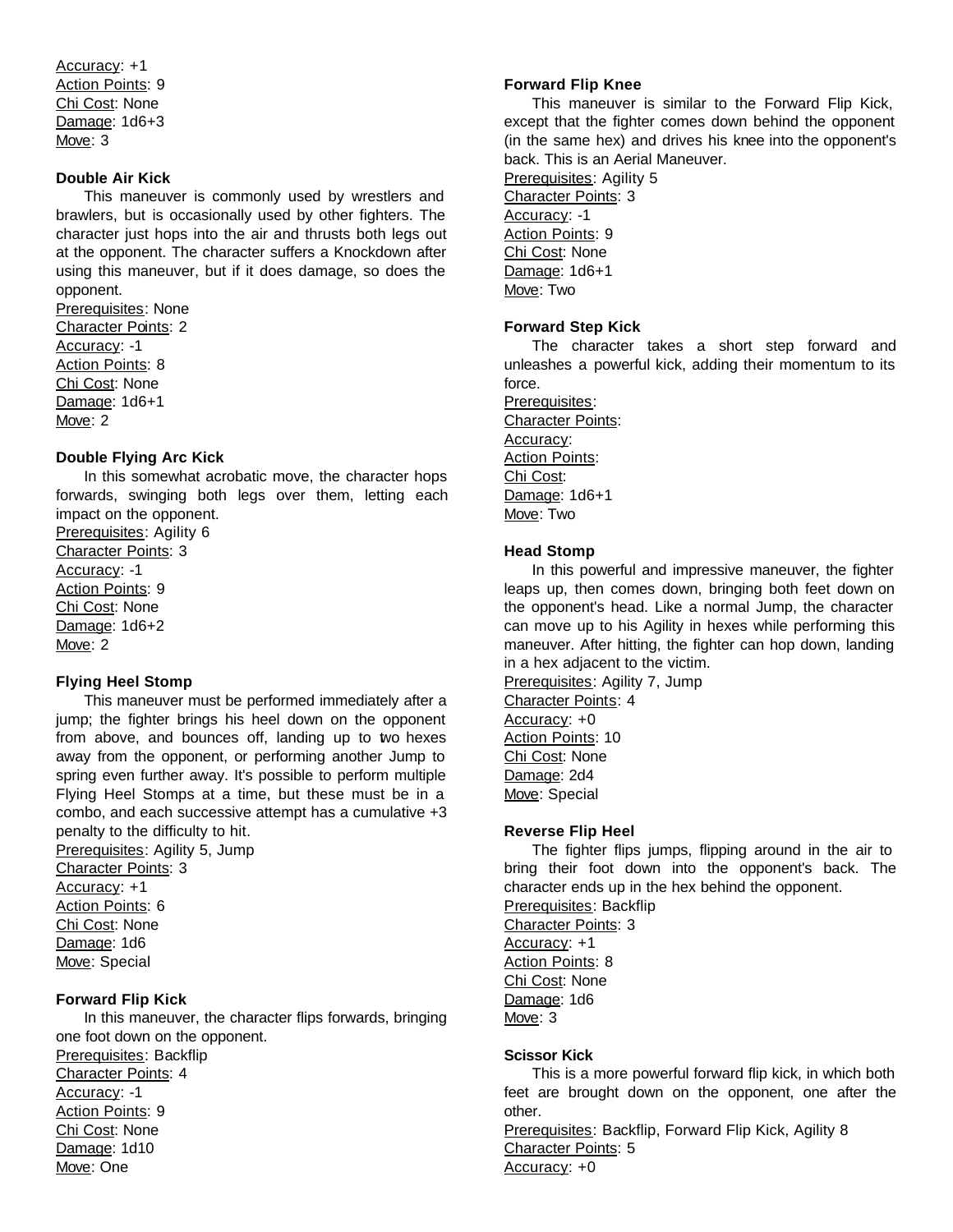Accuracy: +1
Action Points: 9
Chi Cost: None
Damage: 1d6+3
Move: 3

**Double Air Kick**

This maneuver is commonly used by wrestlers and brawlers, but is occasionally used by other fighters. The character just hops into the air and thrusts both legs out at the opponent. The character suffers a Knockdown after using this maneuver, but if it does damage, so does the opponent.

Prerequisites: None
Character Points: 2
Accuracy: -1
Action Points: 8
Chi Cost: None
Damage: 1d6+1
Move: 2

**Double Flying Arc Kick**

In this somewhat acrobatic move, the character hops forwards, swinging both legs over them, letting each impact on the opponent.

Prerequisites: Agility 6
Character Points: 3
Accuracy: -1
Action Points: 9
Chi Cost: None
Damage: 1d6+2
Move: 2

**Flying Heel Stomp**

This maneuver must be performed immediately after a jump; the fighter brings his heel down on the opponent from above, and bounces off, landing up to two hexes away from the opponent, or performing another Jump to spring even further away. It's possible to perform multiple Flying Heel Stomps at a time, but these must be in a combo, and each successive attempt has a cumulative +3 penalty to the difficulty to hit.

Prerequisites: Agility 5, Jump
Character Points: 3
Accuracy: +1
Action Points: 6
Chi Cost: None
Damage: 1d6
Move: Special

**Forward Flip Kick**

In this maneuver, the character flips forwards, bringing one foot down on the opponent.

Prerequisites: Backflip
Character Points: 4
Accuracy: -1
Action Points: 9
Chi Cost: None
Damage: 1d10
Move: One

**Forward Flip Knee**

This maneuver is similar to the Forward Flip Kick, except that the fighter comes down behind the opponent (in the same hex) and drives his knee into the opponent's back. This is an Aerial Maneuver.

Prerequisites: Agility 5
Character Points: 3
Accuracy: -1
Action Points: 9
Chi Cost: None
Damage: 1d6+1
Move: Two

**Forward Step Kick**

The character takes a short step forward and unleashes a powerful kick, adding their momentum to its force.

Prerequisites:
Character Points:
Accuracy:
Action Points:
Chi Cost:
Damage: 1d6+1
Move: Two

**Head Stomp**

In this powerful and impressive maneuver, the fighter leaps up, then comes down, bringing both feet down on the opponent's head. Like a normal Jump, the character can move up to his Agility in hexes while performing this maneuver. After hitting, the fighter can hop down, landing in a hex adjacent to the victim.

Prerequisites: Agility 7, Jump
Character Points: 4
Accuracy: +0
Action Points: 10
Chi Cost: None
Damage: 2d4
Move: Special

**Reverse Flip Heel**

The fighter flips jumps, flipping around in the air to bring their foot down into the opponent's back. The character ends up in the hex behind the opponent.

Prerequisites: Backflip
Character Points: 3
Accuracy: +1
Action Points: 8
Chi Cost: None
Damage: 1d6
Move: 3

**Scissor Kick**

This is a more powerful forward flip kick, in which both feet are brought down on the opponent, one after the other.

Prerequisites: Backflip, Forward Flip Kick, Agility 8
Character Points: 5
Accuracy: +0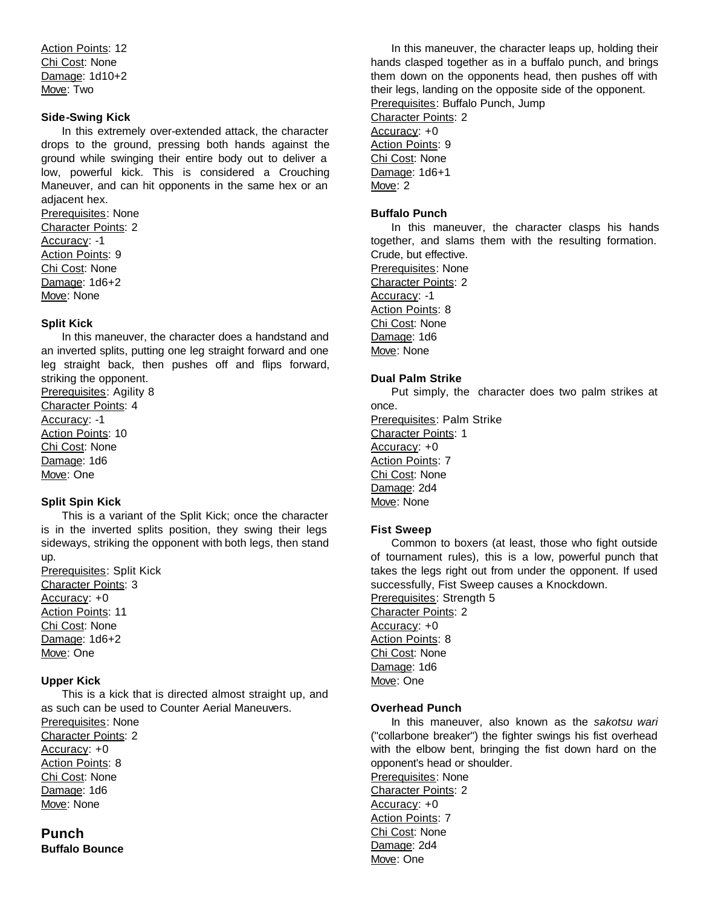Action Points: 12
Chi Cost: None
Damage: 1d10+2
Move: Two

**Side-Swing Kick**

In this extremely over-extended attack, the character drops to the ground, pressing both hands against the ground while swinging their entire body out to deliver a low, powerful kick. This is considered a Crouching Maneuver, and can hit opponents in the same hex or an adjacent hex.
Prerequisites: None
Character Points: 2
Accuracy: -1
Action Points: 9
Chi Cost: None
Damage: 1d6+2
Move: None

**Split Kick**

In this maneuver, the character does a handstand and an inverted splits, putting one leg straight forward and one leg straight back, then pushes off and flips forward, striking the opponent.
Prerequisites: Agility 8
Character Points: 4
Accuracy: -1
Action Points: 10
Chi Cost: None
Damage: 1d6
Move: One

**Split Spin Kick**

This is a variant of the Split Kick; once the character is in the inverted splits position, they swing their legs sideways, striking the opponent with both legs, then stand up.
Prerequisites: Split Kick
Character Points: 3
Accuracy: +0
Action Points: 11
Chi Cost: None
Damage: 1d6+2
Move: One

**Upper Kick**

This is a kick that is directed almost straight up, and as such can be used to Counter Aerial Maneuvers.
Prerequisites: None
Character Points: 2
Accuracy: +0
Action Points: 8
Chi Cost: None
Damage: 1d6
Move: None

## Punch

**Buffalo Bounce**

In this maneuver, the character leaps up, holding their hands clasped together as in a buffalo punch, and brings them down on the opponents head, then pushes off with their legs, landing on the opposite side of the opponent.
Prerequisites: Buffalo Punch, Jump
Character Points: 2
Accuracy: +0
Action Points: 9
Chi Cost: None
Damage: 1d6+1
Move: 2

**Buffalo Punch**

In this maneuver, the character clasps his hands together, and slams them with the resulting formation. Crude, but effective.
Prerequisites: None
Character Points: 2
Accuracy: -1
Action Points: 8
Chi Cost: None
Damage: 1d6
Move: None

**Dual Palm Strike**

Put simply, the character does two palm strikes at once.
Prerequisites: Palm Strike
Character Points: 1
Accuracy: +0
Action Points: 7
Chi Cost: None
Damage: 2d4
Move: None

**Fist Sweep**

Common to boxers (at least, those who fight outside of tournament rules), this is a low, powerful punch that takes the legs right out from under the opponent. If used successfully, Fist Sweep causes a Knockdown.
Prerequisites: Strength 5
Character Points: 2
Accuracy: +0
Action Points: 8
Chi Cost: None
Damage: 1d6
Move: One

**Overhead Punch**

In this maneuver, also known as the *sakotsu wari* ("collarbone breaker") the fighter swings his fist overhead with the elbow bent, bringing the fist down hard on the opponent's head or shoulder.
Prerequisites: None
Character Points: 2
Accuracy: +0
Action Points: 7
Chi Cost: None
Damage: 2d4
Move: One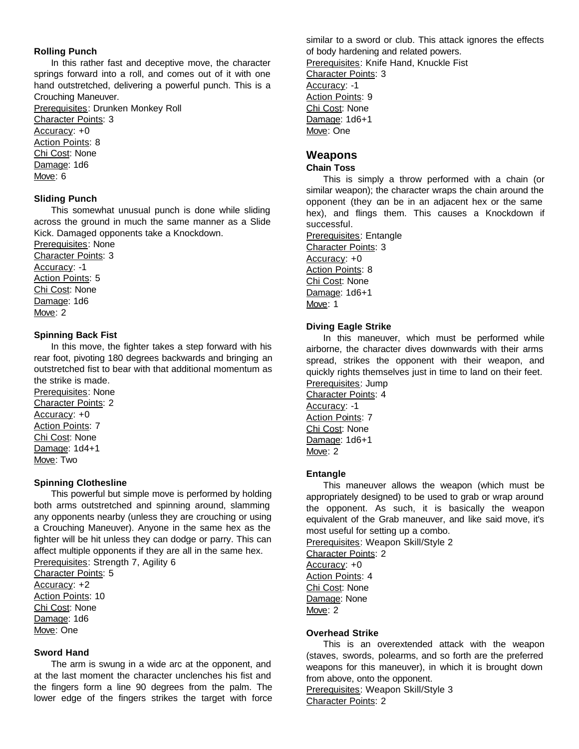#### Rolling Punch

In this rather fast and deceptive move, the character springs forward into a roll, and comes out of it with one hand outstretched, delivering a powerful punch. This is a Crouching Maneuver.

Prerequisites: Drunken Monkey Roll
Character Points: 3
Accuracy: +0
Action Points: 8
Chi Cost: None
Damage: 1d6
Move: 6

#### Sliding Punch

This somewhat unusual punch is done while sliding across the ground in much the same manner as a Slide Kick. Damaged opponents take a Knockdown.

Prerequisites: None
Character Points: 3
Accuracy: -1
Action Points: 5
Chi Cost: None
Damage: 1d6
Move: 2

#### Spinning Back Fist

In this move, the fighter takes a step forward with his rear foot, pivoting 180 degrees backwards and bringing an outstretched fist to bear with that additional momentum as the strike is made.

Prerequisites: None
Character Points: 2
Accuracy: +0
Action Points: 7
Chi Cost: None
Damage: 1d4+1
Move: Two

#### Spinning Clothesline

This powerful but simple move is performed by holding both arms outstretched and spinning around, slamming any opponents nearby (unless they are crouching or using a Crouching Maneuver). Anyone in the same hex as the fighter will be hit unless they can dodge or parry. This can affect multiple opponents if they are all in the same hex.

Prerequisites: Strength 7, Agility 6
Character Points: 5
Accuracy: +2
Action Points: 10
Chi Cost: None
Damage: 1d6
Move: One

#### Sword Hand

The arm is swung in a wide arc at the opponent, and at the last moment the character unclenches his fist and the fingers form a line 90 degrees from the palm. The lower edge of the fingers strikes the target with force similar to a sword or club. This attack ignores the effects of body hardening and related powers.

Prerequisites: Knife Hand, Knuckle Fist
Character Points: 3
Accuracy: -1
Action Points: 9
Chi Cost: None
Damage: 1d6+1
Move: One

### Weapons

#### Chain Toss

This is simply a throw performed with a chain (or similar weapon); the character wraps the chain around the opponent (they can be in an adjacent hex or the same hex), and flings them. This causes a Knockdown if successful.

Prerequisites: Entangle
Character Points: 3
Accuracy: +0
Action Points: 8
Chi Cost: None
Damage: 1d6+1
Move: 1

#### Diving Eagle Strike

In this maneuver, which must be performed while airborne, the character dives downwards with their arms spread, strikes the opponent with their weapon, and quickly rights themselves just in time to land on their feet.

Prerequisites: Jump
Character Points: 4
Accuracy: -1
Action Points: 7
Chi Cost: None
Damage: 1d6+1
Move: 2

#### Entangle

This maneuver allows the weapon (which must be appropriately designed) to be used to grab or wrap around the opponent. As such, it is basically the weapon equivalent of the Grab maneuver, and like said move, it's most useful for setting up a combo.

Prerequisites: Weapon Skill/Style 2
Character Points: 2
Accuracy: +0
Action Points: 4
Chi Cost: None
Damage: None
Move: 2

#### Overhead Strike

This is an overextended attack with the weapon (staves, swords, polearms, and so forth are the preferred weapons for this maneuver), in which it is brought down from above, onto the opponent.

Prerequisites: Weapon Skill/Style 3
Character Points: 2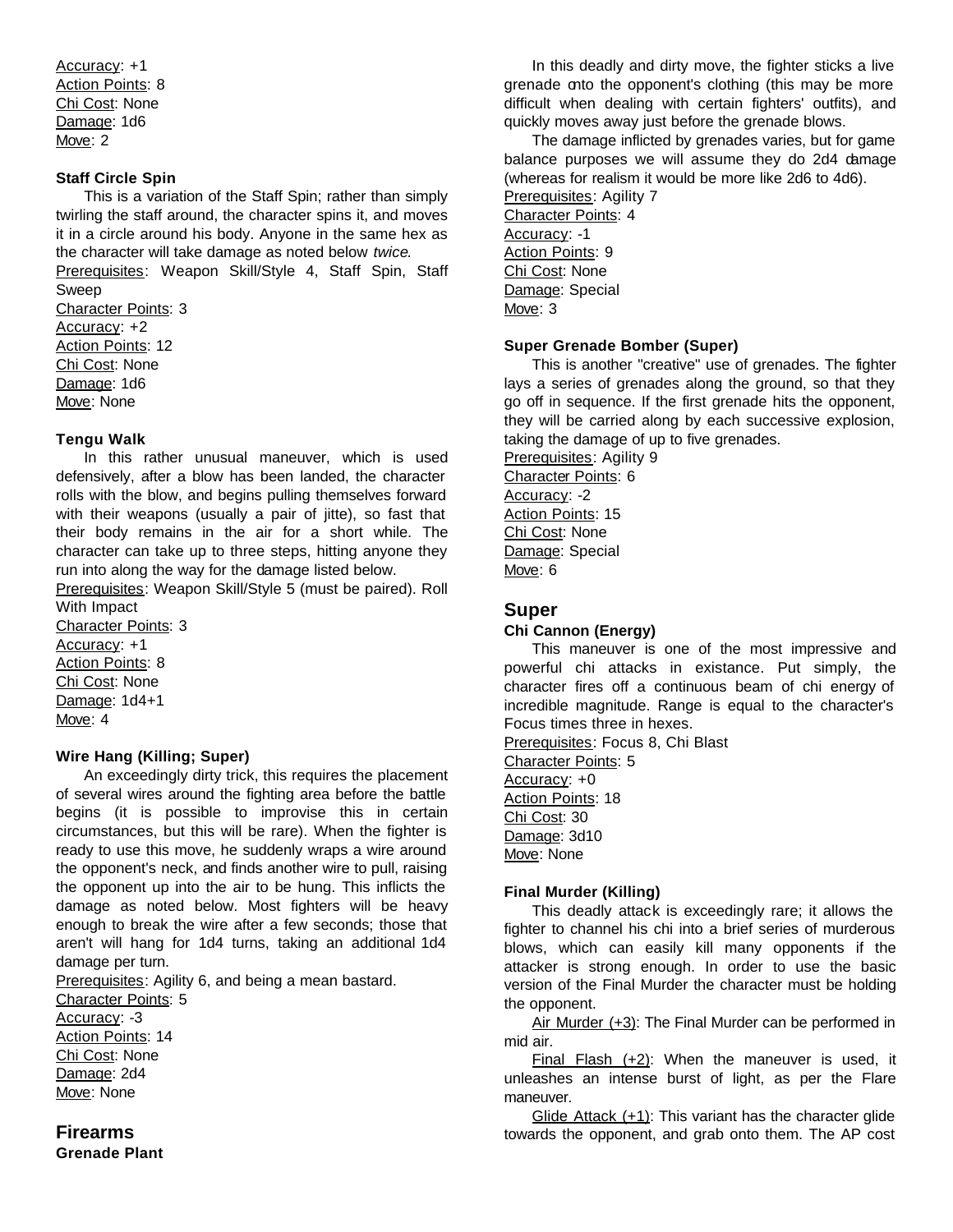Accuracy: +1
Action Points: 8
Chi Cost: None
Damage: 1d6
Move: 2

#### Staff Circle Spin

This is a variation of the Staff Spin; rather than simply twirling the staff around, the character spins it, and moves it in a circle around his body. Anyone in the same hex as the character will take damage as noted below *twice*.

Prerequisites: Weapon Skill/Style 4, Staff Spin, Staff Sweep
Character Points: 3
Accuracy: +2
Action Points: 12
Chi Cost: None
Damage: 1d6
Move: None

#### Tengu Walk

In this rather unusual maneuver, which is used defensively, after a blow has been landed, the character rolls with the blow, and begins pulling themselves forward with their weapons (usually a pair of jitte), so fast that their body remains in the air for a short while. The character can take up to three steps, hitting anyone they run into along the way for the damage listed below.

Prerequisites: Weapon Skill/Style 5 (must be paired). Roll With Impact
Character Points: 3
Accuracy: +1
Action Points: 8
Chi Cost: None
Damage: 1d4+1
Move: 4

#### Wire Hang (Killing; Super)

An exceedingly dirty trick, this requires the placement of several wires around the fighting area before the battle begins (it is possible to improvise this in certain circumstances, but this will be rare). When the fighter is ready to use this move, he suddenly wraps a wire around the opponent's neck, and finds another wire to pull, raising the opponent up into the air to be hung. This inflicts the damage as noted below. Most fighters will be heavy enough to break the wire after a few seconds; those that aren't will hang for 1d4 turns, taking an additional 1d4 damage per turn.

Prerequisites: Agility 6, and being a mean bastard.
Character Points: 5
Accuracy: -3
Action Points: 14
Chi Cost: None
Damage: 2d4
Move: None

### Firearms

#### Grenade Plant

In this deadly and dirty move, the fighter sticks a live grenade onto the opponent's clothing (this may be more difficult when dealing with certain fighters' outfits), and quickly moves away just before the grenade blows.

The damage inflicted by grenades varies, but for game balance purposes we will assume they do 2d4 damage (whereas for realism it would be more like 2d6 to 4d6).

Prerequisites: Agility 7
Character Points: 4
Accuracy: -1
Action Points: 9
Chi Cost: None
Damage: Special
Move: 3

#### Super Grenade Bomber (Super)

This is another "creative" use of grenades. The fighter lays a series of grenades along the ground, so that they go off in sequence. If the first grenade hits the opponent, they will be carried along by each successive explosion, taking the damage of up to five grenades.

Prerequisites: Agility 9
Character Points: 6
Accuracy: -2
Action Points: 15
Chi Cost: None
Damage: Special
Move: 6

### Super

#### Chi Cannon (Energy)

This maneuver is one of the most impressive and powerful chi attacks in existance. Put simply, the character fires off a continuous beam of chi energy of incredible magnitude. Range is equal to the character's Focus times three in hexes.

Prerequisites: Focus 8, Chi Blast
Character Points: 5
Accuracy: +0
Action Points: 18
Chi Cost: 30
Damage: 3d10
Move: None

#### Final Murder (Killing)

This deadly attack is exceedingly rare; it allows the fighter to channel his chi into a brief series of murderous blows, which can easily kill many opponents if the attacker is strong enough. In order to use the basic version of the Final Murder the character must be holding the opponent.

Air Murder (+3): The Final Murder can be performed in mid air.

Final Flash (+2): When the maneuver is used, it unleashes an intense burst of light, as per the Flare maneuver.

Glide Attack (+1): This variant has the character glide towards the opponent, and grab onto them. The AP cost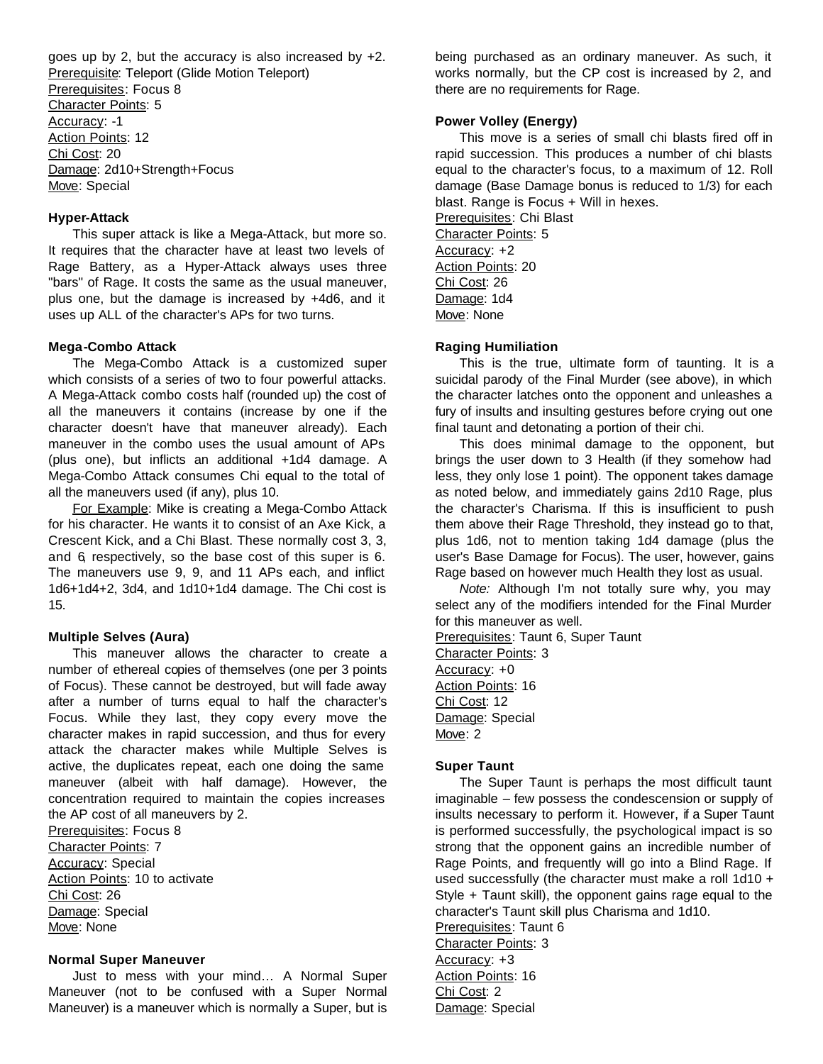goes up by 2, but the accuracy is also increased by +2.
Prerequisite: Teleport (Glide Motion Teleport)
Prerequisites: Focus 8
Character Points: 5
Accuracy: -1
Action Points: 12
Chi Cost: 20
Damage: 2d10+Strength+Focus
Move: Special

#### Hyper-Attack

This super attack is like a Mega-Attack, but more so. It requires that the character have at least two levels of Rage Battery, as a Hyper-Attack always uses three "bars" of Rage. It costs the same as the usual maneuver, plus one, but the damage is increased by +4d6, and it uses up ALL of the character's APs for two turns.

#### Mega-Combo Attack

The Mega-Combo Attack is a customized super which consists of a series of two to four powerful attacks. A Mega-Attack combo costs half (rounded up) the cost of all the maneuvers it contains (increase by one if the character doesn't have that maneuver already). Each maneuver in the combo uses the usual amount of APs (plus one), but inflicts an additional +1d4 damage. A Mega-Combo Attack consumes Chi equal to the total of all the maneuvers used (if any), plus 10.

For Example: Mike is creating a Mega-Combo Attack for his character. He wants it to consist of an Axe Kick, a Crescent Kick, and a Chi Blast. These normally cost 3, 3, and 6, respectively, so the base cost of this super is 6. The maneuvers use 9, 9, and 11 APs each, and inflict 1d6+1d4+2, 3d4, and 1d10+1d4 damage. The Chi cost is 15.

#### Multiple Selves (Aura)

This maneuver allows the character to create a number of ethereal copies of themselves (one per 3 points of Focus). These cannot be destroyed, but will fade away after a number of turns equal to half the character's Focus. While they last, they copy every move the character makes in rapid succession, and thus for every attack the character makes while Multiple Selves is active, the duplicates repeat, each one doing the same maneuver (albeit with half damage). However, the concentration required to maintain the copies increases the AP cost of all maneuvers by 2.
Prerequisites: Focus 8
Character Points: 7
Accuracy: Special
Action Points: 10 to activate
Chi Cost: 26
Damage: Special
Move: None

#### Normal Super Maneuver

Just to mess with your mind… A Normal Super Maneuver (not to be confused with a Super Normal Maneuver) is a maneuver which is normally a Super, but is being purchased as an ordinary maneuver. As such, it works normally, but the CP cost is increased by 2, and there are no requirements for Rage.

#### Power Volley (Energy)

This move is a series of small chi blasts fired off in rapid succession. This produces a number of chi blasts equal to the character's focus, to a maximum of 12. Roll damage (Base Damage bonus is reduced to 1/3) for each blast. Range is Focus + Will in hexes.
Prerequisites: Chi Blast
Character Points: 5
Accuracy: +2
Action Points: 20
Chi Cost: 26
Damage: 1d4
Move: None

#### Raging Humiliation

This is the true, ultimate form of taunting. It is a suicidal parody of the Final Murder (see above), in which the character latches onto the opponent and unleashes a fury of insults and insulting gestures before crying out one final taunt and detonating a portion of their chi.

This does minimal damage to the opponent, but brings the user down to 3 Health (if they somehow had less, they only lose 1 point). The opponent takes damage as noted below, and immediately gains 2d10 Rage, plus the character's Charisma. If this is insufficient to push them above their Rage Threshold, they instead go to that, plus 1d6, not to mention taking 1d4 damage (plus the user's Base Damage for Focus). The user, however, gains Rage based on however much Health they lost as usual.

*Note:* Although I'm not totally sure why, you may select any of the modifiers intended for the Final Murder for this maneuver as well.
Prerequisites: Taunt 6, Super Taunt
Character Points: 3
Accuracy: +0
Action Points: 16
Chi Cost: 12
Damage: Special
Move: 2

#### Super Taunt

The Super Taunt is perhaps the most difficult taunt imaginable – few possess the condescension or supply of insults necessary to perform it. However, if a Super Taunt is performed successfully, the psychological impact is so strong that the opponent gains an incredible number of Rage Points, and frequently will go into a Blind Rage. If used successfully (the character must make a roll 1d10 + Style + Taunt skill), the opponent gains rage equal to the character's Taunt skill plus Charisma and 1d10.
Prerequisites: Taunt 6
Character Points: 3
Accuracy: +3
Action Points: 16
Chi Cost: 2
Damage: Special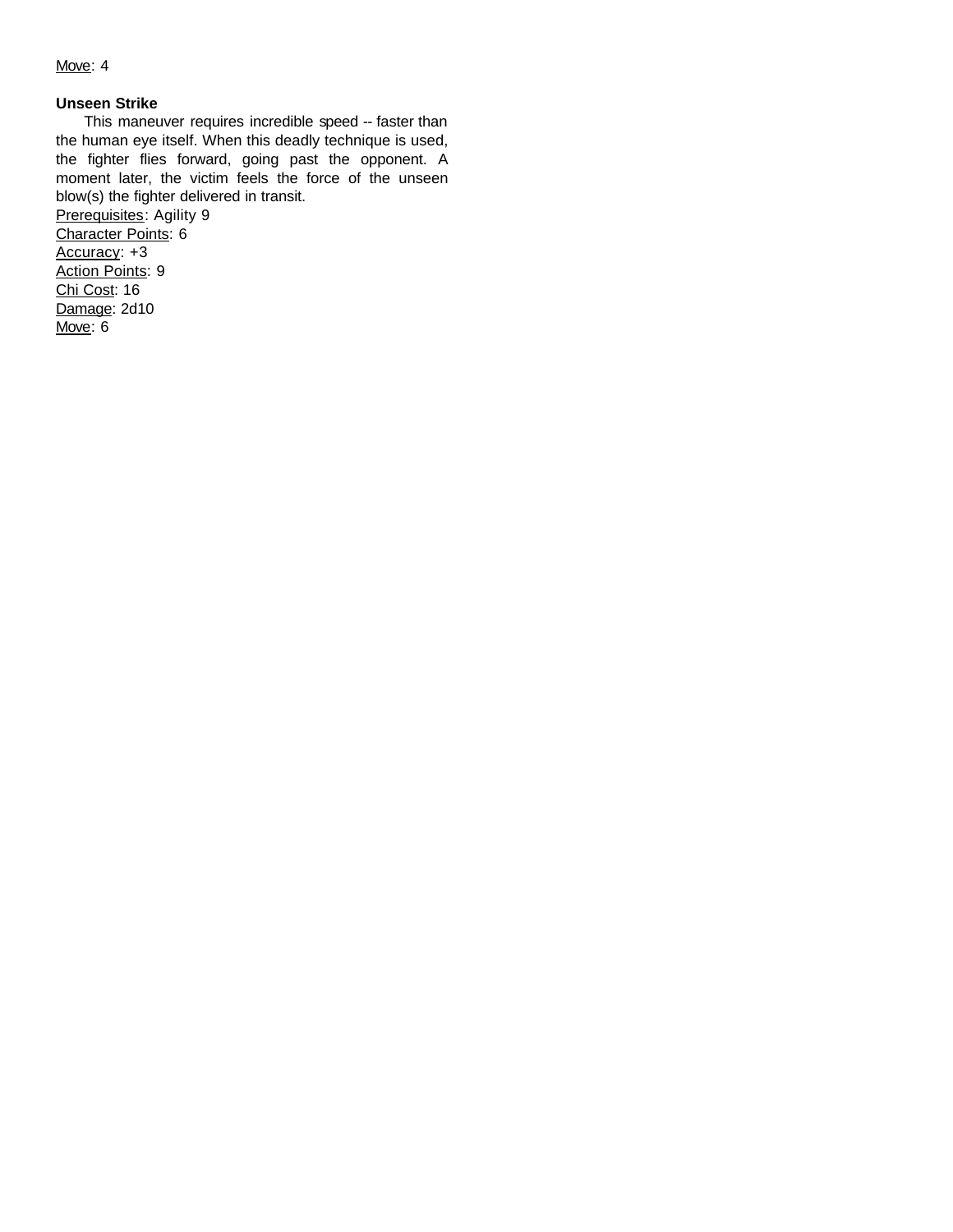Move: 4

**Unseen Strike**

This maneuver requires incredible speed -- faster than the human eye itself. When this deadly technique is used, the fighter flies forward, going past the opponent. A moment later, the victim feels the force of the unseen blow(s) the fighter delivered in transit.

Prerequisites: Agility 9
Character Points: 6
Accuracy: +3
Action Points: 9
Chi Cost: 16
Damage: 2d10
Move: 6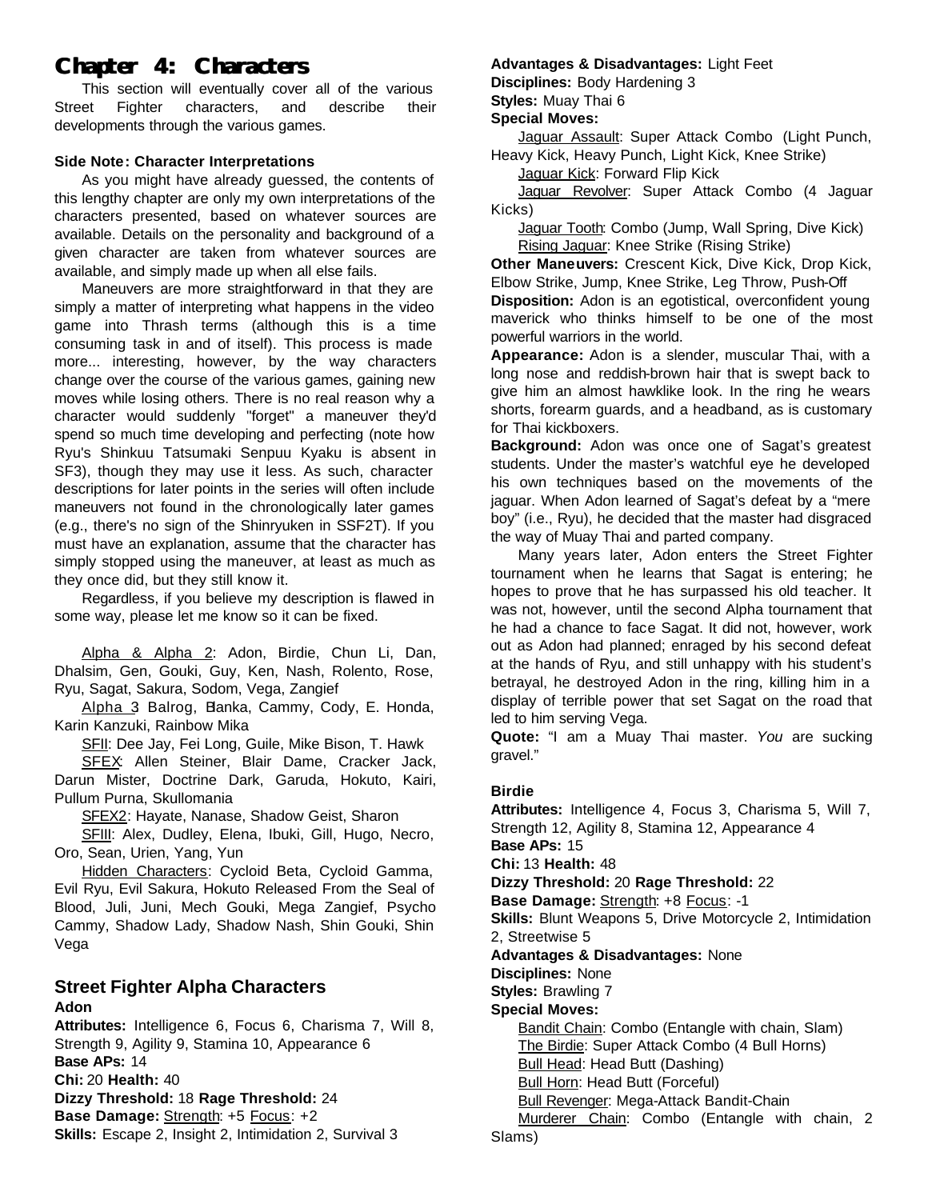# Chapter 4: Characters

This section will eventually cover all of the various Street Fighter characters, and describe their developments through the various games.

**Side Note: Character Interpretations**

As you might have already guessed, the contents of this lengthy chapter are only my own interpretations of the characters presented, based on whatever sources are available. Details on the personality and background of a given character are taken from whatever sources are available, and simply made up when all else fails.

Maneuvers are more straightforward in that they are simply a matter of interpreting what happens in the video game into Thrash terms (although this is a time consuming task in and of itself). This process is made more... interesting, however, by the way characters change over the course of the various games, gaining new moves while losing others. There is no real reason why a character would suddenly "forget" a maneuver they'd spend so much time developing and perfecting (note how Ryu's Shinkuu Tatsumaki Senpuu Kyaku is absent in SF3), though they may use it less. As such, character descriptions for later points in the series will often include maneuvers not found in the chronologically later games (e.g., there's no sign of the Shinryuken in SSF2T). If you must have an explanation, assume that the character has simply stopped using the maneuver, at least as much as they once did, but they still know it.

Regardless, if you believe my description is flawed in some way, please let me know so it can be fixed.

Alpha & Alpha 2: Adon, Birdie, Chun Li, Dan, Dhalsim, Gen, Gouki, Guy, Ken, Nash, Rolento, Rose, Ryu, Sagat, Sakura, Sodom, Vega, Zangief

Alpha 3: Balrog, Blanka, Cammy, Cody, E. Honda, Karin Kanzuki, Rainbow Mika

SFII: Dee Jay, Fei Long, Guile, Mike Bison, T. Hawk

SFEX: Allen Steiner, Blair Dame, Cracker Jack, Darun Mister, Doctrine Dark, Garuda, Hokuto, Kairi, Pullum Purna, Skullomania

SFEX2: Hayate, Nanase, Shadow Geist, Sharon

SFIII: Alex, Dudley, Elena, Ibuki, Gill, Hugo, Necro, Oro, Sean, Urien, Yang, Yun

Hidden Characters: Cycloid Beta, Cycloid Gamma, Evil Ryu, Evil Sakura, Hokuto Released From the Seal of Blood, Juli, Juni, Mech Gouki, Mega Zangief, Psycho Cammy, Shadow Lady, Shadow Nash, Shin Gouki, Shin Vega

## Street Fighter Alpha Characters

### Adon

**Attributes:** Intelligence 6, Focus 6, Charisma 7, Will 8, Strength 9, Agility 9, Stamina 10, Appearance 6
**Base APs:** 14
**Chi:** 20 **Health:** 40
**Dizzy Threshold:** 18 **Rage Threshold:** 24
**Base Damage:** Strength: +5 Focus: +2
**Skills:** Escape 2, Insight 2, Intimidation 2, Survival 3
**Advantages & Disadvantages:** Light Feet
**Disciplines:** Body Hardening 3
**Styles:** Muay Thai 6
**Special Moves:**

Jaguar Assault: Super Attack Combo (Light Punch, Heavy Kick, Heavy Punch, Light Kick, Knee Strike)
Jaguar Kick: Forward Flip Kick
Jaguar Revolver: Super Attack Combo (4 Jaguar Kicks)
Jaguar Tooth: Combo (Jump, Wall Spring, Dive Kick)
Rising Jaguar: Knee Strike (Rising Strike)

**Other Maneuvers:** Crescent Kick, Dive Kick, Drop Kick, Elbow Strike, Jump, Knee Strike, Leg Throw, Push-Off
**Disposition:** Adon is an egotistical, overconfident young maverick who thinks himself to be one of the most powerful warriors in the world.
**Appearance:** Adon is a slender, muscular Thai, with a long nose and reddish-brown hair that is swept back to give him an almost hawklike look. In the ring he wears shorts, forearm guards, and a headband, as is customary for Thai kickboxers.
**Background:** Adon was once one of Sagat's greatest students. Under the master's watchful eye he developed his own techniques based on the movements of the jaguar. When Adon learned of Sagat's defeat by a "mere boy" (i.e., Ryu), he decided that the master had disgraced the way of Muay Thai and parted company.

Many years later, Adon enters the Street Fighter tournament when he learns that Sagat is entering; he hopes to prove that he has surpassed his old teacher. It was not, however, until the second Alpha tournament that he had a chance to face Sagat. It did not, however, work out as Adon had planned; enraged by his second defeat at the hands of Ryu, and still unhappy with his student's betrayal, he destroyed Adon in the ring, killing him in a display of terrible power that set Sagat on the road that led to him serving Vega.
**Quote:** "I am a Muay Thai master. *You* are sucking gravel."

### Birdie

**Attributes:** Intelligence 4, Focus 3, Charisma 5, Will 7, Strength 12, Agility 8, Stamina 12, Appearance 4
**Base APs:** 15
**Chi:** 13 **Health:** 48
**Dizzy Threshold:** 20 **Rage Threshold:** 22
**Base Damage:** Strength: +8 Focus: -1
**Skills:** Blunt Weapons 5, Drive Motorcycle 2, Intimidation 2, Streetwise 5
**Advantages & Disadvantages:** None
**Disciplines:** None
**Styles:** Brawling 7
**Special Moves:**

Bandit Chain: Combo (Entangle with chain, Slam)
The Birdie: Super Attack Combo (4 Bull Horns)
Bull Head: Head Butt (Dashing)
Bull Horn: Head Butt (Forceful)
Bull Revenger: Mega-Attack Bandit-Chain
Murderer Chain: Combo (Entangle with chain, 2 Slams)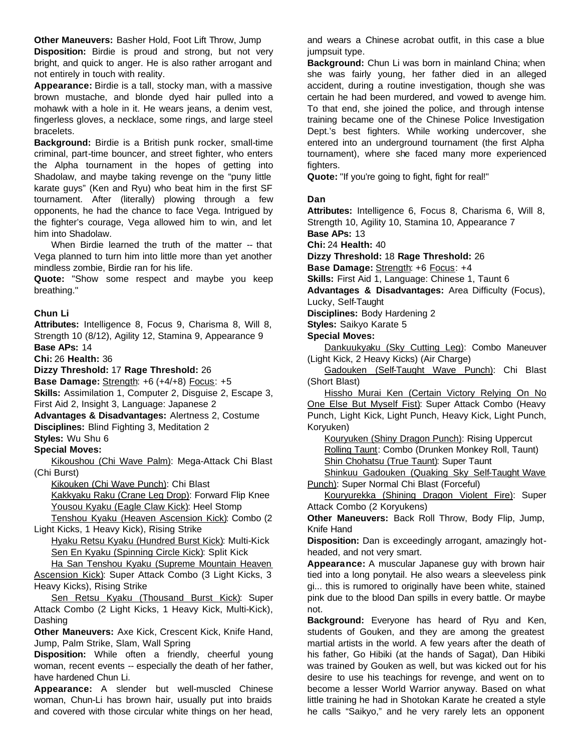**Other Maneuvers:** Basher Hold, Foot Lift Throw, Jump

**Disposition:** Birdie is proud and strong, but not very bright, and quick to anger. He is also rather arrogant and not entirely in touch with reality.

**Appearance:** Birdie is a tall, stocky man, with a massive brown mustache, and blonde dyed hair pulled into a mohawk with a hole in it. He wears jeans, a denim vest, fingerless gloves, a necklace, some rings, and large steel bracelets.

**Background:** Birdie is a British punk rocker, small-time criminal, part-time bouncer, and street fighter, who enters the Alpha tournament in the hopes of getting into Shadolaw, and maybe taking revenge on the "puny little karate guys" (Ken and Ryu) who beat him in the first SF tournament. After (literally) plowing through a few opponents, he had the chance to face Vega. Intrigued by the fighter's courage, Vega allowed him to win, and let him into Shadolaw.

When Birdie learned the truth of the matter -- that Vega planned to turn him into little more than yet another mindless zombie, Birdie ran for his life.

**Quote:** "Show some respect and maybe you keep breathing."

### Chun Li

**Attributes:** Intelligence 8, Focus 9, Charisma 8, Will 8, Strength 10 (8/12), Agility 12, Stamina 9, Appearance 9

**Base APs:** 14

**Chi:** 26 **Health:** 36

**Dizzy Threshold:** 17 **Rage Threshold:** 26

**Base Damage:** Strength: +6 (+4/+8) Focus: +5

**Skills:** Assimilation 1, Computer 2, Disguise 2, Escape 3, First Aid 2, Insight 3, Language: Japanese 2

**Advantages & Disadvantages:** Alertness 2, Costume

**Disciplines:** Blind Fighting 3, Meditation 2

**Styles:** Wu Shu 6

**Special Moves:**

Kikoushou (Chi Wave Palm): Mega-Attack Chi Blast (Chi Burst)

Kikouken (Chi Wave Punch): Chi Blast

Kakkyaku Raku (Crane Leg Drop): Forward Flip Knee

Yousou Kyaku (Eagle Claw Kick): Heel Stomp

Tenshou Kyaku (Heaven Ascension Kick): Combo (2 Light Kicks, 1 Heavy Kick), Rising Strike

Hyaku Retsu Kyaku (Hundred Burst Kick): Multi-Kick

Sen En Kyaku (Spinning Circle Kick): Split Kick

Ha San Tenshou Kyaku (Supreme Mountain Heaven Ascension Kick): Super Attack Combo (3 Light Kicks, 3 Heavy Kicks), Rising Strike

Sen Retsu Kyaku (Thousand Burst Kick): Super Attack Combo (2 Light Kicks, 1 Heavy Kick, Multi-Kick), Dashing

**Other Maneuvers:** Axe Kick, Crescent Kick, Knife Hand, Jump, Palm Strike, Slam, Wall Spring

**Disposition:** While often a friendly, cheerful young woman, recent events -- especially the death of her father, have hardened Chun Li.

**Appearance:** A slender but well-muscled Chinese woman, Chun-Li has brown hair, usually put into braids and covered with those circular white things on her head, and wears a Chinese acrobat outfit, in this case a blue jumpsuit type.

**Background:** Chun Li was born in mainland China; when she was fairly young, her father died in an alleged accident, during a routine investigation, though she was certain he had been murdered, and vowed to avenge him. To that end, she joined the police, and through intense training became one of the Chinese Police Investigation Dept.'s best fighters. While working undercover, she entered into an underground tournament (the first Alpha tournament), where she faced many more experienced fighters.

**Quote:** "If you're going to fight, fight for real!"

### Dan

**Attributes:** Intelligence 6, Focus 8, Charisma 6, Will 8, Strength 10, Agility 10, Stamina 10, Appearance 7

**Base APs:** 13

**Chi:** 24 **Health:** 40

**Dizzy Threshold:** 18 **Rage Threshold:** 26

**Base Damage:** Strength: +6 Focus: +4

**Skills:** First Aid 1, Language: Chinese 1, Taunt 6

**Advantages & Disadvantages:** Area Difficulty (Focus), Lucky, Self-Taught

**Disciplines:** Body Hardening 2

**Styles:** Saikyo Karate 5

**Special Moves:**

Dankuukyaku (Sky Cutting Leg): Combo Maneuver (Light Kick, 2 Heavy Kicks) (Air Charge)

Gadouken (Self-Taught Wave Punch): Chi Blast (Short Blast)

Hissho Murai Ken (Certain Victory Relying On No One Else But Myself Fist): Super Attack Combo (Heavy Punch, Light Kick, Light Punch, Heavy Kick, Light Punch, Koryuken)

Kouryuken (Shiny Dragon Punch): Rising Uppercut

Rolling Taunt: Combo (Drunken Monkey Roll, Taunt)

Shin Chohatsu (True Taunt): Super Taunt

Shinkuu Gadouken (Quaking Sky Self-Taught Wave Punch): Super Normal Chi Blast (Forceful)

Kouryurekka (Shining Dragon Violent Fire): Super Attack Combo (2 Koryukens)

**Other Maneuvers:** Back Roll Throw, Body Flip, Jump, Knife Hand

**Disposition:** Dan is exceedingly arrogant, amazingly hot-headed, and not very smart.

**Appearance:** A muscular Japanese guy with brown hair tied into a long ponytail. He also wears a sleeveless pink gi... this is rumored to originally have been white, stained pink due to the blood Dan spills in every battle. Or maybe not.

**Background:** Everyone has heard of Ryu and Ken, students of Gouken, and they are among the greatest martial artists in the world. A few years after the death of his father, Go Hibiki (at the hands of Sagat), Dan Hibiki was trained by Gouken as well, but was kicked out for his desire to use his teachings for revenge, and went on to become a lesser World Warrior anyway. Based on what little training he had in Shotokan Karate he created a style he calls "Saikyo," and he very rarely lets an opponent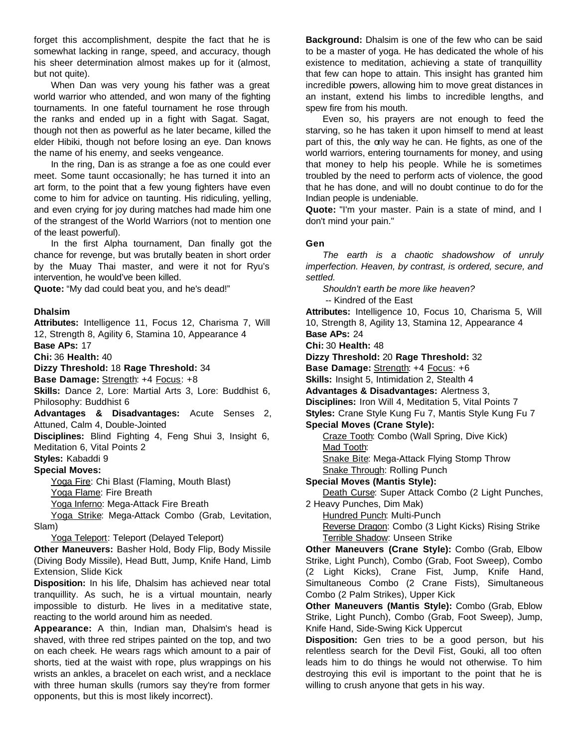forget this accomplishment, despite the fact that he is somewhat lacking in range, speed, and accuracy, though his sheer determination almost makes up for it (almost, but not quite).

When Dan was very young his father was a great world warrior who attended, and won many of the fighting tournaments. In one fateful tournament he rose through the ranks and ended up in a fight with Sagat. Sagat, though not then as powerful as he later became, killed the elder Hibiki, though not before losing an eye. Dan knows the name of his enemy, and seeks vengeance.

In the ring, Dan is as strange a foe as one could ever meet. Some taunt occasionally; he has turned it into an art form, to the point that a few young fighters have even come to him for advice on taunting. His ridiculing, yelling, and even crying for joy during matches had made him one of the strangest of the World Warriors (not to mention one of the least powerful).

In the first Alpha tournament, Dan finally got the chance for revenge, but was brutally beaten in short order by the Muay Thai master, and were it not for Ryu's intervention, he would've been killed.

**Quote:** "My dad could beat you, and he's dead!"

### Dhalsim

**Attributes:** Intelligence 11, Focus 12, Charisma 7, Will 12, Strength 8, Agility 6, Stamina 10, Appearance 4
**Base APs:** 17
**Chi:** 36 **Health:** 40
**Dizzy Threshold:** 18 **Rage Threshold:** 34
**Base Damage:** Strength: +4 Focus: +8
**Skills:** Dance 2, Lore: Martial Arts 3, Lore: Buddhist 6, Philosophy: Buddhist 6
**Advantages & Disadvantages:** Acute Senses 2, Attuned, Calm 4, Double-Jointed
**Disciplines:** Blind Fighting 4, Feng Shui 3, Insight 6, Meditation 6, Vital Points 2
**Styles:** Kabaddi 9
**Special Moves:**

- Yoga Fire: Chi Blast (Flaming, Mouth Blast)
- Yoga Flame: Fire Breath
- Yoga Inferno: Mega-Attack Fire Breath
- Yoga Strike: Mega-Attack Combo (Grab, Levitation, Slam)
- Yoga Teleport: Teleport (Delayed Teleport)

**Other Maneuvers:** Basher Hold, Body Flip, Body Missile (Diving Body Missile), Head Butt, Jump, Knife Hand, Limb Extension, Slide Kick

**Disposition:** In his life, Dhalsim has achieved near total tranquillity. As such, he is a virtual mountain, nearly impossible to disturb. He lives in a meditative state, reacting to the world around him as needed.

**Appearance:** A thin, Indian man, Dhalsim's head is shaved, with three red stripes painted on the top, and two on each cheek. He wears rags which amount to a pair of shorts, tied at the waist with rope, plus wrappings on his wrists an ankles, a bracelet on each wrist, and a necklace with three human skulls (rumors say they're from former opponents, but this is most likely incorrect).

**Background:** Dhalsim is one of the few who can be said to be a master of yoga. He has dedicated the whole of his existence to meditation, achieving a state of tranquillity that few can hope to attain. This insight has granted him incredible powers, allowing him to move great distances in an instant, extend his limbs to incredible lengths, and spew fire from his mouth.

Even so, his prayers are not enough to feed the starving, so he has taken it upon himself to mend at least part of this, the only way he can. He fights, as one of the world warriors, entering tournaments for money, and using that money to help his people. While he is sometimes troubled by the need to perform acts of violence, the good that he has done, and will no doubt continue to do for the Indian people is undeniable.

**Quote:** "I'm your master. Pain is a state of mind, and I don't mind your pain."

### Gen

*The earth is a chaotic shadowshow of unruly imperfection. Heaven, by contrast, is ordered, secure, and settled.*

*Shouldn't earth be more like heaven?*

-- Kindred of the East

**Attributes:** Intelligence 10, Focus 10, Charisma 5, Will 10, Strength 8, Agility 13, Stamina 12, Appearance 4
**Base APs:** 24
**Chi:** 30 **Health:** 48
**Dizzy Threshold:** 20 **Rage Threshold:** 32
**Base Damage:** Strength: +4 Focus: +6
**Skills:** Insight 5, Intimidation 2, Stealth 4
**Advantages & Disadvantages:** Alertness 3,
**Disciplines:** Iron Will 4, Meditation 5, Vital Points 7
**Styles:** Crane Style Kung Fu 7, Mantis Style Kung Fu 7
**Special Moves (Crane Style):**

- Craze Tooth: Combo (Wall Spring, Dive Kick)
- Mad Tooth:
- Snake Bite: Mega-Attack Flying Stomp Throw
- Snake Through: Rolling Punch

**Special Moves (Mantis Style):**

- Death Curse: Super Attack Combo (2 Light Punches, 2 Heavy Punches, Dim Mak)
- Hundred Punch: Multi-Punch
- Reverse Dragon: Combo (3 Light Kicks) Rising Strike
- Terrible Shadow: Unseen Strike

**Other Maneuvers (Crane Style):** Combo (Grab, Elbow Strike, Light Punch), Combo (Grab, Foot Sweep), Combo (2 Light Kicks), Crane Fist, Jump, Knife Hand, Simultaneous Combo (2 Crane Fists), Simultaneous Combo (2 Palm Strikes), Upper Kick

**Other Maneuvers (Mantis Style):** Combo (Grab, Eblow Strike, Light Punch), Combo (Grab, Foot Sweep), Jump, Knife Hand, Side-Swing Kick Uppercut

**Disposition:** Gen tries to be a good person, but his relentless search for the Devil Fist, Gouki, all too often leads him to do things he would not otherwise. To him destroying this evil is important to the point that he is willing to crush anyone that gets in his way.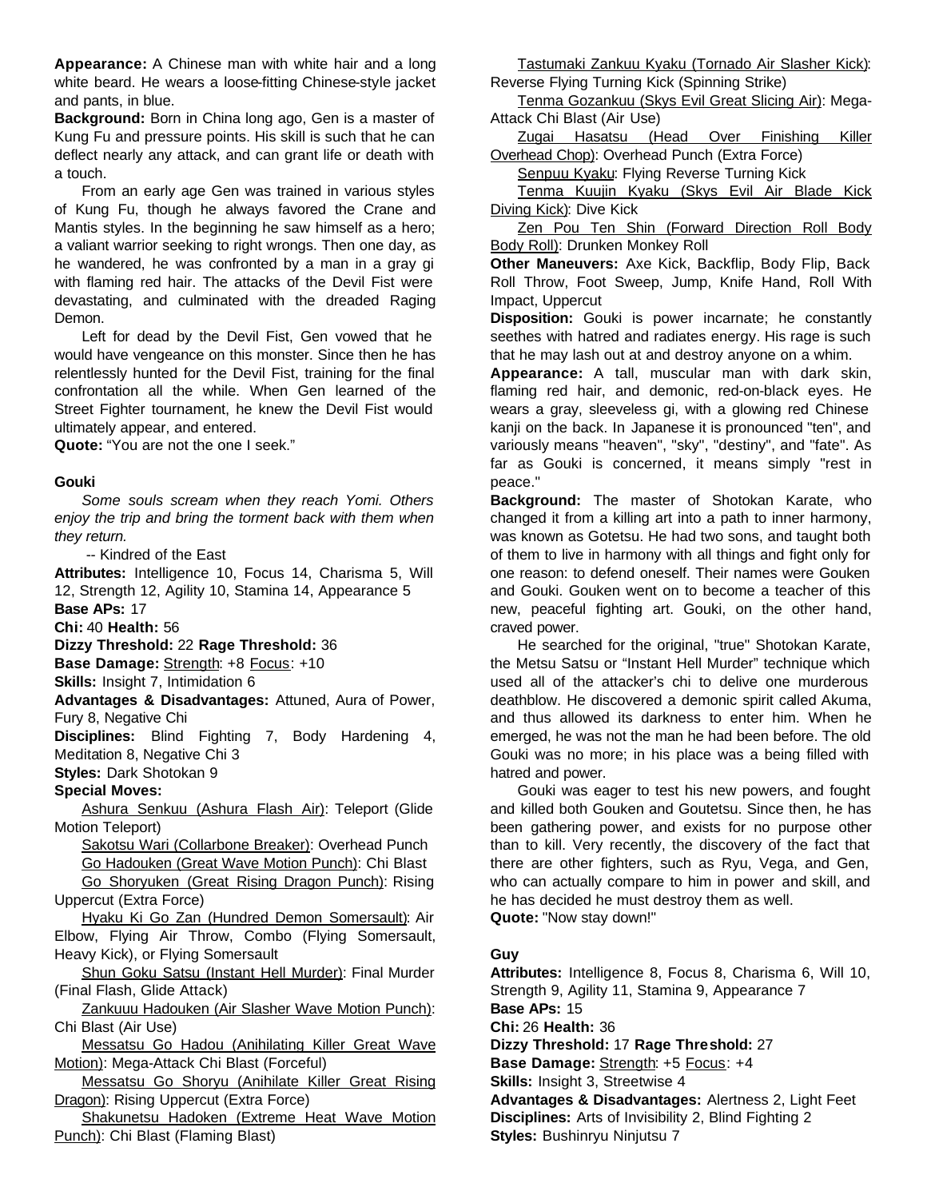**Appearance:** A Chinese man with white hair and a long white beard. He wears a loose-fitting Chinese-style jacket and pants, in blue.

**Background:** Born in China long ago, Gen is a master of Kung Fu and pressure points. His skill is such that he can deflect nearly any attack, and can grant life or death with a touch.

From an early age Gen was trained in various styles of Kung Fu, though he always favored the Crane and Mantis styles. In the beginning he saw himself as a hero; a valiant warrior seeking to right wrongs. Then one day, as he wandered, he was confronted by a man in a gray gi with flaming red hair. The attacks of the Devil Fist were devastating, and culminated with the dreaded Raging Demon.

Left for dead by the Devil Fist, Gen vowed that he would have vengeance on this monster. Since then he has relentlessly hunted for the Devil Fist, training for the final confrontation all the while. When Gen learned of the Street Fighter tournament, he knew the Devil Fist would ultimately appear, and entered.

**Quote:** "You are not the one I seek."

### Gouki

*Some souls scream when they reach Yomi. Others enjoy the trip and bring the torment back with them when they return.*

-- Kindred of the East

**Attributes:** Intelligence 10, Focus 14, Charisma 5, Will 12, Strength 12, Agility 10, Stamina 14, Appearance 5

**Base APs:** 17

**Chi:** 40 **Health:** 56

**Dizzy Threshold:** 22 **Rage Threshold:** 36

**Base Damage:** Strength: +8 Focus: +10

**Skills:** Insight 7, Intimidation 6

**Advantages & Disadvantages:** Attuned, Aura of Power, Fury 8, Negative Chi

**Disciplines:** Blind Fighting 7, Body Hardening 4, Meditation 8, Negative Chi 3

**Styles:** Dark Shotokan 9

**Special Moves:**

Ashura Senkuu (Ashura Flash Air): Teleport (Glide Motion Teleport)

Sakotsu Wari (Collarbone Breaker): Overhead Punch

Go Hadouken (Great Wave Motion Punch): Chi Blast

Go Shoryuken (Great Rising Dragon Punch): Rising Uppercut (Extra Force)

Hyaku Ki Go Zan (Hundred Demon Somersault): Air Elbow, Flying Air Throw, Combo (Flying Somersault, Heavy Kick), or Flying Somersault

Shun Goku Satsu (Instant Hell Murder): Final Murder (Final Flash, Glide Attack)

Zankuuu Hadouken (Air Slasher Wave Motion Punch): Chi Blast (Air Use)

Messatsu Go Hadou (Anihilating Killer Great Wave Motion): Mega-Attack Chi Blast (Forceful)

Messatsu Go Shoryu (Anihilate Killer Great Rising Dragon): Rising Uppercut (Extra Force)

Shakunetsu Hadoken (Extreme Heat Wave Motion Punch): Chi Blast (Flaming Blast)

Tastumaki Zankuu Kyaku (Tornado Air Slasher Kick): Reverse Flying Turning Kick (Spinning Strike)

Tenma Gozankuu (Skys Evil Great Slicing Air): Mega-Attack Chi Blast (Air Use)

Zugai Hasatsu (Head Over Finishing Killer Overhead Chop): Overhead Punch (Extra Force)

Senpuu Kyaku: Flying Reverse Turning Kick

Tenma Kuujin Kyaku (Skys Evil Air Blade Kick Diving Kick): Dive Kick

Zen Pou Ten Shin (Forward Direction Roll Body Body Roll): Drunken Monkey Roll

**Other Maneuvers:** Axe Kick, Backflip, Body Flip, Back Roll Throw, Foot Sweep, Jump, Knife Hand, Roll With Impact, Uppercut

**Disposition:** Gouki is power incarnate; he constantly seethes with hatred and radiates energy. His rage is such that he may lash out at and destroy anyone on a whim.

**Appearance:** A tall, muscular man with dark skin, flaming red hair, and demonic, red-on-black eyes. He wears a gray, sleeveless gi, with a glowing red Chinese kanji on the back. In Japanese it is pronounced "ten", and variously means "heaven", "sky", "destiny", and "fate". As far as Gouki is concerned, it means simply "rest in peace."

**Background:** The master of Shotokan Karate, who changed it from a killing art into a path to inner harmony, was known as Gotetsu. He had two sons, and taught both of them to live in harmony with all things and fight only for one reason: to defend oneself. Their names were Gouken and Gouki. Gouken went on to become a teacher of this new, peaceful fighting art. Gouki, on the other hand, craved power.

He searched for the original, "true" Shotokan Karate, the Metsu Satsu or "Instant Hell Murder" technique which used all of the attacker's chi to delive one murderous deathblow. He discovered a demonic spirit called Akuma, and thus allowed its darkness to enter him. When he emerged, he was not the man he had been before. The old Gouki was no more; in his place was a being filled with hatred and power.

Gouki was eager to test his new powers, and fought and killed both Gouken and Goutetsu. Since then, he has been gathering power, and exists for no purpose other than to kill. Very recently, the discovery of the fact that there are other fighters, such as Ryu, Vega, and Gen, who can actually compare to him in power and skill, and he has decided he must destroy them as well.

**Quote:** "Now stay down!"

### Guy

**Attributes:** Intelligence 8, Focus 8, Charisma 6, Will 10, Strength 9, Agility 11, Stamina 9, Appearance 7

**Base APs:** 15

**Chi:** 26 **Health:** 36

**Dizzy Threshold:** 17 **Rage Threshold:** 27

**Base Damage:** Strength: +5 Focus: +4

**Skills:** Insight 3, Streetwise 4

**Advantages & Disadvantages:** Alertness 2, Light Feet

**Disciplines:** Arts of Invisibility 2, Blind Fighting 2

**Styles:** Bushinryu Ninjutsu 7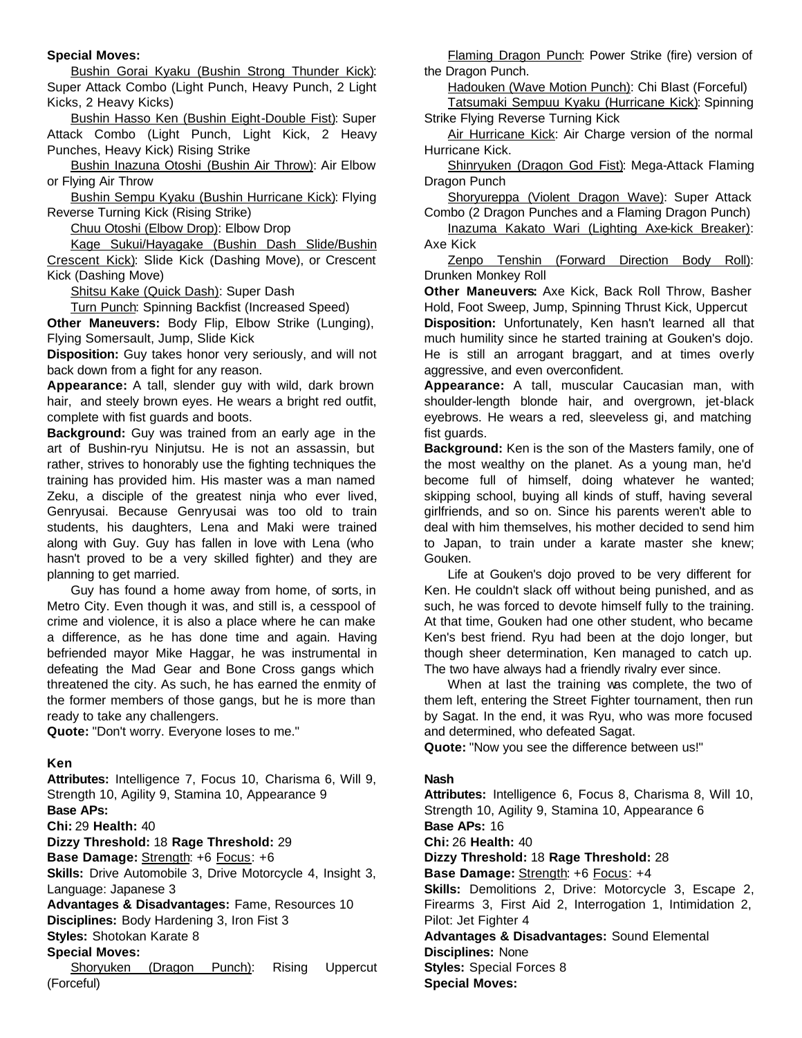**Special Moves:**

Bushin Gorai Kyaku (Bushin Strong Thunder Kick): Super Attack Combo (Light Punch, Heavy Punch, 2 Light Kicks, 2 Heavy Kicks)

Bushin Hasso Ken (Bushin Eight-Double Fist): Super Attack Combo (Light Punch, Light Kick, 2 Heavy Punches, Heavy Kick) Rising Strike

Bushin Inazuna Otoshi (Bushin Air Throw): Air Elbow or Flying Air Throw

Bushin Sempu Kyaku (Bushin Hurricane Kick): Flying Reverse Turning Kick (Rising Strike)

Chuu Otoshi (Elbow Drop): Elbow Drop

Kage Sukui/Hayagake (Bushin Dash Slide/Bushin Crescent Kick): Slide Kick (Dashing Move), or Crescent Kick (Dashing Move)

Shitsu Kake (Quick Dash): Super Dash

Turn Punch: Spinning Backfist (Increased Speed)

**Other Maneuvers:** Body Flip, Elbow Strike (Lunging), Flying Somersault, Jump, Slide Kick

**Disposition:** Guy takes honor very seriously, and will not back down from a fight for any reason.

**Appearance:** A tall, slender guy with wild, dark brown hair, and steely brown eyes. He wears a bright red outfit, complete with fist guards and boots.

**Background:** Guy was trained from an early age in the art of Bushin-ryu Ninjutsu. He is not an assassin, but rather, strives to honorably use the fighting techniques the training has provided him. His master was a man named Zeku, a disciple of the greatest ninja who ever lived, Genryusai. Because Genryusai was too old to train students, his daughters, Lena and Maki were trained along with Guy. Guy has fallen in love with Lena (who hasn't proved to be a very skilled fighter) and they are planning to get married.

Guy has found a home away from home, of sorts, in Metro City. Even though it was, and still is, a cesspool of crime and violence, it is also a place where he can make a difference, as he has done time and again. Having befriended mayor Mike Haggar, he was instrumental in defeating the Mad Gear and Bone Cross gangs which threatened the city. As such, he has earned the enmity of the former members of those gangs, but he is more than ready to take any challengers.

**Quote:** "Don't worry. Everyone loses to me."

### Ken

**Attributes:** Intelligence 7, Focus 10, Charisma 6, Will 9, Strength 10, Agility 9, Stamina 10, Appearance 9

**Base APs:**

**Chi:** 29 **Health:** 40

**Dizzy Threshold:** 18 **Rage Threshold:** 29

**Base Damage:** Strength: +6 Focus: +6

**Skills:** Drive Automobile 3, Drive Motorcycle 4, Insight 3, Language: Japanese 3

**Advantages & Disadvantages:** Fame, Resources 10

**Disciplines:** Body Hardening 3, Iron Fist 3

**Styles:** Shotokan Karate 8

**Special Moves:**

Shoryuken (Dragon Punch): Rising Uppercut (Forceful)

Flaming Dragon Punch: Power Strike (fire) version of the Dragon Punch.

Hadouken (Wave Motion Punch): Chi Blast (Forceful)

Tatsumaki Sempuu Kyaku (Hurricane Kick): Spinning Strike Flying Reverse Turning Kick

Air Hurricane Kick: Air Charge version of the normal Hurricane Kick.

Shinryuken (Dragon God Fist): Mega-Attack Flaming Dragon Punch

Shoryureppa (Violent Dragon Wave): Super Attack Combo (2 Dragon Punches and a Flaming Dragon Punch)

Inazuma Kakato Wari (Lighting Axe-kick Breaker): Axe Kick

Zenpo Tenshin (Forward Direction Body Roll): Drunken Monkey Roll

**Other Maneuvers:** Axe Kick, Back Roll Throw, Basher Hold, Foot Sweep, Jump, Spinning Thrust Kick, Uppercut

**Disposition:** Unfortunately, Ken hasn't learned all that much humility since he started training at Gouken's dojo. He is still an arrogant braggart, and at times overly aggressive, and even overconfident.

**Appearance:** A tall, muscular Caucasian man, with shoulder-length blonde hair, and overgrown, jet-black eyebrows. He wears a red, sleeveless gi, and matching fist guards.

**Background:** Ken is the son of the Masters family, one of the most wealthy on the planet. As a young man, he'd become full of himself, doing whatever he wanted; skipping school, buying all kinds of stuff, having several girlfriends, and so on. Since his parents weren't able to deal with him themselves, his mother decided to send him to Japan, to train under a karate master she knew; Gouken.

Life at Gouken's dojo proved to be very different for Ken. He couldn't slack off without being punished, and as such, he was forced to devote himself fully to the training. At that time, Gouken had one other student, who became Ken's best friend. Ryu had been at the dojo longer, but though sheer determination, Ken managed to catch up. The two have always had a friendly rivalry ever since.

When at last the training was complete, the two of them left, entering the Street Fighter tournament, then run by Sagat. In the end, it was Ryu, who was more focused and determined, who defeated Sagat.

**Quote:** "Now you see the difference between us!"

### Nash

**Attributes:** Intelligence 6, Focus 8, Charisma 8, Will 10, Strength 10, Agility 9, Stamina 10, Appearance 6

**Base APs:** 16

**Chi:** 26 **Health:** 40

**Dizzy Threshold:** 18 **Rage Threshold:** 28

**Base Damage:** Strength: +6 Focus: +4

**Skills:** Demolitions 2, Drive: Motorcycle 3, Escape 2, Firearms 3, First Aid 2, Interrogation 1, Intimidation 2, Pilot: Jet Fighter 4

**Advantages & Disadvantages:** Sound Elemental

**Disciplines:** None

**Styles:** Special Forces 8

**Special Moves:**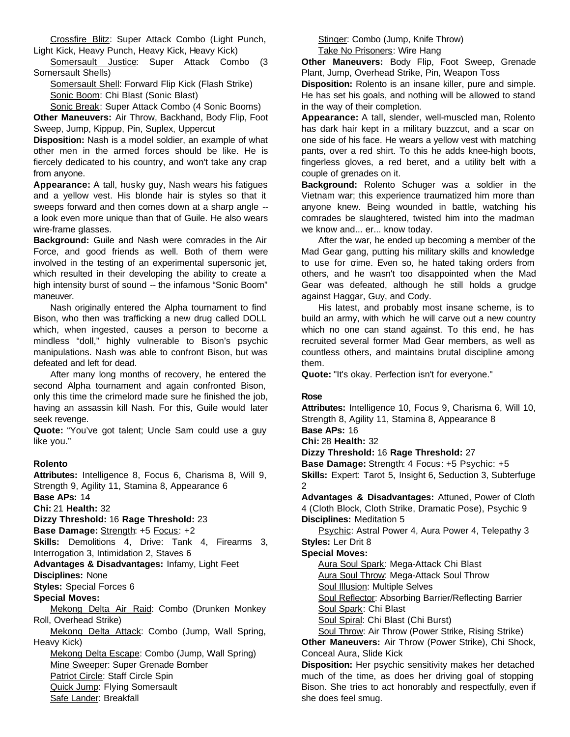Crossfire Blitz: Super Attack Combo (Light Punch, Light Kick, Heavy Punch, Heavy Kick, Heavy Kick)

Somersault Justice: Super Attack Combo (3 Somersault Shells)

Somersault Shell: Forward Flip Kick (Flash Strike)

Sonic Boom: Chi Blast (Sonic Blast)

Sonic Break: Super Attack Combo (4 Sonic Booms)

**Other Maneuvers:** Air Throw, Backhand, Body Flip, Foot Sweep, Jump, Kippup, Pin, Suplex, Uppercut

**Disposition:** Nash is a model soldier, an example of what other men in the armed forces should be like. He is fiercely dedicated to his country, and won't take any crap from anyone.

**Appearance:** A tall, husky guy, Nash wears his fatigues and a yellow vest. His blonde hair is styles so that it sweeps forward and then comes down at a sharp angle -- a look even more unique than that of Guile. He also wears wire-frame glasses.

**Background:** Guile and Nash were comrades in the Air Force, and good friends as well. Both of them were involved in the testing of an experimental supersonic jet, which resulted in their developing the ability to create a high intensity burst of sound -- the infamous "Sonic Boom" maneuver.

Nash originally entered the Alpha tournament to find Bison, who then was trafficking a new drug called DOLL which, when ingested, causes a person to become a mindless "doll," highly vulnerable to Bison's psychic manipulations. Nash was able to confront Bison, but was defeated and left for dead.

After many long months of recovery, he entered the second Alpha tournament and again confronted Bison, only this time the crimelord made sure he finished the job, having an assassin kill Nash. For this, Guile would later seek revenge.

**Quote:** "You've got talent; Uncle Sam could use a guy like you."

### Rolento

**Attributes:** Intelligence 8, Focus 6, Charisma 8, Will 9, Strength 9, Agility 11, Stamina 8, Appearance 6

**Base APs:** 14

**Chi:** 21 **Health:** 32

**Dizzy Threshold:** 16 **Rage Threshold:** 23

**Base Damage:** Strength: +5 Focus: +2

**Skills:** Demolitions 4, Drive: Tank 4, Firearms 3, Interrogation 3, Intimidation 2, Staves 6

**Advantages & Disadvantages:** Infamy, Light Feet

**Disciplines:** None

**Styles:** Special Forces 6

**Special Moves:**

Mekong Delta Air Raid: Combo (Drunken Monkey Roll, Overhead Strike)

Mekong Delta Attack: Combo (Jump, Wall Spring, Heavy Kick)

Mekong Delta Escape: Combo (Jump, Wall Spring)

Mine Sweeper: Super Grenade Bomber

Patriot Circle: Staff Circle Spin

Quick Jump: Flying Somersault

Safe Lander: Breakfall

Stinger: Combo (Jump, Knife Throw)

Take No Prisoners: Wire Hang

**Other Maneuvers:** Body Flip, Foot Sweep, Grenade Plant, Jump, Overhead Strike, Pin, Weapon Toss

**Disposition:** Rolento is an insane killer, pure and simple. He has set his goals, and nothing will be allowed to stand in the way of their completion.

**Appearance:** A tall, slender, well-muscled man, Rolento has dark hair kept in a military buzzcut, and a scar on one side of his face. He wears a yellow vest with matching pants, over a red shirt. To this he adds knee-high boots, fingerless gloves, a red beret, and a utility belt with a couple of grenades on it.

**Background:** Rolento Schuger was a soldier in the Vietnam war; this experience traumatized him more than anyone knew. Being wounded in battle, watching his comrades be slaughtered, twisted him into the madman we know and... er... know today.

After the war, he ended up becoming a member of the Mad Gear gang, putting his military skills and knowledge to use for crime. Even so, he hated taking orders from others, and he wasn't too disappointed when the Mad Gear was defeated, although he still holds a grudge against Haggar, Guy, and Cody.

His latest, and probably most insane scheme, is to build an army, with which he will carve out a new country which no one can stand against. To this end, he has recruited several former Mad Gear members, as well as countless others, and maintains brutal discipline among them.

**Quote:** "It's okay. Perfection isn't for everyone."

### Rose

**Attributes:** Intelligence 10, Focus 9, Charisma 6, Will 10, Strength 8, Agility 11, Stamina 8, Appearance 8

**Base APs:** 16

**Chi:** 28 **Health:** 32

**Dizzy Threshold:** 16 **Rage Threshold:** 27

**Base Damage:** Strength: 4 Focus: +5 Psychic: +5

**Skills:** Expert: Tarot 5, Insight 6, Seduction 3, Subterfuge 2

**Advantages & Disadvantages:** Attuned, Power of Cloth 4 (Cloth Block, Cloth Strike, Dramatic Pose), Psychic 9

**Disciplines:** Meditation 5

Psychic: Astral Power 4, Aura Power 4, Telepathy 3

**Styles:** Ler Drit 8

**Special Moves:**

Aura Soul Spark: Mega-Attack Chi Blast

Aura Soul Throw: Mega-Attack Soul Throw

Soul Illusion: Multiple Selves

Soul Reflector: Absorbing Barrier/Reflecting Barrier

Soul Spark: Chi Blast

Soul Spiral: Chi Blast (Chi Burst)

Soul Throw: Air Throw (Power Strike, Rising Strike)

**Other Maneuvers:** Air Throw (Power Strike), Chi Shock, Conceal Aura, Slide Kick

**Disposition:** Her psychic sensitivity makes her detached much of the time, as does her driving goal of stopping Bison. She tries to act honorably and respectfully, even if she does feel smug.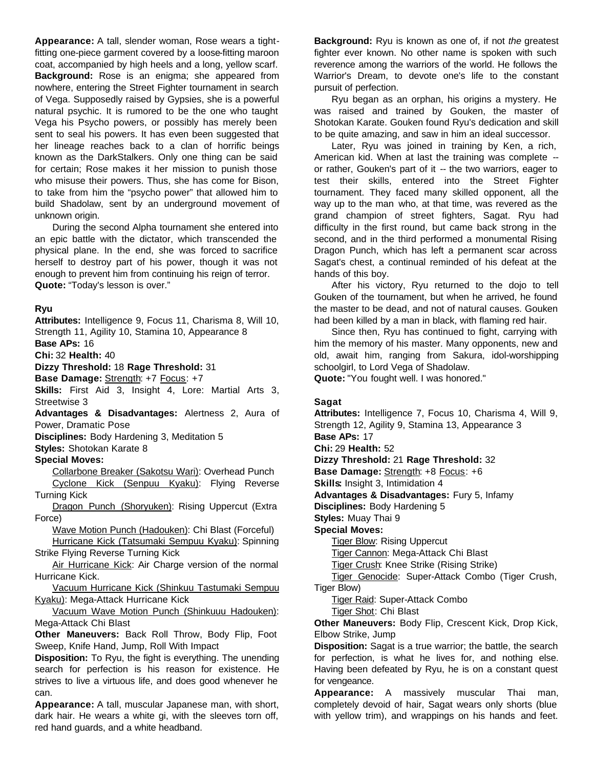**Appearance:** A tall, slender woman, Rose wears a tight-fitting one-piece garment covered by a loose-fitting maroon coat, accompanied by high heels and a long, yellow scarf.
**Background:** Rose is an enigma; she appeared from nowhere, entering the Street Fighter tournament in search of Vega. Supposedly raised by Gypsies, she is a powerful natural psychic. It is rumored to be the one who taught Vega his Psycho powers, or possibly has merely been sent to seal his powers. It has even been suggested that her lineage reaches back to a clan of horrific beings known as the DarkStalkers. Only one thing can be said for certain; Rose makes it her mission to punish those who misuse their powers. Thus, she has come for Bison, to take from him the "psycho power" that allowed him to build Shadolaw, sent by an underground movement of unknown origin.

During the second Alpha tournament she entered into an epic battle with the dictator, which transcended the physical plane. In the end, she was forced to sacrifice herself to destroy part of his power, though it was not enough to prevent him from continuing his reign of terror.
**Quote:** "Today's lesson is over."

### Ryu

**Attributes:** Intelligence 9, Focus 11, Charisma 8, Will 10, Strength 11, Agility 10, Stamina 10, Appearance 8
**Base APs:** 16
**Chi:** 32 **Health:** 40
**Dizzy Threshold:** 18 **Rage Threshold:** 31
**Base Damage:** Strength: +7 Focus: +7
**Skills:** First Aid 3, Insight 4, Lore: Martial Arts 3, Streetwise 3
**Advantages & Disadvantages:** Alertness 2, Aura of Power, Dramatic Pose
**Disciplines:** Body Hardening 3, Meditation 5
**Styles:** Shotokan Karate 8
**Special Moves:**

Collarbone Breaker (Sakotsu Wari): Overhead Punch

Cyclone Kick (Senpuu Kyaku): Flying Reverse Turning Kick

Dragon Punch (Shoryuken): Rising Uppercut (Extra Force)

Wave Motion Punch (Hadouken): Chi Blast (Forceful)

Hurricane Kick (Tatsumaki Sempuu Kyaku): Spinning Strike Flying Reverse Turning Kick

Air Hurricane Kick: Air Charge version of the normal Hurricane Kick.

Vacuum Hurricane Kick (Shinkuu Tastumaki Sempuu Kyaku): Mega-Attack Hurricane Kick

Vacuum Wave Motion Punch (Shinkuuu Hadouken): Mega-Attack Chi Blast

**Other Maneuvers:** Back Roll Throw, Body Flip, Foot Sweep, Knife Hand, Jump, Roll With Impact
**Disposition:** To Ryu, the fight is everything. The unending search for perfection is his reason for existence. He strives to live a virtuous life, and does good whenever he can.
**Appearance:** A tall, muscular Japanese man, with short, dark hair. He wears a white gi, with the sleeves torn off, red hand guards, and a white headband.
**Background:** Ryu is known as one of, if not *the* greatest fighter ever known. No other name is spoken with such reverence among the warriors of the world. He follows the Warrior's Dream, to devote one's life to the constant pursuit of perfection.

Ryu began as an orphan, his origins a mystery. He was raised and trained by Gouken, the master of Shotokan Karate. Gouken found Ryu's dedication and skill to be quite amazing, and saw in him an ideal successor.

Later, Ryu was joined in training by Ken, a rich, American kid. When at last the training was complete -- or rather, Gouken's part of it -- the two warriors, eager to test their skills, entered into the Street Fighter tournament. They faced many skilled opponent, all the way up to the man who, at that time, was revered as the grand champion of street fighters, Sagat. Ryu had difficulty in the first round, but came back strong in the second, and in the third performed a monumental Rising Dragon Punch, which has left a permanent scar across Sagat's chest, a continual reminded of his defeat at the hands of this boy.

After his victory, Ryu returned to the dojo to tell Gouken of the tournament, but when he arrived, he found the master to be dead, and not of natural causes. Gouken had been killed by a man in black, with flaming red hair.

Since then, Ryu has continued to fight, carrying with him the memory of his master. Many opponents, new and old, await him, ranging from Sakura, idol-worshipping schoolgirl, to Lord Vega of Shadolaw.
**Quote:** "You fought well. I was honored."

### Sagat

**Attributes:** Intelligence 7, Focus 10, Charisma 4, Will 9, Strength 12, Agility 9, Stamina 13, Appearance 3
**Base APs:** 17
**Chi:** 29 **Health:** 52
**Dizzy Threshold:** 21 **Rage Threshold:** 32
**Base Damage:** Strength: +8 Focus: +6
**Skills:** Insight 3, Intimidation 4
**Advantages & Disadvantages:** Fury 5, Infamy
**Disciplines:** Body Hardening 5
**Styles:** Muay Thai 9
**Special Moves:**

Tiger Blow: Rising Uppercut

Tiger Cannon: Mega-Attack Chi Blast

Tiger Crush: Knee Strike (Rising Strike)

Tiger Genocide: Super-Attack Combo (Tiger Crush, Tiger Blow)

Tiger Raid: Super-Attack Combo

Tiger Shot: Chi Blast

**Other Maneuvers:** Body Flip, Crescent Kick, Drop Kick, Elbow Strike, Jump
**Disposition:** Sagat is a true warrior; the battle, the search for perfection, is what he lives for, and nothing else. Having been defeated by Ryu, he is on a constant quest for vengeance.
**Appearance:** A massively muscular Thai man, completely devoid of hair, Sagat wears only shorts (blue with yellow trim), and wrappings on his hands and feet.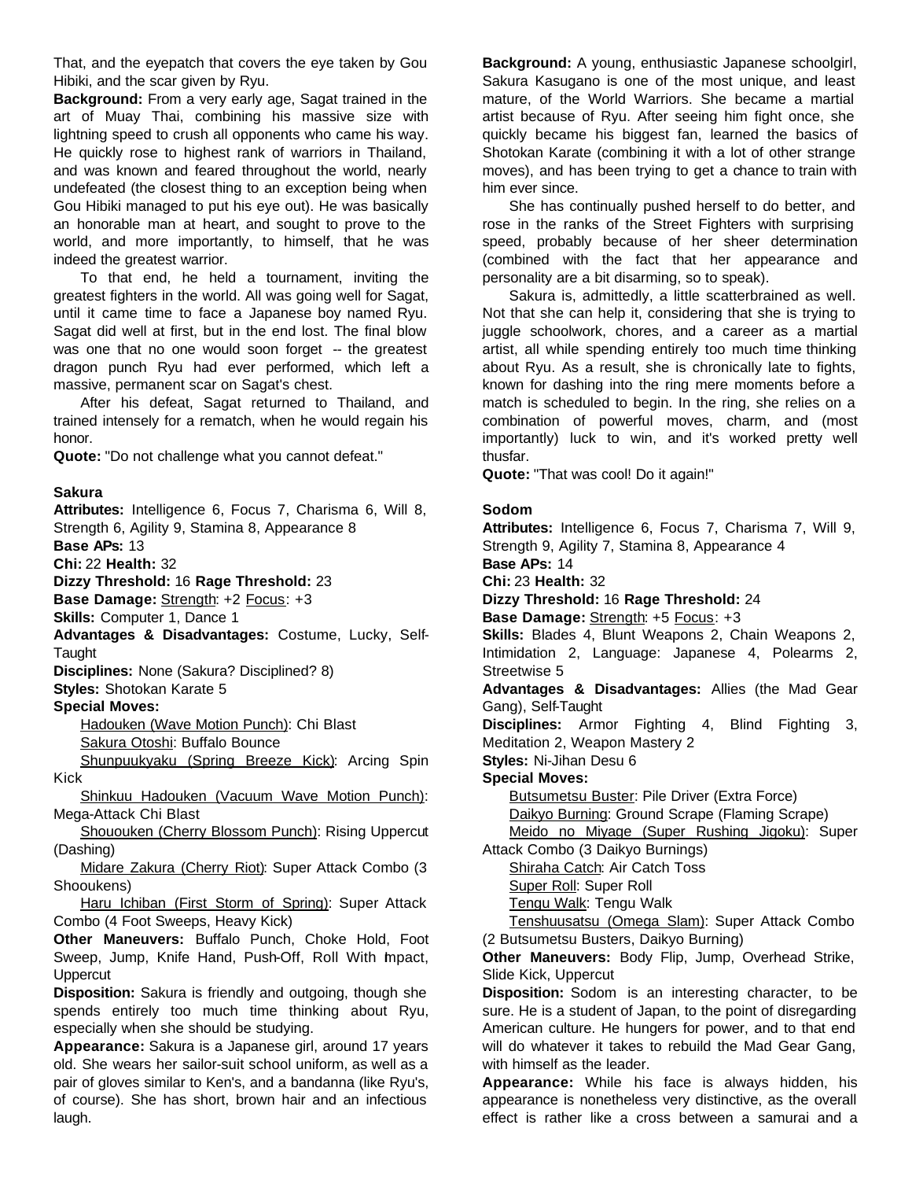That, and the eyepatch that covers the eye taken by Gou Hibiki, and the scar given by Ryu.

**Background:** From a very early age, Sagat trained in the art of Muay Thai, combining his massive size with lightning speed to crush all opponents who came his way. He quickly rose to highest rank of warriors in Thailand, and was known and feared throughout the world, nearly undefeated (the closest thing to an exception being when Gou Hibiki managed to put his eye out). He was basically an honorable man at heart, and sought to prove to the world, and more importantly, to himself, that he was indeed the greatest warrior.

To that end, he held a tournament, inviting the greatest fighters in the world. All was going well for Sagat, until it came time to face a Japanese boy named Ryu. Sagat did well at first, but in the end lost. The final blow was one that no one would soon forget -- the greatest dragon punch Ryu had ever performed, which left a massive, permanent scar on Sagat's chest.

After his defeat, Sagat returned to Thailand, and trained intensely for a rematch, when he would regain his honor.

**Quote:** "Do not challenge what you cannot defeat."

**Sakura**

**Attributes:** Intelligence 6, Focus 7, Charisma 6, Will 8, Strength 6, Agility 9, Stamina 8, Appearance 8

**Base APs:** 13

**Chi:** 22 **Health:** 32

**Dizzy Threshold:** 16 **Rage Threshold:** 23

**Base Damage:** Strength: +2 Focus: +3

**Skills:** Computer 1, Dance 1

**Advantages & Disadvantages:** Costume, Lucky, Self-Taught

**Disciplines:** None (Sakura? Disciplined? 8)

**Styles:** Shotokan Karate 5

**Special Moves:**

Hadouken (Wave Motion Punch): Chi Blast

Sakura Otoshi: Buffalo Bounce

Shunpuukyaku (Spring Breeze Kick): Arcing Spin Kick

Shinkuu Hadouken (Vacuum Wave Motion Punch): Mega-Attack Chi Blast

Shououken (Cherry Blossom Punch): Rising Uppercut (Dashing)

Midare Zakura (Cherry Riot): Super Attack Combo (3 Shououkens)

Haru Ichiban (First Storm of Spring): Super Attack Combo (4 Foot Sweeps, Heavy Kick)

**Other Maneuvers:** Buffalo Punch, Choke Hold, Foot Sweep, Jump, Knife Hand, Push-Off, Roll With Impact, Uppercut

**Disposition:** Sakura is friendly and outgoing, though she spends entirely too much time thinking about Ryu, especially when she should be studying.

**Appearance:** Sakura is a Japanese girl, around 17 years old. She wears her sailor-suit school uniform, as well as a pair of gloves similar to Ken's, and a bandanna (like Ryu's, of course). She has short, brown hair and an infectious laugh.

**Background:** A young, enthusiastic Japanese schoolgirl, Sakura Kasugano is one of the most unique, and least mature, of the World Warriors. She became a martial artist because of Ryu. After seeing him fight once, she quickly became his biggest fan, learned the basics of Shotokan Karate (combining it with a lot of other strange moves), and has been trying to get a chance to train with him ever since.

She has continually pushed herself to do better, and rose in the ranks of the Street Fighters with surprising speed, probably because of her sheer determination (combined with the fact that her appearance and personality are a bit disarming, so to speak).

Sakura is, admittedly, a little scatterbrained as well. Not that she can help it, considering that she is trying to juggle schoolwork, chores, and a career as a martial artist, all while spending entirely too much time thinking about Ryu. As a result, she is chronically late to fights, known for dashing into the ring mere moments before a match is scheduled to begin. In the ring, she relies on a combination of powerful moves, charm, and (most importantly) luck to win, and it's worked pretty well thusfar.

**Quote:** "That was cool! Do it again!"

**Sodom**

**Attributes:** Intelligence 6, Focus 7, Charisma 7, Will 9, Strength 9, Agility 7, Stamina 8, Appearance 4

**Base APs:** 14

**Chi:** 23 **Health:** 32

**Dizzy Threshold:** 16 **Rage Threshold:** 24

**Base Damage:** Strength: +5 Focus: +3

**Skills:** Blades 4, Blunt Weapons 2, Chain Weapons 2, Intimidation 2, Language: Japanese 4, Polearms 2, Streetwise 5

**Advantages & Disadvantages:** Allies (the Mad Gear Gang), Self-Taught

**Disciplines:** Armor Fighting 4, Blind Fighting 3, Meditation 2, Weapon Mastery 2

**Styles:** Ni-Jihan Desu 6

**Special Moves:**

Butsumetsu Buster: Pile Driver (Extra Force)

Daikyo Burning: Ground Scrape (Flaming Scrape)

Meido no Miyage (Super Rushing Jigoku): Super Attack Combo (3 Daikyo Burnings)

Shiraha Catch: Air Catch Toss

Super Roll: Super Roll

Tengu Walk: Tengu Walk

Tenshuusatsu (Omega Slam): Super Attack Combo (2 Butsumetsu Busters, Daikyo Burning)

**Other Maneuvers:** Body Flip, Jump, Overhead Strike, Slide Kick, Uppercut

**Disposition:** Sodom is an interesting character, to be sure. He is a student of Japan, to the point of disregarding American culture. He hungers for power, and to that end will do whatever it takes to rebuild the Mad Gear Gang, with himself as the leader.

**Appearance:** While his face is always hidden, his appearance is nonetheless very distinctive, as the overall effect is rather like a cross between a samurai and a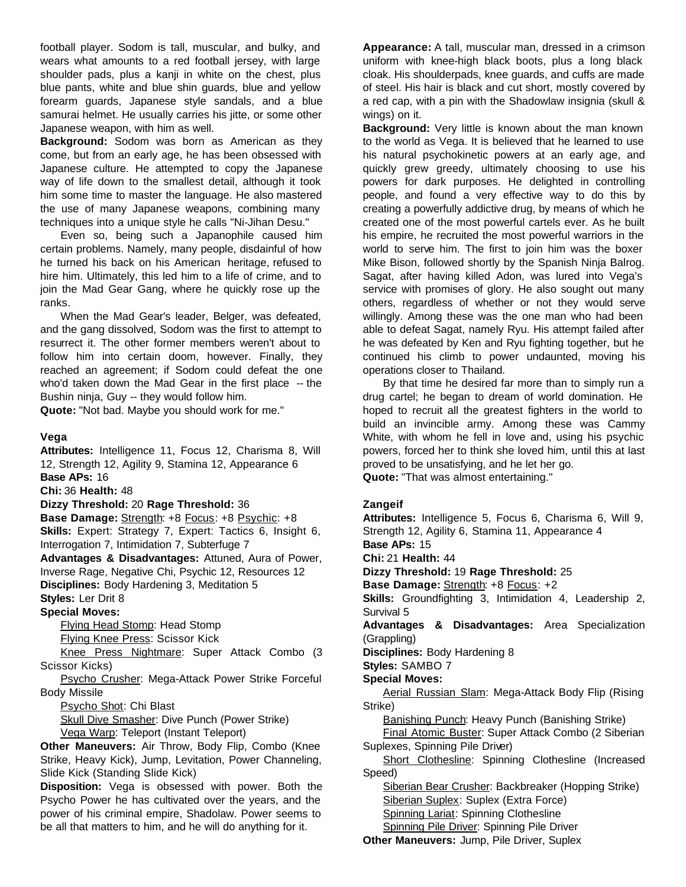football player. Sodom is tall, muscular, and bulky, and wears what amounts to a red football jersey, with large shoulder pads, plus a kanji in white on the chest, plus blue pants, white and blue shin guards, blue and yellow forearm guards, Japanese style sandals, and a blue samurai helmet. He usually carries his jitte, or some other Japanese weapon, with him as well.

**Background:** Sodom was born as American as they come, but from an early age, he has been obsessed with Japanese culture. He attempted to copy the Japanese way of life down to the smallest detail, although it took him some time to master the language. He also mastered the use of many Japanese weapons, combining many techniques into a unique style he calls "Ni-Jihan Desu."

Even so, being such a Japanophile caused him certain problems. Namely, many people, disdainful of how he turned his back on his American heritage, refused to hire him. Ultimately, this led him to a life of crime, and to join the Mad Gear Gang, where he quickly rose up the ranks.

When the Mad Gear's leader, Belger, was defeated, and the gang dissolved, Sodom was the first to attempt to resurrect it. The other former members weren't about to follow him into certain doom, however. Finally, they reached an agreement; if Sodom could defeat the one who'd taken down the Mad Gear in the first place -- the Bushin ninja, Guy -- they would follow him.

**Quote:** "Not bad. Maybe you should work for me."

### Vega

**Attributes:** Intelligence 11, Focus 12, Charisma 8, Will 12, Strength 12, Agility 9, Stamina 12, Appearance 6
**Base APs:** 16
**Chi:** 36 **Health:** 48
**Dizzy Threshold:** 20 **Rage Threshold:** 36
**Base Damage:** Strength: +8 Focus: +8 Psychic: +8
**Skills:** Expert: Strategy 7, Expert: Tactics 6, Insight 6, Interrogation 7, Intimidation 7, Subterfuge 7
**Advantages & Disadvantages:** Attuned, Aura of Power, Inverse Rage, Negative Chi, Psychic 12, Resources 12
**Disciplines:** Body Hardening 3, Meditation 5
**Styles:** Ler Drit 8
**Special Moves:**

Flying Head Stomp: Head Stomp

Flying Knee Press: Scissor Kick

Knee Press Nightmare: Super Attack Combo (3 Scissor Kicks)

Psycho Crusher: Mega-Attack Power Strike Forceful Body Missile

Psycho Shot: Chi Blast

Skull Dive Smasher: Dive Punch (Power Strike)

Vega Warp: Teleport (Instant Teleport)

**Other Maneuvers:** Air Throw, Body Flip, Combo (Knee Strike, Heavy Kick), Jump, Levitation, Power Channeling, Slide Kick (Standing Slide Kick)

**Disposition:** Vega is obsessed with power. Both the Psycho Power he has cultivated over the years, and the power of his criminal empire, Shadolaw. Power seems to be all that matters to him, and he will do anything for it.

**Appearance:** A tall, muscular man, dressed in a crimson uniform with knee-high black boots, plus a long black cloak. His shoulderpads, knee guards, and cuffs are made of steel. His hair is black and cut short, mostly covered by a red cap, with a pin with the Shadowlaw insignia (skull & wings) on it.

**Background:** Very little is known about the man known to the world as Vega. It is believed that he learned to use his natural psychokinetic powers at an early age, and quickly grew greedy, ultimately choosing to use his powers for dark purposes. He delighted in controlling people, and found a very effective way to do this by creating a powerfully addictive drug, by means of which he created one of the most powerful cartels ever. As he built his empire, he recruited the most powerful warriors in the world to serve him. The first to join him was the boxer Mike Bison, followed shortly by the Spanish Ninja Balrog. Sagat, after having killed Adon, was lured into Vega's service with promises of glory. He also sought out many others, regardless of whether or not they would serve willingly. Among these was the one man who had been able to defeat Sagat, namely Ryu. His attempt failed after he was defeated by Ken and Ryu fighting together, but he continued his climb to power undaunted, moving his operations closer to Thailand.

By that time he desired far more than to simply run a drug cartel; he began to dream of world domination. He hoped to recruit all the greatest fighters in the world to build an invincible army. Among these was Cammy White, with whom he fell in love and, using his psychic powers, forced her to think she loved him, until this at last proved to be unsatisfying, and he let her go.

**Quote:** "That was almost entertaining."

### Zangeif

**Attributes:** Intelligence 5, Focus 6, Charisma 6, Will 9, Strength 12, Agility 6, Stamina 11, Appearance 4
**Base APs:** 15
**Chi:** 21 **Health:** 44
**Dizzy Threshold:** 19 **Rage Threshold:** 25
**Base Damage:** Strength: +8 Focus: +2
**Skills:** Groundfighting 3, Intimidation 4, Leadership 2, Survival 5
**Advantages & Disadvantages:** Area Specialization (Grappling)
**Disciplines:** Body Hardening 8
**Styles:** SAMBO 7
**Special Moves:**

Aerial Russian Slam: Mega-Attack Body Flip (Rising Strike)

Banishing Punch: Heavy Punch (Banishing Strike)

Final Atomic Buster: Super Attack Combo (2 Siberian Suplexes, Spinning Pile Driver)

Short Clothesline: Spinning Clothesline (Increased Speed)

Siberian Bear Crusher: Backbreaker (Hopping Strike)

Siberian Suplex: Suplex (Extra Force)

Spinning Lariat: Spinning Clothesline

Spinning Pile Driver: Spinning Pile Driver

**Other Maneuvers:** Jump, Pile Driver, Suplex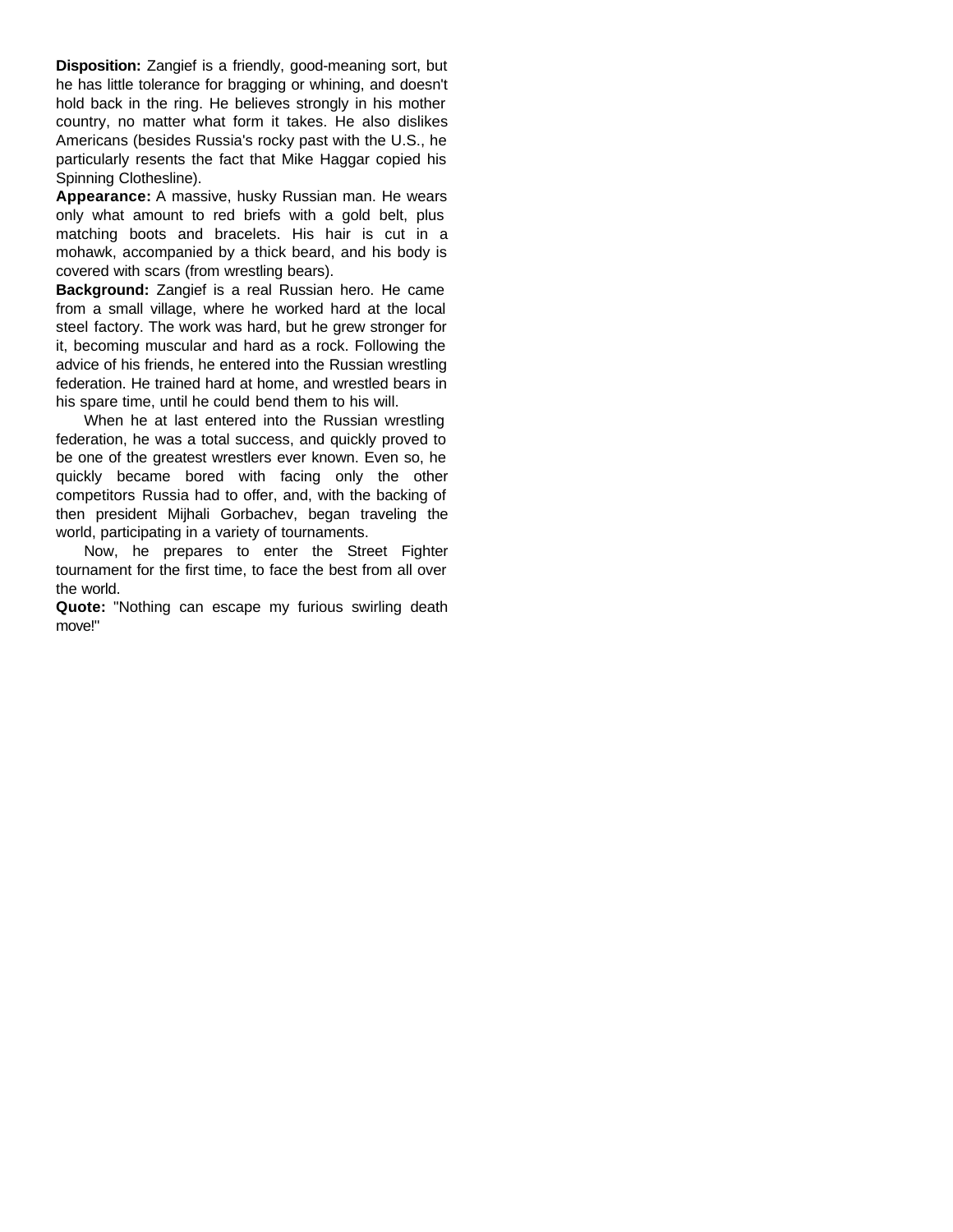**Disposition:** Zangief is a friendly, good-meaning sort, but he has little tolerance for bragging or whining, and doesn't hold back in the ring. He believes strongly in his mother country, no matter what form it takes. He also dislikes Americans (besides Russia's rocky past with the U.S., he particularly resents the fact that Mike Haggar copied his Spinning Clothesline).

**Appearance:** A massive, husky Russian man. He wears only what amount to red briefs with a gold belt, plus matching boots and bracelets. His hair is cut in a mohawk, accompanied by a thick beard, and his body is covered with scars (from wrestling bears).

**Background:** Zangief is a real Russian hero. He came from a small village, where he worked hard at the local steel factory. The work was hard, but he grew stronger for it, becoming muscular and hard as a rock. Following the advice of his friends, he entered into the Russian wrestling federation. He trained hard at home, and wrestled bears in his spare time, until he could bend them to his will.

When he at last entered into the Russian wrestling federation, he was a total success, and quickly proved to be one of the greatest wrestlers ever known. Even so, he quickly became bored with facing only the other competitors Russia had to offer, and, with the backing of then president Mijhali Gorbachev, began traveling the world, participating in a variety of tournaments.

Now, he prepares to enter the Street Fighter tournament for the first time, to face the best from all over the world.

**Quote:** "Nothing can escape my furious swirling death move!"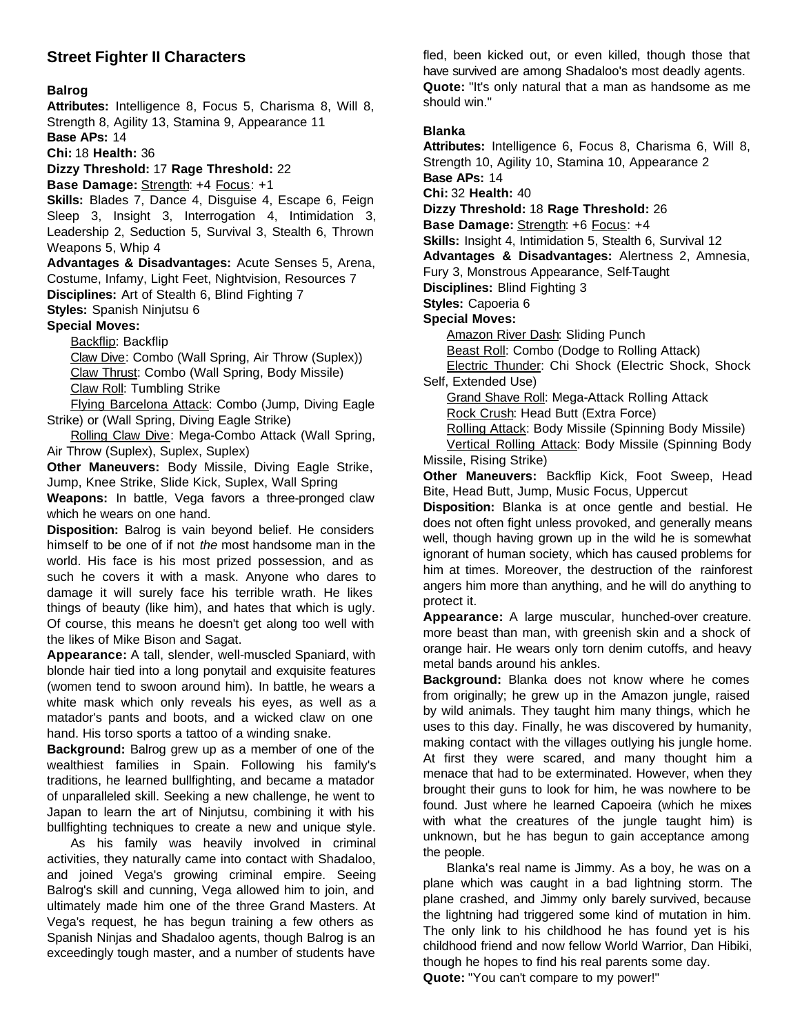## Street Fighter II Characters

### Balrog

**Attributes:** Intelligence 8, Focus 5, Charisma 8, Will 8, Strength 8, Agility 13, Stamina 9, Appearance 11

**Base APs:** 14

**Chi:** 18 **Health:** 36

**Dizzy Threshold:** 17 **Rage Threshold:** 22

**Base Damage:** Strength: +4 Focus: +1

**Skills:** Blades 7, Dance 4, Disguise 4, Escape 6, Feign Sleep 3, Insight 3, Interrogation 4, Intimidation 3, Leadership 2, Seduction 5, Survival 3, Stealth 6, Thrown Weapons 5, Whip 4

**Advantages & Disadvantages:** Acute Senses 5, Arena, Costume, Infamy, Light Feet, Nightvision, Resources 7

**Disciplines:** Art of Stealth 6, Blind Fighting 7

**Styles:** Spanish Ninjutsu 6

**Special Moves:**

Backflip: Backflip

Claw Dive: Combo (Wall Spring, Air Throw (Suplex))

Claw Thrust: Combo (Wall Spring, Body Missile)

Claw Roll: Tumbling Strike

Flying Barcelona Attack: Combo (Jump, Diving Eagle Strike) or (Wall Spring, Diving Eagle Strike)

Rolling Claw Dive: Mega-Combo Attack (Wall Spring, Air Throw (Suplex), Suplex, Suplex)

**Other Maneuvers:** Body Missile, Diving Eagle Strike, Jump, Knee Strike, Slide Kick, Suplex, Wall Spring

**Weapons:** In battle, Vega favors a three-pronged claw which he wears on one hand.

**Disposition:** Balrog is vain beyond belief. He considers himself to be one of if not *the* most handsome man in the world. His face is his most prized possession, and as such he covers it with a mask. Anyone who dares to damage it will surely face his terrible wrath. He likes things of beauty (like him), and hates that which is ugly. Of course, this means he doesn't get along too well with the likes of Mike Bison and Sagat.

**Appearance:** A tall, slender, well-muscled Spaniard, with blonde hair tied into a long ponytail and exquisite features (women tend to swoon around him). In battle, he wears a white mask which only reveals his eyes, as well as a matador's pants and boots, and a wicked claw on one hand. His torso sports a tattoo of a winding snake.

**Background:** Balrog grew up as a member of one of the wealthiest families in Spain. Following his family's traditions, he learned bullfighting, and became a matador of unparalleled skill. Seeking a new challenge, he went to Japan to learn the art of Ninjutsu, combining it with his bullfighting techniques to create a new and unique style.

As his family was heavily involved in criminal activities, they naturally came into contact with Shadaloo, and joined Vega's growing criminal empire. Seeing Balrog's skill and cunning, Vega allowed him to join, and ultimately made him one of the three Grand Masters. At Vega's request, he has begun training a few others as Spanish Ninjas and Shadaloo agents, though Balrog is an exceedingly tough master, and a number of students have fled, been kicked out, or even killed, though those that have survived are among Shadaloo's most deadly agents.

**Quote:** "It's only natural that a man as handsome as me should win."

### Blanka

**Attributes:** Intelligence 6, Focus 8, Charisma 6, Will 8, Strength 10, Agility 10, Stamina 10, Appearance 2

**Base APs:** 14

**Chi:** 32 **Health:** 40

**Dizzy Threshold:** 18 **Rage Threshold:** 26

**Base Damage:** Strength: +6 Focus: +4

**Skills:** Insight 4, Intimidation 5, Stealth 6, Survival 12

**Advantages & Disadvantages:** Alertness 2, Amnesia, Fury 3, Monstrous Appearance, Self-Taught

**Disciplines:** Blind Fighting 3

**Styles:** Capoeria 6

**Special Moves:**

Amazon River Dash: Sliding Punch

Beast Roll: Combo (Dodge to Rolling Attack)

Electric Thunder: Chi Shock (Electric Shock, Shock Self, Extended Use)

Grand Shave Roll: Mega-Attack Rolling Attack

Rock Crush: Head Butt (Extra Force)

Rolling Attack: Body Missile (Spinning Body Missile)

Vertical Rolling Attack: Body Missile (Spinning Body Missile, Rising Strike)

**Other Maneuvers:** Backflip Kick, Foot Sweep, Head Bite, Head Butt, Jump, Music Focus, Uppercut

**Disposition:** Blanka is at once gentle and bestial. He does not often fight unless provoked, and generally means well, though having grown up in the wild he is somewhat ignorant of human society, which has caused problems for him at times. Moreover, the destruction of the rainforest angers him more than anything, and he will do anything to protect it.

**Appearance:** A large muscular, hunched-over creature. more beast than man, with greenish skin and a shock of orange hair. He wears only torn denim cutoffs, and heavy metal bands around his ankles.

**Background:** Blanka does not know where he comes from originally; he grew up in the Amazon jungle, raised by wild animals. They taught him many things, which he uses to this day. Finally, he was discovered by humanity, making contact with the villages outlying his jungle home. At first they were scared, and many thought him a menace that had to be exterminated. However, when they brought their guns to look for him, he was nowhere to be found. Just where he learned Capoeira (which he mixes with what the creatures of the jungle taught him) is unknown, but he has begun to gain acceptance among the people.

Blanka's real name is Jimmy. As a boy, he was on a plane which was caught in a bad lightning storm. The plane crashed, and Jimmy only barely survived, because the lightning had triggered some kind of mutation in him. The only link to his childhood he has found yet is his childhood friend and now fellow World Warrior, Dan Hibiki, though he hopes to find his real parents some day.

**Quote:** "You can't compare to my power!"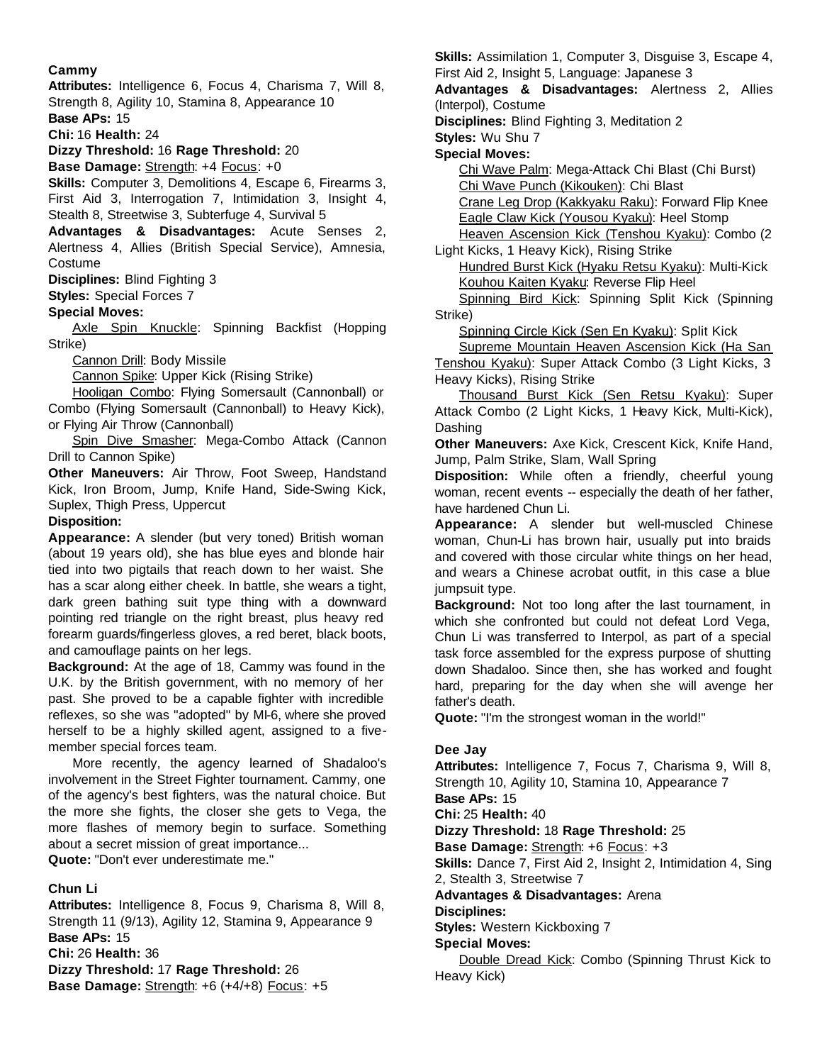### Cammy

**Attributes:** Intelligence 6, Focus 4, Charisma 7, Will 8, Strength 8, Agility 10, Stamina 8, Appearance 10

**Base APs:** 15

**Chi:** 16 **Health:** 24

**Dizzy Threshold:** 16 **Rage Threshold:** 20

**Base Damage:** Strength: +4 Focus: +0

**Skills:** Computer 3, Demolitions 4, Escape 6, Firearms 3, First Aid 3, Interrogation 7, Intimidation 3, Insight 4, Stealth 8, Streetwise 3, Subterfuge 4, Survival 5

**Advantages & Disadvantages:** Acute Senses 2, Alertness 4, Allies (British Special Service), Amnesia, Costume

**Disciplines:** Blind Fighting 3

**Styles:** Special Forces 7

**Special Moves:**

Axle Spin Knuckle: Spinning Backfist (Hopping Strike)

Cannon Drill: Body Missile

Cannon Spike: Upper Kick (Rising Strike)

Hooligan Combo: Flying Somersault (Cannonball) or Combo (Flying Somersault (Cannonball) to Heavy Kick), or Flying Air Throw (Cannonball)

Spin Dive Smasher: Mega-Combo Attack (Cannon Drill to Cannon Spike)

**Other Maneuvers:** Air Throw, Foot Sweep, Handstand Kick, Iron Broom, Jump, Knife Hand, Side-Swing Kick, Suplex, Thigh Press, Uppercut

**Disposition:**

**Appearance:** A slender (but very toned) British woman (about 19 years old), she has blue eyes and blonde hair tied into two pigtails that reach down to her waist. She has a scar along either cheek. In battle, she wears a tight, dark green bathing suit type thing with a downward pointing red triangle on the right breast, plus heavy red forearm guards/fingerless gloves, a red beret, black boots, and camouflage paints on her legs.

**Background:** At the age of 18, Cammy was found in the U.K. by the British government, with no memory of her past. She proved to be a capable fighter with incredible reflexes, so she was "adopted" by MI-6, where she proved herself to be a highly skilled agent, assigned to a five-member special forces team.

More recently, the agency learned of Shadaloo's involvement in the Street Fighter tournament. Cammy, one of the agency's best fighters, was the natural choice. But the more she fights, the closer she gets to Vega, the more flashes of memory begin to surface. Something about a secret mission of great importance...

**Quote:** "Don't ever underestimate me."

### Chun Li

**Attributes:** Intelligence 8, Focus 9, Charisma 8, Will 8, Strength 11 (9/13), Agility 12, Stamina 9, Appearance 9

**Base APs:** 15

**Chi:** 26 **Health:** 36

**Dizzy Threshold:** 17 **Rage Threshold:** 26

**Base Damage:** Strength: +6 (+4/+8) Focus: +5

**Skills:** Assimilation 1, Computer 3, Disguise 3, Escape 4, First Aid 2, Insight 5, Language: Japanese 3

**Advantages & Disadvantages:** Alertness 2, Allies (Interpol), Costume

**Disciplines:** Blind Fighting 3, Meditation 2

**Styles:** Wu Shu 7

**Special Moves:**

Chi Wave Palm: Mega-Attack Chi Blast (Chi Burst)

Chi Wave Punch (Kikouken): Chi Blast

Crane Leg Drop (Kakkyaku Raku): Forward Flip Knee

Eagle Claw Kick (Yousou Kyaku): Heel Stomp

Heaven Ascension Kick (Tenshou Kyaku): Combo (2 Light Kicks, 1 Heavy Kick), Rising Strike

Hundred Burst Kick (Hyaku Retsu Kyaku): Multi-Kick

Kouhou Kaiten Kyaku: Reverse Flip Heel

Spinning Bird Kick: Spinning Split Kick (Spinning Strike)

Spinning Circle Kick (Sen En Kyaku): Split Kick

Supreme Mountain Heaven Ascension Kick (Ha San Tenshou Kyaku): Super Attack Combo (3 Light Kicks, 3 Heavy Kicks), Rising Strike

Thousand Burst Kick (Sen Retsu Kyaku): Super Attack Combo (2 Light Kicks, 1 Heavy Kick, Multi-Kick), Dashing

**Other Maneuvers:** Axe Kick, Crescent Kick, Knife Hand, Jump, Palm Strike, Slam, Wall Spring

**Disposition:** While often a friendly, cheerful young woman, recent events -- especially the death of her father, have hardened Chun Li.

**Appearance:** A slender but well-muscled Chinese woman, Chun-Li has brown hair, usually put into braids and covered with those circular white things on her head, and wears a Chinese acrobat outfit, in this case a blue jumpsuit type.

**Background:** Not too long after the last tournament, in which she confronted but could not defeat Lord Vega, Chun Li was transferred to Interpol, as part of a special task force assembled for the express purpose of shutting down Shadaloo. Since then, she has worked and fought hard, preparing for the day when she will avenge her father's death.

**Quote:** "I'm the strongest woman in the world!"

### Dee Jay

**Attributes:** Intelligence 7, Focus 7, Charisma 9, Will 8, Strength 10, Agility 10, Stamina 10, Appearance 7

**Base APs:** 15

**Chi:** 25 **Health:** 40

**Dizzy Threshold:** 18 **Rage Threshold:** 25

**Base Damage:** Strength: +6 Focus: +3

**Skills:** Dance 7, First Aid 2, Insight 2, Intimidation 4, Sing 2, Stealth 3, Streetwise 7

**Advantages & Disadvantages:** Arena

**Disciplines:**

**Styles:** Western Kickboxing 7

**Special Moves:**

Double Dread Kick: Combo (Spinning Thrust Kick to Heavy Kick)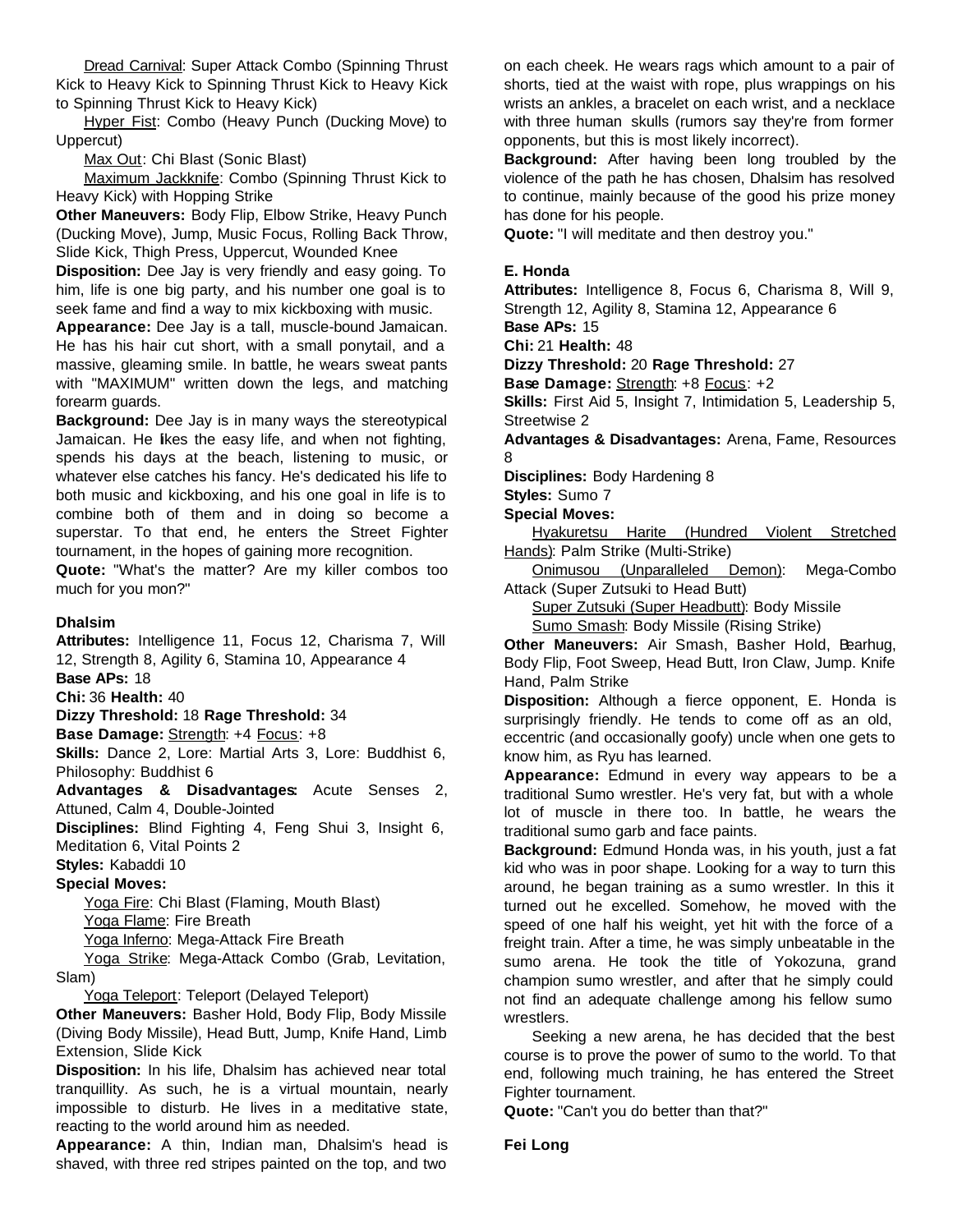<u>Dread Carnival</u>: Super Attack Combo (Spinning Thrust Kick to Heavy Kick to Spinning Thrust Kick to Heavy Kick to Spinning Thrust Kick to Heavy Kick)

<u>Hyper Fist</u>: Combo (Heavy Punch (Ducking Move) to Uppercut)

<u>Max Out</u>: Chi Blast (Sonic Blast)

<u>Maximum Jackknife</u>: Combo (Spinning Thrust Kick to Heavy Kick) with Hopping Strike

**Other Maneuvers:** Body Flip, Elbow Strike, Heavy Punch (Ducking Move), Jump, Music Focus, Rolling Back Throw, Slide Kick, Thigh Press, Uppercut, Wounded Knee

**Disposition:** Dee Jay is very friendly and easy going. To him, life is one big party, and his number one goal is to seek fame and find a way to mix kickboxing with music.

**Appearance:** Dee Jay is a tall, muscle-bound Jamaican. He has his hair cut short, with a small ponytail, and a massive, gleaming smile. In battle, he wears sweat pants with "MAXIMUM" written down the legs, and matching forearm guards.

**Background:** Dee Jay is in many ways the stereotypical Jamaican. He likes the easy life, and when not fighting, spends his days at the beach, listening to music, or whatever else catches his fancy. He's dedicated his life to both music and kickboxing, and his one goal in life is to combine both of them and in doing so become a superstar. To that end, he enters the Street Fighter tournament, in the hopes of gaining more recognition.

**Quote:** "What's the matter? Are my killer combos too much for you mon?"

### Dhalsim

**Attributes:** Intelligence 11, Focus 12, Charisma 7, Will 12, Strength 8, Agility 6, Stamina 10, Appearance 4

**Base APs:** 18

**Chi:** 36 **Health:** 40

**Dizzy Threshold:** 18 **Rage Threshold:** 34

**Base Damage:** <u>Strength</u>: +4 <u>Focus</u>: +8

**Skills:** Dance 2, Lore: Martial Arts 3, Lore: Buddhist 6, Philosophy: Buddhist 6

**Advantages & Disadvantages:** Acute Senses 2, Attuned, Calm 4, Double-Jointed

**Disciplines:** Blind Fighting 4, Feng Shui 3, Insight 6, Meditation 6, Vital Points 2

**Styles:** Kabaddi 10

**Special Moves:**

<u>Yoga Fire</u>: Chi Blast (Flaming, Mouth Blast)

<u>Yoga Flame</u>: Fire Breath

<u>Yoga Inferno</u>: Mega-Attack Fire Breath

<u>Yoga Strike</u>: Mega-Attack Combo (Grab, Levitation, Slam)

<u>Yoga Teleport</u>: Teleport (Delayed Teleport)

**Other Maneuvers:** Basher Hold, Body Flip, Body Missile (Diving Body Missile), Head Butt, Jump, Knife Hand, Limb Extension, Slide Kick

**Disposition:** In his life, Dhalsim has achieved near total tranquillity. As such, he is a virtual mountain, nearly impossible to disturb. He lives in a meditative state, reacting to the world around him as needed.

**Appearance:** A thin, Indian man, Dhalsim's head is shaved, with three red stripes painted on the top, and two on each cheek. He wears rags which amount to a pair of shorts, tied at the waist with rope, plus wrappings on his wrists an ankles, a bracelet on each wrist, and a necklace with three human skulls (rumors say they're from former opponents, but this is most likely incorrect).

**Background:** After having been long troubled by the violence of the path he has chosen, Dhalsim has resolved to continue, mainly because of the good his prize money has done for his people.

**Quote:** "I will meditate and then destroy you."

### E. Honda

**Attributes:** Intelligence 8, Focus 6, Charisma 8, Will 9, Strength 12, Agility 8, Stamina 12, Appearance 6

**Base APs:** 15

**Chi:** 21 **Health:** 48

**Dizzy Threshold:** 20 **Rage Threshold:** 27

**Base Damage:** <u>Strength</u>: +8 <u>Focus</u>: +2

**Skills:** First Aid 5, Insight 7, Intimidation 5, Leadership 5, Streetwise 2

**Advantages & Disadvantages:** Arena, Fame, Resources 8

**Disciplines:** Body Hardening 8

**Styles:** Sumo 7

**Special Moves:**

<u>Hyakuretsu Harite (Hundred Violent Stretched Hands)</u>: Palm Strike (Multi-Strike)

<u>Onimusou (Unparalleled Demon)</u>: Mega-Combo Attack (Super Zutsuki to Head Butt)

<u>Super Zutsuki (Super Headbutt)</u>: Body Missile

<u>Sumo Smash</u>: Body Missile (Rising Strike)

**Other Maneuvers:** Air Smash, Basher Hold, Bearhug, Body Flip, Foot Sweep, Head Butt, Iron Claw, Jump. Knife Hand, Palm Strike

**Disposition:** Although a fierce opponent, E. Honda is surprisingly friendly. He tends to come off as an old, eccentric (and occasionally goofy) uncle when one gets to know him, as Ryu has learned.

**Appearance:** Edmund in every way appears to be a traditional Sumo wrestler. He's very fat, but with a whole lot of muscle in there too. In battle, he wears the traditional sumo garb and face paints.

**Background:** Edmund Honda was, in his youth, just a fat kid who was in poor shape. Looking for a way to turn this around, he began training as a sumo wrestler. In this it turned out he excelled. Somehow, he moved with the speed of one half his weight, yet hit with the force of a freight train. After a time, he was simply unbeatable in the sumo arena. He took the title of Yokozuna, grand champion sumo wrestler, and after that he simply could not find an adequate challenge among his fellow sumo wrestlers.

Seeking a new arena, he has decided that the best course is to prove the power of sumo to the world. To that end, following much training, he has entered the Street Fighter tournament.

**Quote:** "Can't you do better than that?"

### Fei Long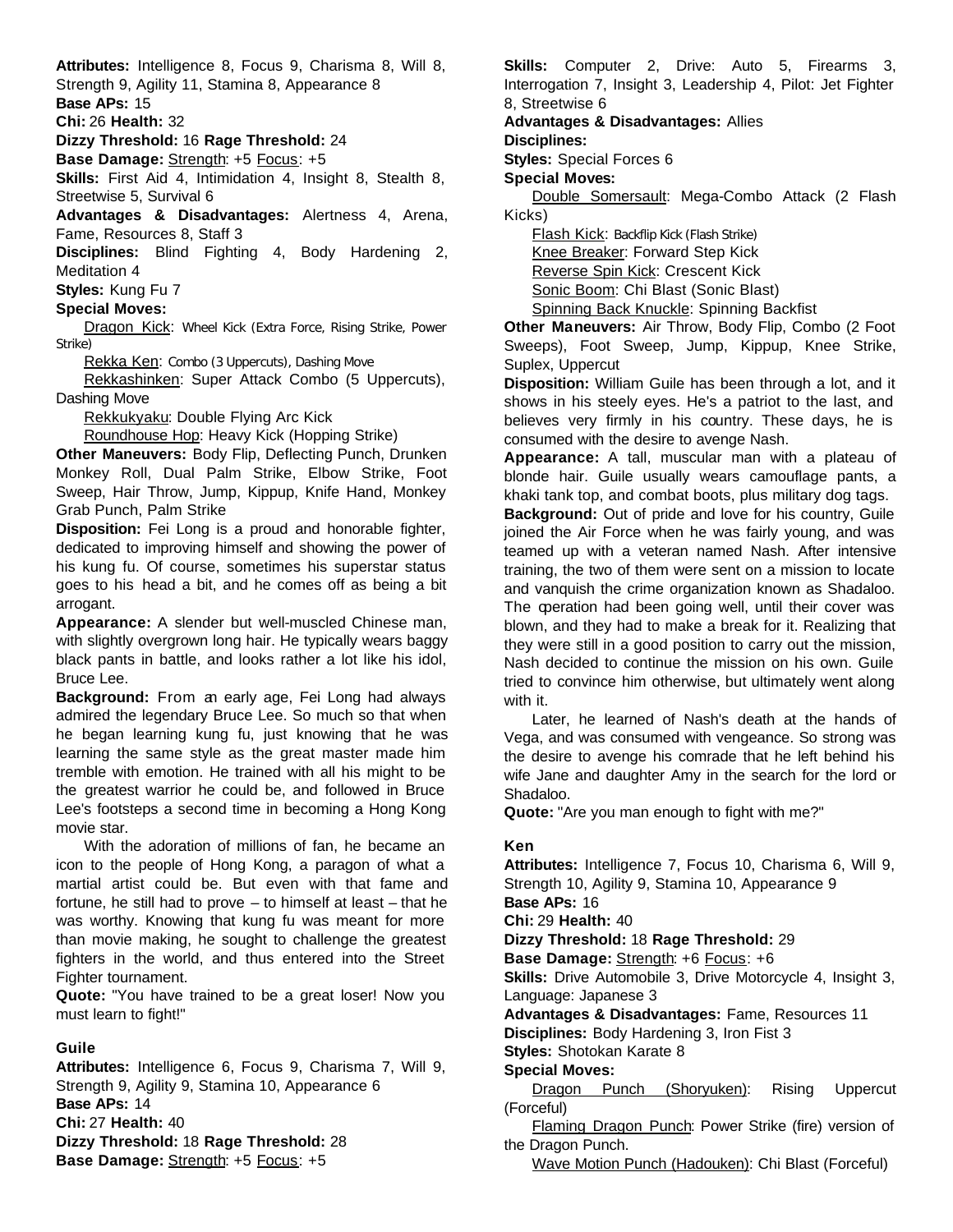**Attributes:** Intelligence 8, Focus 9, Charisma 8, Will 8, Strength 9, Agility 11, Stamina 8, Appearance 8
**Base APs:** 15
**Chi:** 26 **Health:** 32
**Dizzy Threshold:** 16 **Rage Threshold:** 24
**Base Damage:** Strength: +5 Focus: +5
**Skills:** First Aid 4, Intimidation 4, Insight 8, Stealth 8, Streetwise 5, Survival 6
**Advantages & Disadvantages:** Alertness 4, Arena, Fame, Resources 8, Staff 3
**Disciplines:** Blind Fighting 4, Body Hardening 2, Meditation 4
**Styles:** Kung Fu 7
**Special Moves:**

Dragon Kick: Wheel Kick (Extra Force, Rising Strike, Power Strike)

Rekka Ken: Combo (3 Uppercuts), Dashing Move

Rekkashinken: Super Attack Combo (5 Uppercuts), Dashing Move

Rekkukyaku: Double Flying Arc Kick

Roundhouse Hop: Heavy Kick (Hopping Strike)

**Other Maneuvers:** Body Flip, Deflecting Punch, Drunken Monkey Roll, Dual Palm Strike, Elbow Strike, Foot Sweep, Hair Throw, Jump, Kippup, Knife Hand, Monkey Grab Punch, Palm Strike
**Disposition:** Fei Long is a proud and honorable fighter, dedicated to improving himself and showing the power of his kung fu. Of course, sometimes his superstar status goes to his head a bit, and he comes off as being a bit arrogant.
**Appearance:** A slender but well-muscled Chinese man, with slightly overgrown long hair. He typically wears baggy black pants in battle, and looks rather a lot like his idol, Bruce Lee.
**Background:** From an early age, Fei Long had always admired the legendary Bruce Lee. So much so that when he began learning kung fu, just knowing that he was learning the same style as the great master made him tremble with emotion. He trained with all his might to be the greatest warrior he could be, and followed in Bruce Lee's footsteps a second time in becoming a Hong Kong movie star.

With the adoration of millions of fan, he became an icon to the people of Hong Kong, a paragon of what a martial artist could be. But even with that fame and fortune, he still had to prove – to himself at least – that he was worthy. Knowing that kung fu was meant for more than movie making, he sought to challenge the greatest fighters in the world, and thus entered into the Street Fighter tournament.

**Quote:** "You have trained to be a great loser! Now you must learn to fight!"

### Guile

**Attributes:** Intelligence 6, Focus 9, Charisma 7, Will 9, Strength 9, Agility 9, Stamina 10, Appearance 6
**Base APs:** 14
**Chi:** 27 **Health:** 40
**Dizzy Threshold:** 18 **Rage Threshold:** 28
**Base Damage:** Strength: +5 Focus: +5
**Skills:** Computer 2, Drive: Auto 5, Firearms 3, Interrogation 7, Insight 3, Leadership 4, Pilot: Jet Fighter 8, Streetwise 6
**Advantages & Disadvantages:** Allies
**Disciplines:**
**Styles:** Special Forces 6
**Special Moves:**

Double Somersault: Mega-Combo Attack (2 Flash Kicks)

Flash Kick: Backflip Kick (Flash Strike)

Knee Breaker: Forward Step Kick

Reverse Spin Kick: Crescent Kick

Sonic Boom: Chi Blast (Sonic Blast)

Spinning Back Knuckle: Spinning Backfist

**Other Maneuvers:** Air Throw, Body Flip, Combo (2 Foot Sweeps), Foot Sweep, Jump, Kippup, Knee Strike, Suplex, Uppercut
**Disposition:** William Guile has been through a lot, and it shows in his steely eyes. He's a patriot to the last, and believes very firmly in his country. These days, he is consumed with the desire to avenge Nash.
**Appearance:** A tall, muscular man with a plateau of blonde hair. Guile usually wears camouflage pants, a khaki tank top, and combat boots, plus military dog tags.
**Background:** Out of pride and love for his country, Guile joined the Air Force when he was fairly young, and was teamed up with a veteran named Nash. After intensive training, the two of them were sent on a mission to locate and vanquish the crime organization known as Shadaloo. The operation had been going well, until their cover was blown, and they had to make a break for it. Realizing that they were still in a good position to carry out the mission, Nash decided to continue the mission on his own. Guile tried to convince him otherwise, but ultimately went along with it.

Later, he learned of Nash's death at the hands of Vega, and was consumed with vengeance. So strong was the desire to avenge his comrade that he left behind his wife Jane and daughter Amy in the search for the lord or Shadaloo.

**Quote:** "Are you man enough to fight with me?"

### Ken

**Attributes:** Intelligence 7, Focus 10, Charisma 6, Will 9, Strength 10, Agility 9, Stamina 10, Appearance 9
**Base APs:** 16
**Chi:** 29 **Health:** 40
**Dizzy Threshold:** 18 **Rage Threshold:** 29
**Base Damage:** Strength: +6 Focus: +6
**Skills:** Drive Automobile 3, Drive Motorcycle 4, Insight 3, Language: Japanese 3
**Advantages & Disadvantages:** Fame, Resources 11
**Disciplines:** Body Hardening 3, Iron Fist 3
**Styles:** Shotokan Karate 8
**Special Moves:**

Dragon Punch (Shoryuken): Rising Uppercut (Forceful)

Flaming Dragon Punch: Power Strike (fire) version of the Dragon Punch.

Wave Motion Punch (Hadouken): Chi Blast (Forceful)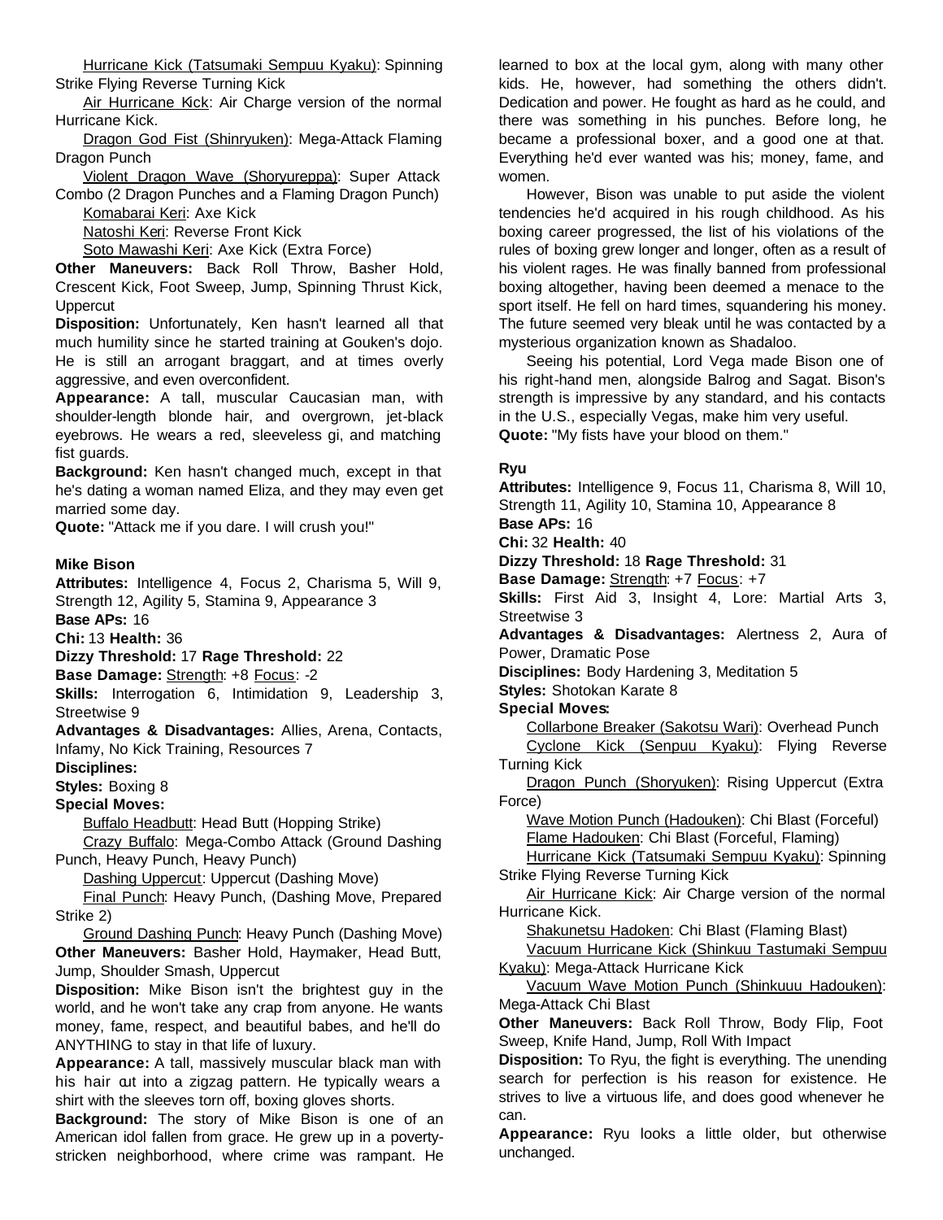Hurricane Kick (Tatsumaki Sempuu Kyaku): Spinning Strike Flying Reverse Turning Kick

Air Hurricane Kick: Air Charge version of the normal Hurricane Kick.

Dragon God Fist (Shinryuken): Mega-Attack Flaming Dragon Punch

Violent Dragon Wave (Shoryureppa): Super Attack Combo (2 Dragon Punches and a Flaming Dragon Punch)

Komabarai Keri: Axe Kick

Natoshi Keri: Reverse Front Kick

Soto Mawashi Keri: Axe Kick (Extra Force)

**Other Maneuvers:** Back Roll Throw, Basher Hold, Crescent Kick, Foot Sweep, Jump, Spinning Thrust Kick, Uppercut

**Disposition:** Unfortunately, Ken hasn't learned all that much humility since he started training at Gouken's dojo. He is still an arrogant braggart, and at times overly aggressive, and even overconfident.

**Appearance:** A tall, muscular Caucasian man, with shoulder-length blonde hair, and overgrown, jet-black eyebrows. He wears a red, sleeveless gi, and matching fist guards.

**Background:** Ken hasn't changed much, except in that he's dating a woman named Eliza, and they may even get married some day.

**Quote:** "Attack me if you dare. I will crush you!"

**Mike Bison**

**Attributes:** Intelligence 4, Focus 2, Charisma 5, Will 9, Strength 12, Agility 5, Stamina 9, Appearance 3

**Base APs:** 16

**Chi:** 13 **Health:** 36

**Dizzy Threshold:** 17 **Rage Threshold:** 22

**Base Damage:** Strength: +8 Focus: -2

**Skills:** Interrogation 6, Intimidation 9, Leadership 3, Streetwise 9

**Advantages & Disadvantages:** Allies, Arena, Contacts, Infamy, No Kick Training, Resources 7

**Disciplines:**

**Styles:** Boxing 8

**Special Moves:**

Buffalo Headbutt: Head Butt (Hopping Strike)

Crazy Buffalo: Mega-Combo Attack (Ground Dashing Punch, Heavy Punch, Heavy Punch)

Dashing Uppercut: Uppercut (Dashing Move)

Final Punch: Heavy Punch, (Dashing Move, Prepared Strike 2)

Ground Dashing Punch: Heavy Punch (Dashing Move)

**Other Maneuvers:** Basher Hold, Haymaker, Head Butt, Jump, Shoulder Smash, Uppercut

**Disposition:** Mike Bison isn't the brightest guy in the world, and he won't take any crap from anyone. He wants money, fame, respect, and beautiful babes, and he'll do ANYTHING to stay in that life of luxury.

**Appearance:** A tall, massively muscular black man with his hair cut into a zigzag pattern. He typically wears a shirt with the sleeves torn off, boxing gloves shorts.

**Background:** The story of Mike Bison is one of an American idol fallen from grace. He grew up in a poverty-stricken neighborhood, where crime was rampant. He learned to box at the local gym, along with many other kids. He, however, had something the others didn't. Dedication and power. He fought as hard as he could, and there was something in his punches. Before long, he became a professional boxer, and a good one at that. Everything he'd ever wanted was his; money, fame, and women.

However, Bison was unable to put aside the violent tendencies he'd acquired in his rough childhood. As his boxing career progressed, the list of his violations of the rules of boxing grew longer and longer, often as a result of his violent rages. He was finally banned from professional boxing altogether, having been deemed a menace to the sport itself. He fell on hard times, squandering his money. The future seemed very bleak until he was contacted by a mysterious organization known as Shadaloo.

Seeing his potential, Lord Vega made Bison one of his right-hand men, alongside Balrog and Sagat. Bison's strength is impressive by any standard, and his contacts in the U.S., especially Vegas, make him very useful.

**Quote:** "My fists have your blood on them."

**Ryu**

**Attributes:** Intelligence 9, Focus 11, Charisma 8, Will 10, Strength 11, Agility 10, Stamina 10, Appearance 8

**Base APs:** 16

**Chi:** 32 **Health:** 40

**Dizzy Threshold:** 18 **Rage Threshold:** 31

**Base Damage:** Strength: +7 Focus: +7

**Skills:** First Aid 3, Insight 4, Lore: Martial Arts 3, Streetwise 3

**Advantages & Disadvantages:** Alertness 2, Aura of Power, Dramatic Pose

**Disciplines:** Body Hardening 3, Meditation 5

**Styles:** Shotokan Karate 8

**Special Moves:**

Collarbone Breaker (Sakotsu Wari): Overhead Punch

Cyclone Kick (Senpuu Kyaku): Flying Reverse Turning Kick

Dragon Punch (Shoryuken): Rising Uppercut (Extra Force)

Wave Motion Punch (Hadouken): Chi Blast (Forceful)

Flame Hadouken: Chi Blast (Forceful, Flaming)

Hurricane Kick (Tatsumaki Sempuu Kyaku): Spinning Strike Flying Reverse Turning Kick

Air Hurricane Kick: Air Charge version of the normal Hurricane Kick.

Shakunetsu Hadoken: Chi Blast (Flaming Blast)

Vacuum Hurricane Kick (Shinkuu Tastumaki Sempuu Kyaku): Mega-Attack Hurricane Kick

Vacuum Wave Motion Punch (Shinkuuu Hadouken): Mega-Attack Chi Blast

**Other Maneuvers:** Back Roll Throw, Body Flip, Foot Sweep, Knife Hand, Jump, Roll With Impact

**Disposition:** To Ryu, the fight is everything. The unending search for perfection is his reason for existence. He strives to live a virtuous life, and does good whenever he can.

**Appearance:** Ryu looks a little older, but otherwise unchanged.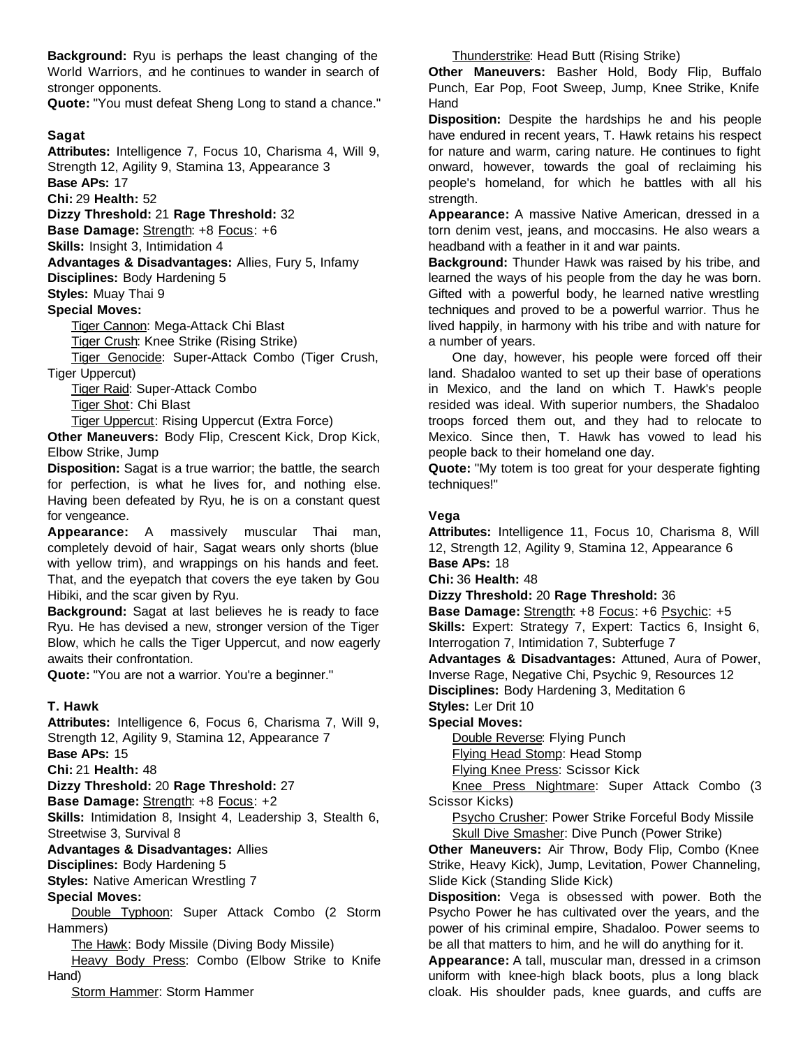**Background:** Ryu is perhaps the least changing of the World Warriors, and he continues to wander in search of stronger opponents.

**Quote:** "You must defeat Sheng Long to stand a chance."

### Sagat

**Attributes:** Intelligence 7, Focus 10, Charisma 4, Will 9, Strength 12, Agility 9, Stamina 13, Appearance 3

**Base APs:** 17

**Chi:** 29 **Health:** 52

**Dizzy Threshold:** 21 **Rage Threshold:** 32

**Base Damage:** Strength: +8 Focus: +6

**Skills:** Insight 3, Intimidation 4

**Advantages & Disadvantages:** Allies, Fury 5, Infamy

**Disciplines:** Body Hardening 5

**Styles:** Muay Thai 9

**Special Moves:**

Tiger Cannon: Mega-Attack Chi Blast

Tiger Crush: Knee Strike (Rising Strike)

Tiger Genocide: Super-Attack Combo (Tiger Crush, Tiger Uppercut)

Tiger Raid: Super-Attack Combo

Tiger Shot: Chi Blast

Tiger Uppercut: Rising Uppercut (Extra Force)

**Other Maneuvers:** Body Flip, Crescent Kick, Drop Kick, Elbow Strike, Jump

**Disposition:** Sagat is a true warrior; the battle, the search for perfection, is what he lives for, and nothing else. Having been defeated by Ryu, he is on a constant quest for vengeance.

**Appearance:** A massively muscular Thai man, completely devoid of hair, Sagat wears only shorts (blue with yellow trim), and wrappings on his hands and feet. That, and the eyepatch that covers the eye taken by Gou Hibiki, and the scar given by Ryu.

**Background:** Sagat at last believes he is ready to face Ryu. He has devised a new, stronger version of the Tiger Blow, which he calls the Tiger Uppercut, and now eagerly awaits their confrontation.

**Quote:** "You are not a warrior. You're a beginner."

### T. Hawk

**Attributes:** Intelligence 6, Focus 6, Charisma 7, Will 9, Strength 12, Agility 9, Stamina 12, Appearance 7

**Base APs:** 15

**Chi:** 21 **Health:** 48

**Dizzy Threshold:** 20 **Rage Threshold:** 27

**Base Damage:** Strength: +8 Focus: +2

**Skills:** Intimidation 8, Insight 4, Leadership 3, Stealth 6, Streetwise 3, Survival 8

**Advantages & Disadvantages:** Allies

**Disciplines:** Body Hardening 5

**Styles:** Native American Wrestling 7

**Special Moves:**

Double Typhoon: Super Attack Combo (2 Storm Hammers)

The Hawk: Body Missile (Diving Body Missile)

Heavy Body Press: Combo (Elbow Strike to Knife Hand)

Storm Hammer: Storm Hammer

Thunderstrike: Head Butt (Rising Strike)

**Other Maneuvers:** Basher Hold, Body Flip, Buffalo Punch, Ear Pop, Foot Sweep, Jump, Knee Strike, Knife Hand

**Disposition:** Despite the hardships he and his people have endured in recent years, T. Hawk retains his respect for nature and warm, caring nature. He continues to fight onward, however, towards the goal of reclaiming his people's homeland, for which he battles with all his strength.

**Appearance:** A massive Native American, dressed in a torn denim vest, jeans, and moccasins. He also wears a headband with a feather in it and war paints.

**Background:** Thunder Hawk was raised by his tribe, and learned the ways of his people from the day he was born. Gifted with a powerful body, he learned native wrestling techniques and proved to be a powerful warrior. Thus he lived happily, in harmony with his tribe and with nature for a number of years.

One day, however, his people were forced off their land. Shadaloo wanted to set up their base of operations in Mexico, and the land on which T. Hawk's people resided was ideal. With superior numbers, the Shadaloo troops forced them out, and they had to relocate to Mexico. Since then, T. Hawk has vowed to lead his people back to their homeland one day.

**Quote:** "My totem is too great for your desperate fighting techniques!"

### Vega

**Attributes:** Intelligence 11, Focus 10, Charisma 8, Will 12, Strength 12, Agility 9, Stamina 12, Appearance 6

**Base APs:** 18

**Chi:** 36 **Health:** 48

**Dizzy Threshold:** 20 **Rage Threshold:** 36

**Base Damage:** Strength: +8 Focus: +6 Psychic: +5

**Skills:** Expert: Strategy 7, Expert: Tactics 6, Insight 6, Interrogation 7, Intimidation 7, Subterfuge 7

**Advantages & Disadvantages:** Attuned, Aura of Power, Inverse Rage, Negative Chi, Psychic 9, Resources 12

**Disciplines:** Body Hardening 3, Meditation 6

**Styles:** Ler Drit 10

**Special Moves:**

Double Reverse: Flying Punch

Flying Head Stomp: Head Stomp

Flying Knee Press: Scissor Kick

Knee Press Nightmare: Super Attack Combo (3 Scissor Kicks)

Psycho Crusher: Power Strike Forceful Body Missile

Skull Dive Smasher: Dive Punch (Power Strike)

**Other Maneuvers:** Air Throw, Body Flip, Combo (Knee Strike, Heavy Kick), Jump, Levitation, Power Channeling, Slide Kick (Standing Slide Kick)

**Disposition:** Vega is obsessed with power. Both the Psycho Power he has cultivated over the years, and the power of his criminal empire, Shadaloo. Power seems to be all that matters to him, and he will do anything for it.

**Appearance:** A tall, muscular man, dressed in a crimson uniform with knee-high black boots, plus a long black cloak. His shoulder pads, knee guards, and cuffs are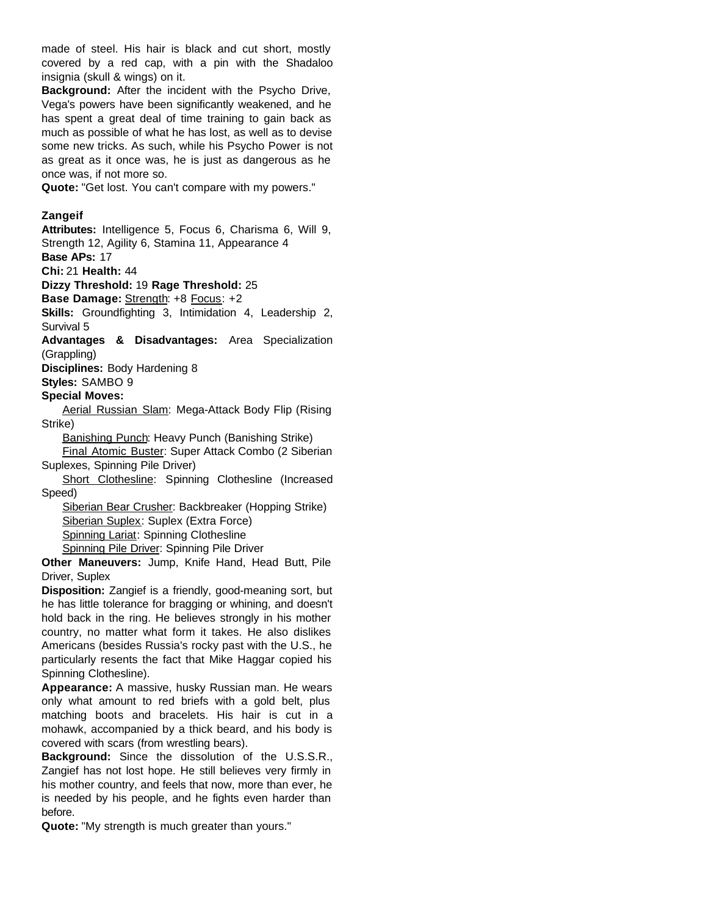made of steel. His hair is black and cut short, mostly covered by a red cap, with a pin with the Shadaloo insignia (skull & wings) on it.

**Background:** After the incident with the Psycho Drive, Vega's powers have been significantly weakened, and he has spent a great deal of time training to gain back as much as possible of what he has lost, as well as to devise some new tricks. As such, while his Psycho Power is not as great as it once was, he is just as dangerous as he once was, if not more so.

**Quote:** "Get lost. You can't compare with my powers."

**Zangeif**

**Attributes:** Intelligence 5, Focus 6, Charisma 6, Will 9, Strength 12, Agility 6, Stamina 11, Appearance 4

**Base APs:** 17

**Chi:** 21 **Health:** 44

**Dizzy Threshold:** 19 **Rage Threshold:** 25

**Base Damage:** Strength: +8 Focus: +2

**Skills:** Groundfighting 3, Intimidation 4, Leadership 2, Survival 5

**Advantages & Disadvantages:** Area Specialization (Grappling)

**Disciplines:** Body Hardening 8

**Styles:** SAMBO 9

**Special Moves:**

Aerial Russian Slam: Mega-Attack Body Flip (Rising Strike)

Banishing Punch: Heavy Punch (Banishing Strike)

Final Atomic Buster: Super Attack Combo (2 Siberian Suplexes, Spinning Pile Driver)

Short Clothesline: Spinning Clothesline (Increased Speed)

Siberian Bear Crusher: Backbreaker (Hopping Strike)

Siberian Suplex: Suplex (Extra Force)

Spinning Lariat: Spinning Clothesline

Spinning Pile Driver: Spinning Pile Driver

**Other Maneuvers:** Jump, Knife Hand, Head Butt, Pile Driver, Suplex

**Disposition:** Zangief is a friendly, good-meaning sort, but he has little tolerance for bragging or whining, and doesn't hold back in the ring. He believes strongly in his mother country, no matter what form it takes. He also dislikes Americans (besides Russia's rocky past with the U.S., he particularly resents the fact that Mike Haggar copied his Spinning Clothesline).

**Appearance:** A massive, husky Russian man. He wears only what amount to red briefs with a gold belt, plus matching boots and bracelets. His hair is cut in a mohawk, accompanied by a thick beard, and his body is covered with scars (from wrestling bears).

**Background:** Since the dissolution of the U.S.S.R., Zangief has not lost hope. He still believes very firmly in his mother country, and feels that now, more than ever, he is needed by his people, and he fights even harder than before.

**Quote:** "My strength is much greater than yours."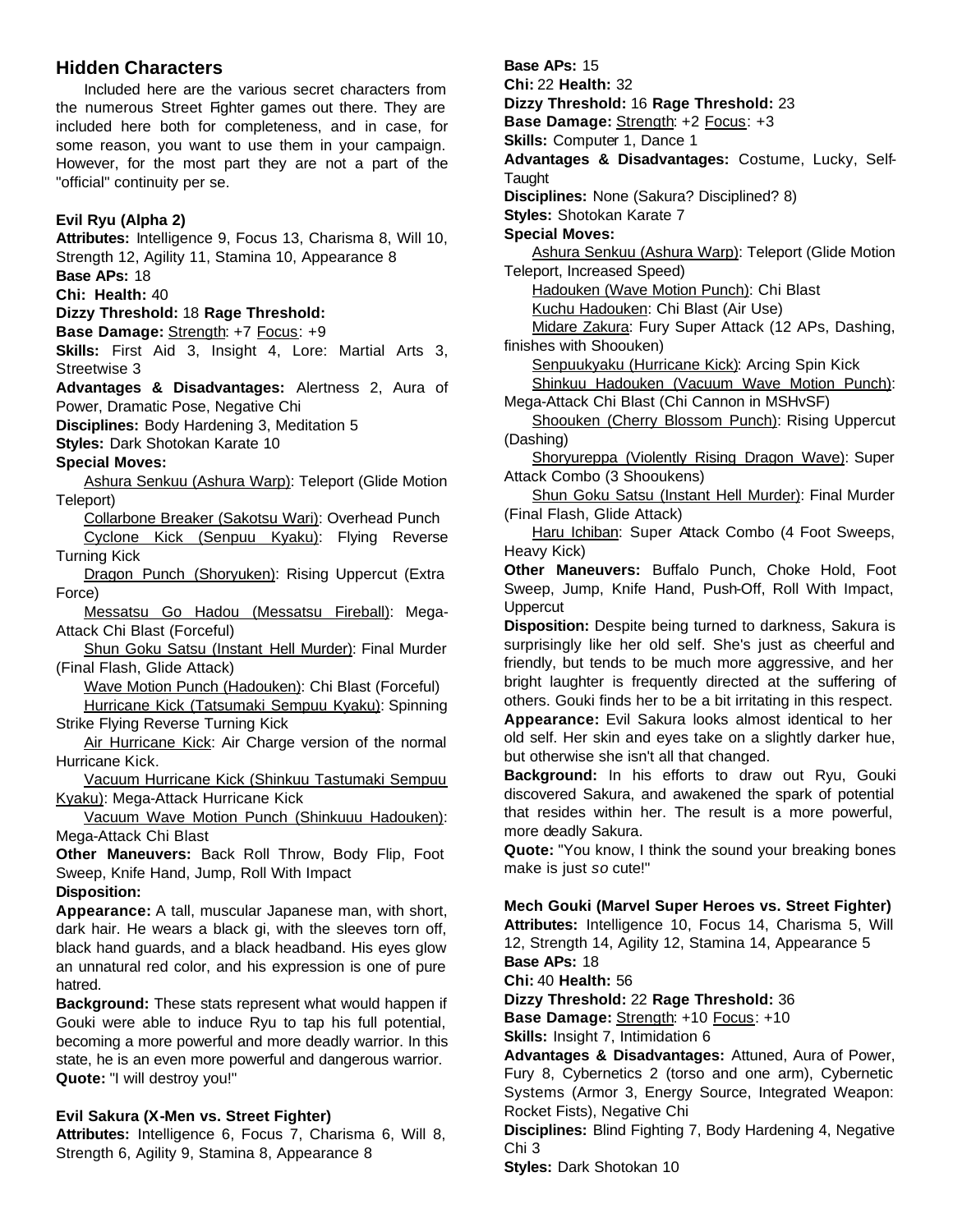## Hidden Characters

Included here are the various secret characters from the numerous Street Fighter games out there. They are included here both for completeness, and in case, for some reason, you want to use them in your campaign. However, for the most part they are not a part of the "official" continuity per se.

### Evil Ryu (Alpha 2)

**Attributes:** Intelligence 9, Focus 13, Charisma 8, Will 10, Strength 12, Agility 11, Stamina 10, Appearance 8

**Base APs:** 18

**Chi: Health:** 40

**Dizzy Threshold:** 18 **Rage Threshold:**

**Base Damage:** Strength: +7 Focus: +9

**Skills:** First Aid 3, Insight 4, Lore: Martial Arts 3, Streetwise 3

**Advantages & Disadvantages:** Alertness 2, Aura of Power, Dramatic Pose, Negative Chi

**Disciplines:** Body Hardening 3, Meditation 5

**Styles:** Dark Shotokan Karate 10

**Special Moves:**

Ashura Senkuu (Ashura Warp): Teleport (Glide Motion Teleport)

Collarbone Breaker (Sakotsu Wari): Overhead Punch

Cyclone Kick (Senpuu Kyaku): Flying Reverse Turning Kick

Dragon Punch (Shoryuken): Rising Uppercut (Extra Force)

Messatsu Go Hadou (Messatsu Fireball): Mega-Attack Chi Blast (Forceful)

Shun Goku Satsu (Instant Hell Murder): Final Murder (Final Flash, Glide Attack)

Wave Motion Punch (Hadouken): Chi Blast (Forceful)

Hurricane Kick (Tatsumaki Sempuu Kyaku): Spinning Strike Flying Reverse Turning Kick

Air Hurricane Kick: Air Charge version of the normal Hurricane Kick.

Vacuum Hurricane Kick (Shinkuu Tastumaki Sempuu Kyaku): Mega-Attack Hurricane Kick

Vacuum Wave Motion Punch (Shinkuuu Hadouken): Mega-Attack Chi Blast

**Other Maneuvers:** Back Roll Throw, Body Flip, Foot Sweep, Knife Hand, Jump, Roll With Impact

**Disposition:**

**Appearance:** A tall, muscular Japanese man, with short, dark hair. He wears a black gi, with the sleeves torn off, black hand guards, and a black headband. His eyes glow an unnatural red color, and his expression is one of pure hatred.

**Background:** These stats represent what would happen if Gouki were able to induce Ryu to tap his full potential, becoming a more powerful and more deadly warrior. In this state, he is an even more powerful and dangerous warrior.

**Quote:** "I will destroy you!"

### Evil Sakura (X-Men vs. Street Fighter)

**Attributes:** Intelligence 6, Focus 7, Charisma 6, Will 8, Strength 6, Agility 9, Stamina 8, Appearance 8

**Base APs:** 15

**Chi:** 22 **Health:** 32

**Dizzy Threshold:** 16 **Rage Threshold:** 23

**Base Damage:** Strength: +2 Focus: +3

**Skills:** Computer 1, Dance 1

**Advantages & Disadvantages:** Costume, Lucky, Self-Taught

**Disciplines:** None (Sakura? Disciplined? 8)

**Styles:** Shotokan Karate 7

**Special Moves:**

Ashura Senkuu (Ashura Warp): Teleport (Glide Motion Teleport, Increased Speed)

Hadouken (Wave Motion Punch): Chi Blast

Kuchu Hadouken: Chi Blast (Air Use)

Midare Zakura: Fury Super Attack (12 APs, Dashing, finishes with Shoouken)

Senpuukyaku (Hurricane Kick): Arcing Spin Kick

Shinkuu Hadouken (Vacuum Wave Motion Punch): Mega-Attack Chi Blast (Chi Cannon in MSHvSF)

Shoouken (Cherry Blossom Punch): Rising Uppercut (Dashing)

Shoryureppa (Violently Rising Dragon Wave): Super Attack Combo (3 Shooukens)

Shun Goku Satsu (Instant Hell Murder): Final Murder (Final Flash, Glide Attack)

Haru Ichiban: Super Attack Combo (4 Foot Sweeps, Heavy Kick)

**Other Maneuvers:** Buffalo Punch, Choke Hold, Foot Sweep, Jump, Knife Hand, Push-Off, Roll With Impact, Uppercut

**Disposition:** Despite being turned to darkness, Sakura is surprisingly like her old self. She's just as cheerful and friendly, but tends to be much more aggressive, and her bright laughter is frequently directed at the suffering of others. Gouki finds her to be a bit irritating in this respect.

**Appearance:** Evil Sakura looks almost identical to her old self. Her skin and eyes take on a slightly darker hue, but otherwise she isn't all that changed.

**Background:** In his efforts to draw out Ryu, Gouki discovered Sakura, and awakened the spark of potential that resides within her. The result is a more powerful, more deadly Sakura.

**Quote:** "You know, I think the sound your breaking bones make is just *so* cute!"

### Mech Gouki (Marvel Super Heroes vs. Street Fighter)

**Attributes:** Intelligence 10, Focus 14, Charisma 5, Will 12, Strength 14, Agility 12, Stamina 14, Appearance 5

**Base APs:** 18

**Chi:** 40 **Health:** 56

**Dizzy Threshold:** 22 **Rage Threshold:** 36

**Base Damage:** Strength: +10 Focus: +10

**Skills:** Insight 7, Intimidation 6

**Advantages & Disadvantages:** Attuned, Aura of Power, Fury 8, Cybernetics 2 (torso and one arm), Cybernetic Systems (Armor 3, Energy Source, Integrated Weapon: Rocket Fists), Negative Chi

**Disciplines:** Blind Fighting 7, Body Hardening 4, Negative Chi 3

**Styles:** Dark Shotokan 10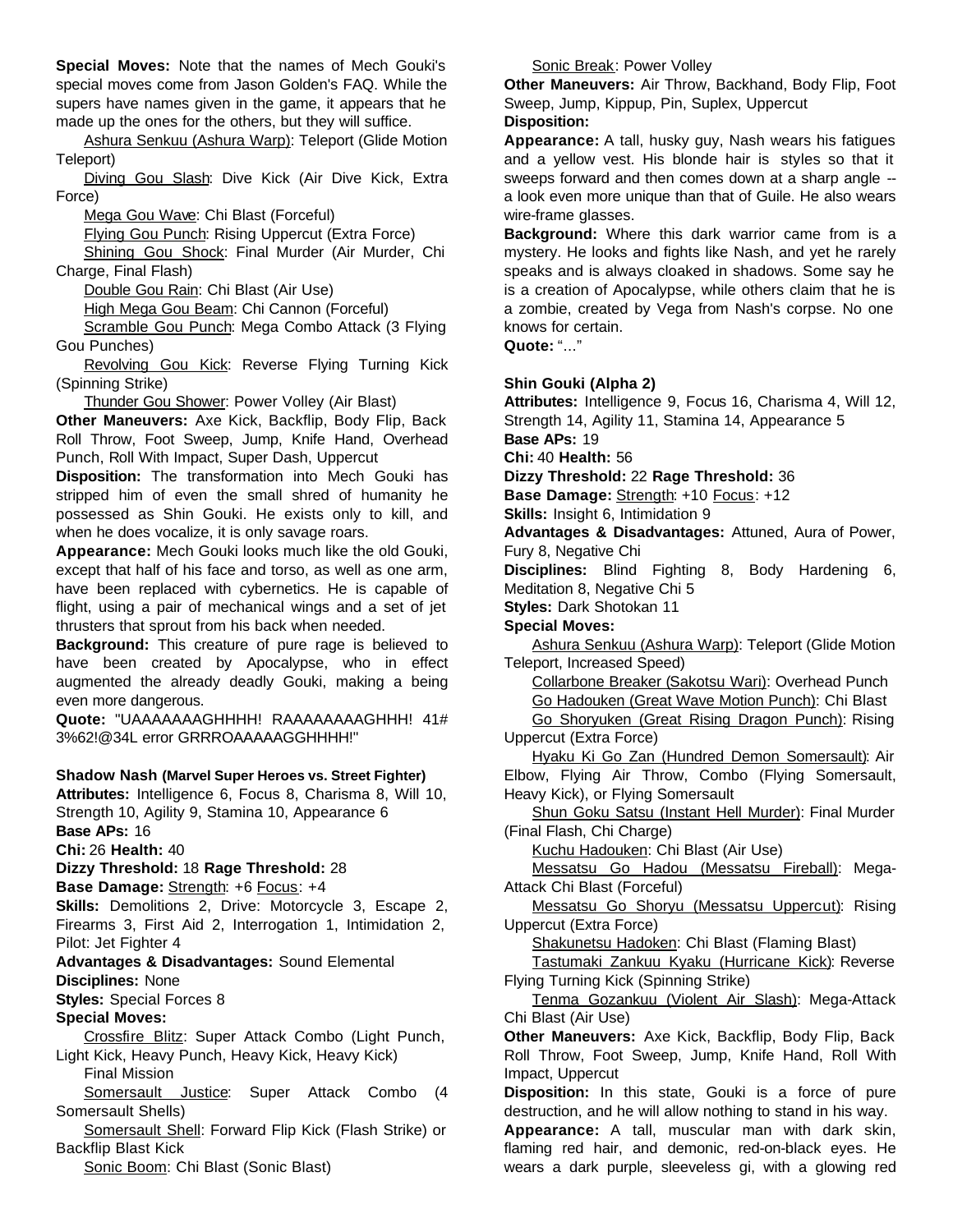**Special Moves:** Note that the names of Mech Gouki's special moves come from Jason Golden's FAQ. While the supers have names given in the game, it appears that he made up the ones for the others, but they will suffice.

Ashura Senkuu (Ashura Warp): Teleport (Glide Motion Teleport)

Diving Gou Slash: Dive Kick (Air Dive Kick, Extra Force)

Mega Gou Wave: Chi Blast (Forceful)

Flying Gou Punch: Rising Uppercut (Extra Force)

Shining Gou Shock: Final Murder (Air Murder, Chi Charge, Final Flash)

Double Gou Rain: Chi Blast (Air Use)

High Mega Gou Beam: Chi Cannon (Forceful)

Scramble Gou Punch: Mega Combo Attack (3 Flying Gou Punches)

Revolving Gou Kick: Reverse Flying Turning Kick (Spinning Strike)

Thunder Gou Shower: Power Volley (Air Blast)

**Other Maneuvers:** Axe Kick, Backflip, Body Flip, Back Roll Throw, Foot Sweep, Jump, Knife Hand, Overhead Punch, Roll With Impact, Super Dash, Uppercut

**Disposition:** The transformation into Mech Gouki has stripped him of even the small shred of humanity he possessed as Shin Gouki. He exists only to kill, and when he does vocalize, it is only savage roars.

**Appearance:** Mech Gouki looks much like the old Gouki, except that half of his face and torso, as well as one arm, have been replaced with cybernetics. He is capable of flight, using a pair of mechanical wings and a set of jet thrusters that sprout from his back when needed.

**Background:** This creature of pure rage is believed to have been created by Apocalypse, who in effect augmented the already deadly Gouki, making a being even more dangerous.

**Quote:** "UAAAAAAAGHHHH! RAAAAAAAAGHHH! 41# 3%62!@34L error GRRROAAAAAGGHHHH!"

### Shadow Nash (Marvel Super Heroes vs. Street Fighter)

**Attributes:** Intelligence 6, Focus 8, Charisma 8, Will 10, Strength 10, Agility 9, Stamina 10, Appearance 6

**Base APs:** 16

**Chi:** 26 **Health:** 40

**Dizzy Threshold:** 18 **Rage Threshold:** 28

**Base Damage:** Strength: +6 Focus: +4

**Skills:** Demolitions 2, Drive: Motorcycle 3, Escape 2, Firearms 3, First Aid 2, Interrogation 1, Intimidation 2, Pilot: Jet Fighter 4

**Advantages & Disadvantages:** Sound Elemental

**Disciplines:** None

**Styles:** Special Forces 8

**Special Moves:**

Crossfire Blitz: Super Attack Combo (Light Punch, Light Kick, Heavy Punch, Heavy Kick, Heavy Kick)

Final Mission

Somersault Justice: Super Attack Combo (4 Somersault Shells)

Somersault Shell: Forward Flip Kick (Flash Strike) or Backflip Blast Kick

Sonic Boom: Chi Blast (Sonic Blast)

Sonic Break: Power Volley

**Other Maneuvers:** Air Throw, Backhand, Body Flip, Foot Sweep, Jump, Kippup, Pin, Suplex, Uppercut

**Disposition:**

**Appearance:** A tall, husky guy, Nash wears his fatigues and a yellow vest. His blonde hair is styles so that it sweeps forward and then comes down at a sharp angle -- a look even more unique than that of Guile. He also wears wire-frame glasses.

**Background:** Where this dark warrior came from is a mystery. He looks and fights like Nash, and yet he rarely speaks and is always cloaked in shadows. Some say he is a creation of Apocalypse, while others claim that he is a zombie, created by Vega from Nash's corpse. No one knows for certain.

**Quote:** "..."

### Shin Gouki (Alpha 2)

**Attributes:** Intelligence 9, Focus 16, Charisma 4, Will 12, Strength 14, Agility 11, Stamina 14, Appearance 5

**Base APs:** 19

**Chi:** 40 **Health:** 56

**Dizzy Threshold:** 22 **Rage Threshold:** 36

**Base Damage:** Strength: +10 Focus: +12

**Skills:** Insight 6, Intimidation 9

**Advantages & Disadvantages:** Attuned, Aura of Power, Fury 8, Negative Chi

**Disciplines:** Blind Fighting 8, Body Hardening 6, Meditation 8, Negative Chi 5

**Styles:** Dark Shotokan 11

**Special Moves:**

Ashura Senkuu (Ashura Warp): Teleport (Glide Motion Teleport, Increased Speed)

Collarbone Breaker (Sakotsu Wari): Overhead Punch

Go Hadouken (Great Wave Motion Punch): Chi Blast

Go Shoryuken (Great Rising Dragon Punch): Rising Uppercut (Extra Force)

Hyaku Ki Go Zan (Hundred Demon Somersault): Air Elbow, Flying Air Throw, Combo (Flying Somersault, Heavy Kick), or Flying Somersault

Shun Goku Satsu (Instant Hell Murder): Final Murder (Final Flash, Chi Charge)

Kuchu Hadouken: Chi Blast (Air Use)

Messatsu Go Hadou (Messatsu Fireball): Mega-Attack Chi Blast (Forceful)

Messatsu Go Shoryu (Messatsu Uppercut): Rising Uppercut (Extra Force)

Shakunetsu Hadoken: Chi Blast (Flaming Blast)

Tastumaki Zankuu Kyaku (Hurricane Kick): Reverse Flying Turning Kick (Spinning Strike)

Tenma Gozankuu (Violent Air Slash): Mega-Attack Chi Blast (Air Use)

**Other Maneuvers:** Axe Kick, Backflip, Body Flip, Back Roll Throw, Foot Sweep, Jump, Knife Hand, Roll With Impact, Uppercut

**Disposition:** In this state, Gouki is a force of pure destruction, and he will allow nothing to stand in his way.

**Appearance:** A tall, muscular man with dark skin, flaming red hair, and demonic, red-on-black eyes. He wears a dark purple, sleeveless gi, with a glowing red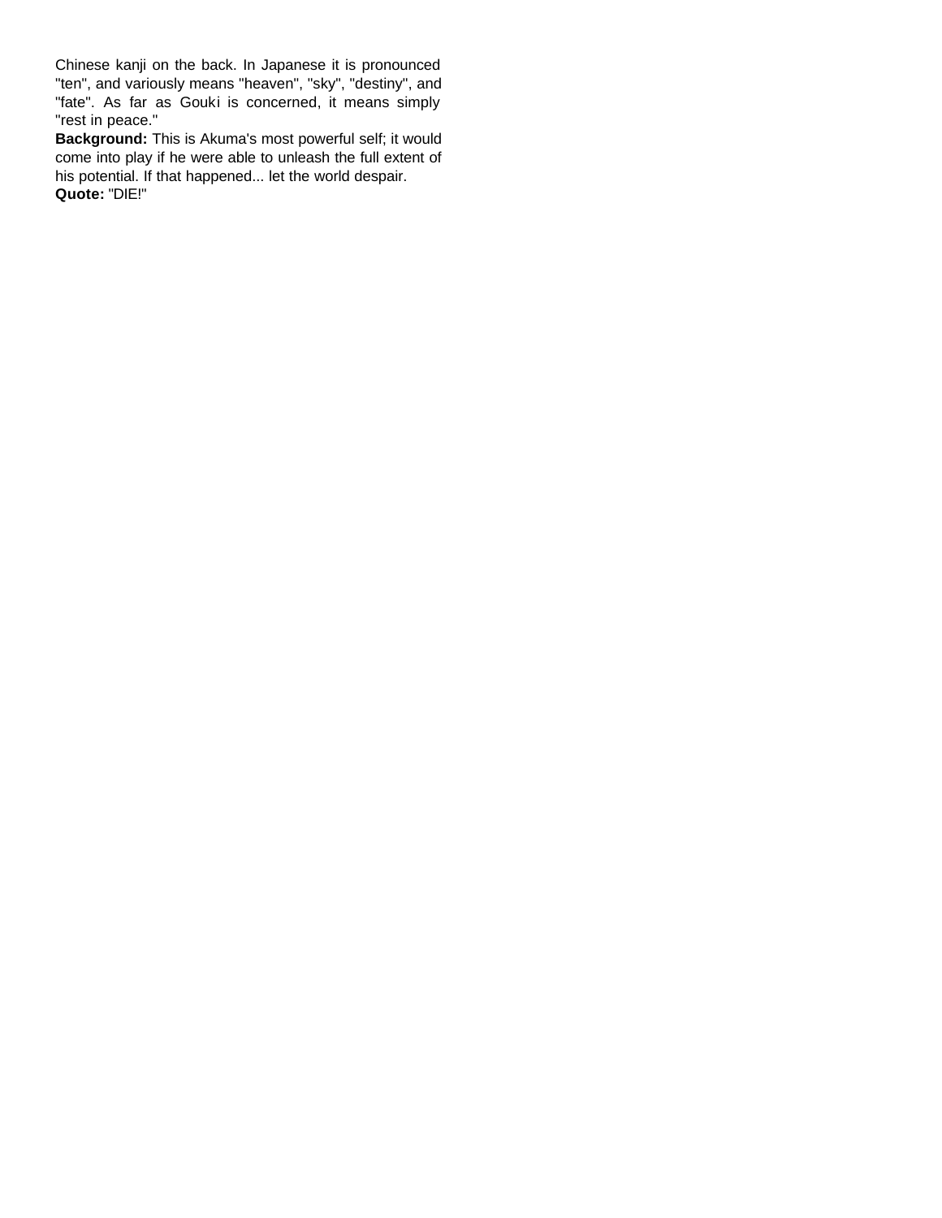Chinese kanji on the back. In Japanese it is pronounced "ten", and variously means "heaven", "sky", "destiny", and "fate". As far as Gouki is concerned, it means simply "rest in peace."

**Background:** This is Akuma's most powerful self; it would come into play if he were able to unleash the full extent of his potential. If that happened... let the world despair.

**Quote:** "DIE!"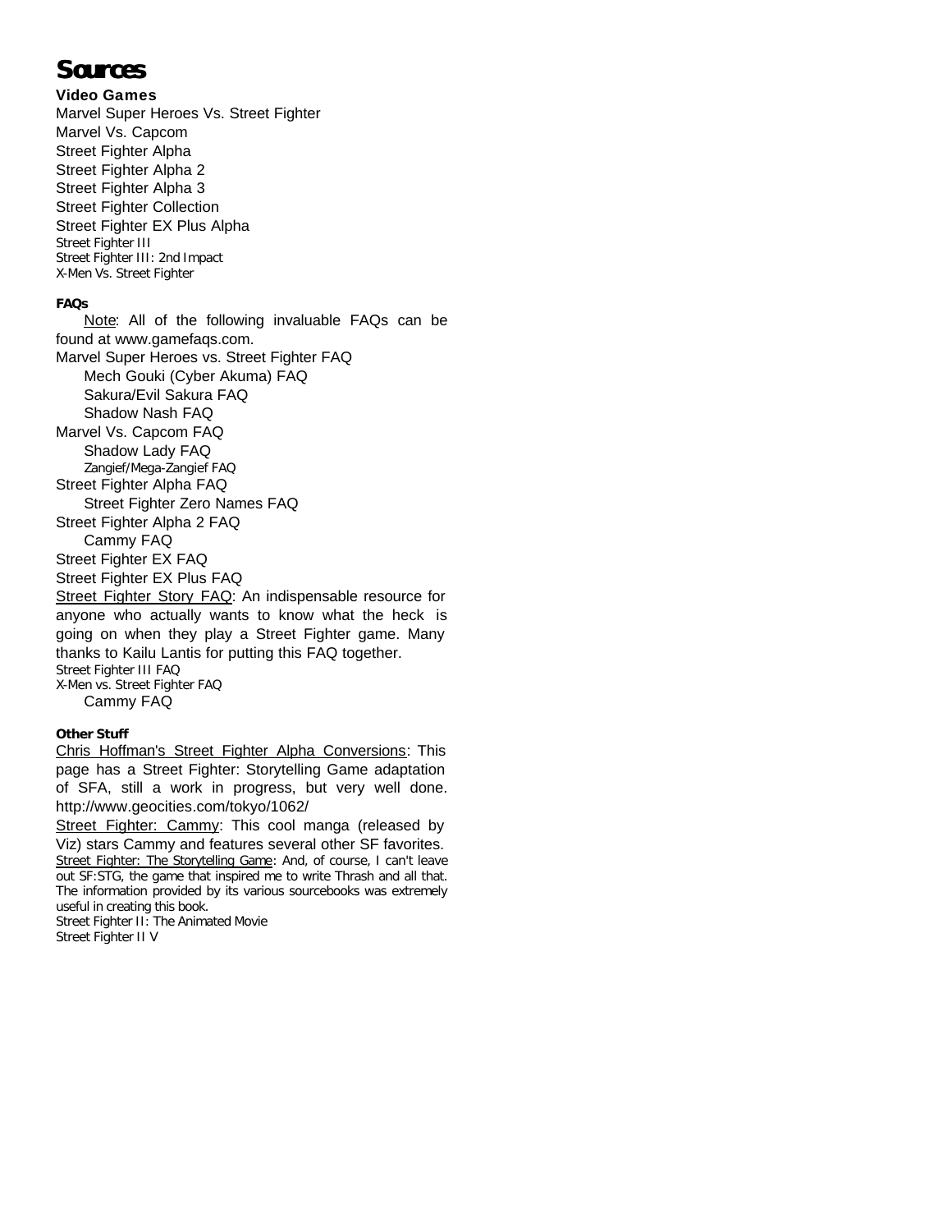# Sources

### Video Games

Marvel Super Heroes Vs. Street Fighter
Marvel Vs. Capcom
Street Fighter Alpha
Street Fighter Alpha 2
Street Fighter Alpha 3
Street Fighter Collection
Street Fighter EX Plus Alpha
Street Fighter III
Street Fighter III: 2nd Impact
X-Men Vs. Street Fighter

### FAQs

Note: All of the following invaluable FAQs can be found at www.gamefaqs.com.

Marvel Super Heroes vs. Street Fighter FAQ
- Mech Gouki (Cyber Akuma) FAQ
- Sakura/Evil Sakura FAQ
- Shadow Nash FAQ

Marvel Vs. Capcom FAQ
- Shadow Lady FAQ
- Zangief/Mega-Zangief FAQ

Street Fighter Alpha FAQ
- Street Fighter Zero Names FAQ

Street Fighter Alpha 2 FAQ
- Cammy FAQ

Street Fighter EX FAQ
Street Fighter EX Plus FAQ
Street Fighter Story FAQ: An indispensable resource for anyone who actually wants to know what the heck is going on when they play a Street Fighter game. Many thanks to Kailu Lantis for putting this FAQ together.
Street Fighter III FAQ
X-Men vs. Street Fighter FAQ
- Cammy FAQ

### Other Stuff

Chris Hoffman's Street Fighter Alpha Conversions: This page has a Street Fighter: Storytelling Game adaptation of SFA, still a work in progress, but very well done. http://www.geocities.com/tokyo/1062/

Street Fighter: Cammy: This cool manga (released by Viz) stars Cammy and features several other SF favorites.

Street Fighter: The Storytelling Game: And, of course, I can't leave out SF:STG, the game that inspired me to write Thrash and all that. The information provided by its various sourcebooks was extremely useful in creating this book.

Street Fighter II: The Animated Movie
Street Fighter II V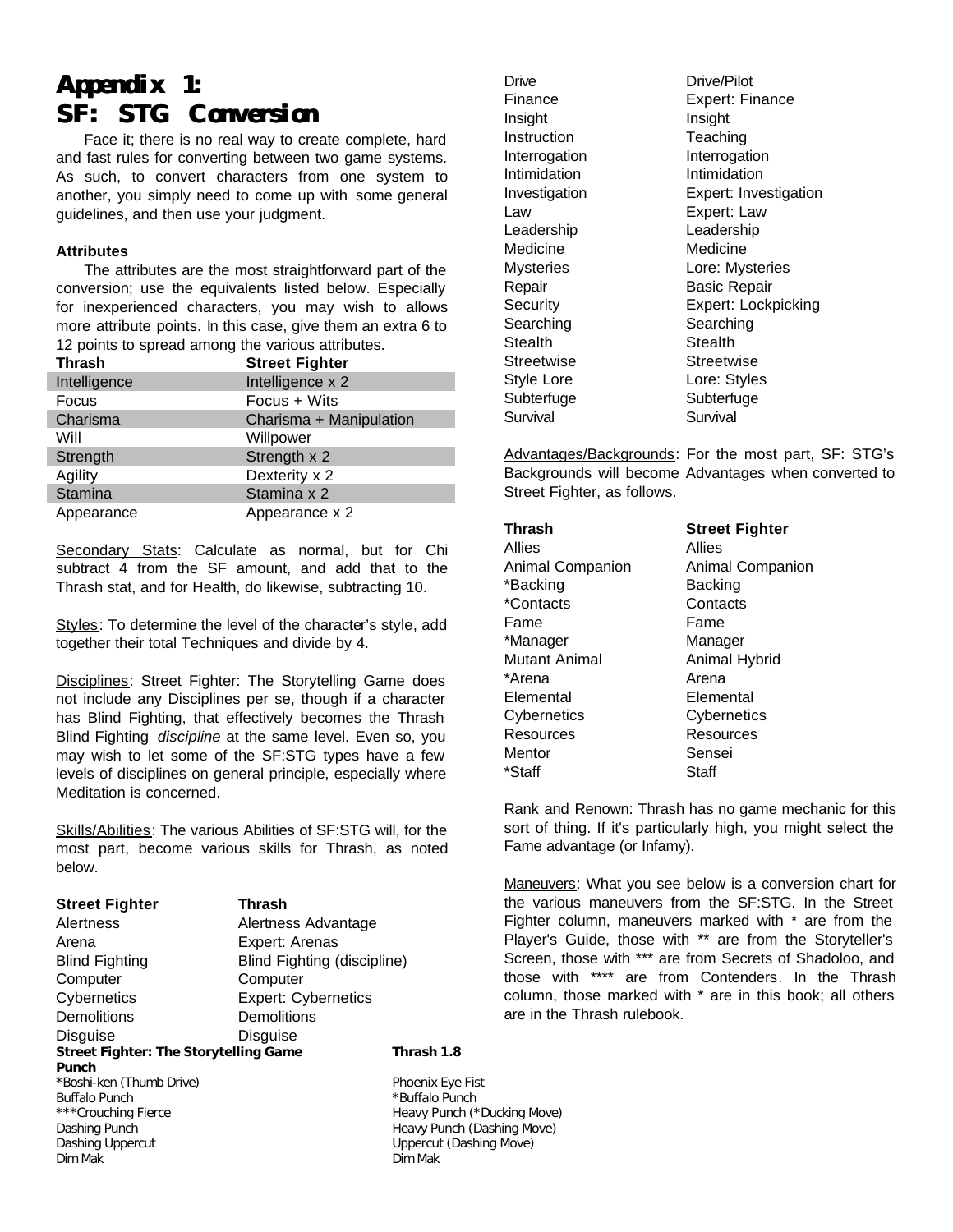# Appendix 1: SF: STG Conversion

Face it; there is no real way to create complete, hard and fast rules for converting between two game systems. As such, to convert characters from one system to another, you simply need to come up with some general guidelines, and then use your judgment.

### Attributes

The attributes are the most straightforward part of the conversion; use the equivalents listed below. Especially for inexperienced characters, you may wish to allows more attribute points. In this case, give them an extra 6 to 12 points to spread among the various attributes.

| Thrash | Street Fighter |
|---|---|
| Intelligence | Intelligence x 2 |
| Focus | Focus + Wits |
| Charisma | Charisma + Manipulation |
| Will | Willpower |
| Strength | Strength x 2 |
| Agility | Dexterity x 2 |
| Stamina | Stamina x 2 |
| Appearance | Appearance x 2 |

Secondary Stats: Calculate as normal, but for Chi subtract 4 from the SF amount, and add that to the Thrash stat, and for Health, do likewise, subtracting 10.

Styles: To determine the level of the character's style, add together their total Techniques and divide by 4.

Disciplines: Street Fighter: The Storytelling Game does not include any Disciplines per se, though if a character has Blind Fighting, that effectively becomes the Thrash Blind Fighting *discipline* at the same level. Even so, you may wish to let some of the SF:STG types have a few levels of disciplines on general principle, especially where Meditation is concerned.

Skills/Abilities: The various Abilities of SF:STG will, for the most part, become various skills for Thrash, as noted below.

| Street Fighter | Thrash |
|---|---|
| Alertness | Alertness Advantage |
| Arena | Expert: Arenas |
| Blind Fighting | Blind Fighting (discipline) |
| Computer | Computer |
| Cybernetics | Expert: Cybernetics |
| Demolitions | Demolitions |
| Disguise | Disguise |
| Drive | Drive/Pilot |
| Finance | Expert: Finance |
| Insight | Insight |
| Instruction | Teaching |
| Interrogation | Interrogation |
| Intimidation | Intimidation |
| Investigation | Expert: Investigation |
| Law | Expert: Law |
| Leadership | Leadership |
| Medicine | Medicine |
| Mysteries | Lore: Mysteries |
| Repair | Basic Repair |
| Security | Expert: Lockpicking |
| Searching | Searching |
| Stealth | Stealth |
| Streetwise | Streetwise |
| Style Lore | Lore: Styles |
| Subterfuge | Subterfuge |
| Survival | Survival |

Advantages/Backgrounds: For the most part, SF: STG's Backgrounds will become Advantages when converted to Street Fighter, as follows.

| Thrash | Street Fighter |
|---|---|
| Allies | Allies |
| Animal Companion | Animal Companion |
| *Backing | Backing |
| *Contacts | Contacts |
| Fame | Fame |
| *Manager | Manager |
| Mutant Animal | Animal Hybrid |
| *Arena | Arena |
| Elemental | Elemental |
| Cybernetics | Cybernetics |
| Resources | Resources |
| Mentor | Sensei |
| *Staff | Staff |

Rank and Renown: Thrash has no game mechanic for this sort of thing. If it's particularly high, you might select the Fame advantage (or Infamy).

Maneuvers: What you see below is a conversion chart for the various maneuvers from the SF:STG. In the Street Fighter column, maneuvers marked with * are from the Player's Guide, those with ** are from the Storyteller's Screen, those with *** are from Secrets of Shadoloo, and those with **** are from Contenders. In the Thrash column, those marked with * are in this book; all others are in the Thrash rulebook.

| Street Fighter: The Storytelling Game | Thrash 1.8 |
|---|---|
| **Punch** | |
| *Boshi-ken (Thumb Drive) | Phoenix Eye Fist |
| Buffalo Punch | *Buffalo Punch |
| ***Crouching Fierce | Heavy Punch (*Ducking Move) |
| Dashing Punch | Heavy Punch (Dashing Move) |
| Dashing Uppercut | Uppercut (Dashing Move) |
| Dim Mak | Dim Mak |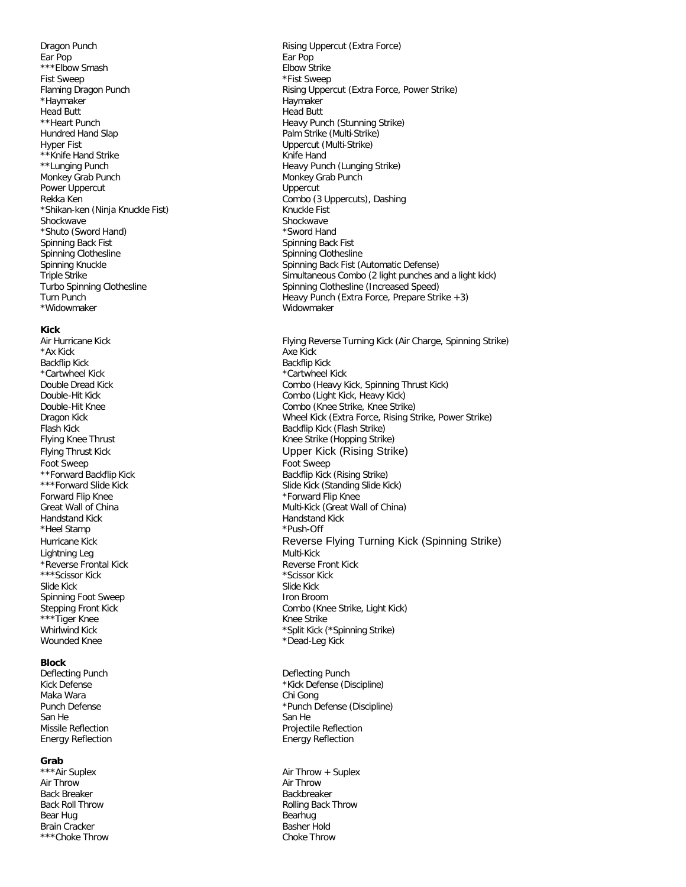| | |
|---|---|
| Dragon Punch | Rising Uppercut (Extra Force) |
| Ear Pop | Ear Pop |
| ***Elbow Smash | Elbow Strike |
| Fist Sweep | *Fist Sweep |
| Flaming Dragon Punch | Rising Uppercut (Extra Force, Power Strike) |
| *Haymaker | Haymaker |
| Head Butt | Head Butt |
| **Heart Punch | Heavy Punch (Stunning Strike) |
| Hundred Hand Slap | Palm Strike (Multi-Strike) |
| Hyper Fist | Uppercut (Multi-Strike) |
| **Knife Hand Strike | Knife Hand |
| **Lunging Punch | Heavy Punch (Lunging Strike) |
| Monkey Grab Punch | Monkey Grab Punch |
| Power Uppercut | Uppercut |
| Rekka Ken | Combo (3 Uppercuts), Dashing |
| *Shikan-ken (Ninja Knuckle Fist) | Knuckle Fist |
| Shockwave | Shockwave |
| *Shuto (Sword Hand) | *Sword Hand |
| Spinning Back Fist | Spinning Back Fist |
| Spinning Clothesline | Spinning Clothesline |
| Spinning Knuckle | Spinning Back Fist (Automatic Defense) |
| Triple Strike | Simultaneous Combo (2 light punches and a light kick) |
| Turbo Spinning Clothesline | Spinning Clothesline (Increased Speed) |
| Turn Punch | Heavy Punch (Extra Force, Prepare Strike +3) |
| *Widowmaker | Widowmaker |

**Kick**

| | |
|---|---|
| Air Hurricane Kick | Flying Reverse Turning Kick (Air Charge, Spinning Strike) |
| *Ax Kick | Axe Kick |
| Backflip Kick | Backflip Kick |
| *Cartwheel Kick | *Cartwheel Kick |
| Double Dread Kick | Combo (Heavy Kick, Spinning Thrust Kick) |
| Double-Hit Kick | Combo (Light Kick, Heavy Kick) |
| Double-Hit Knee | Combo (Knee Strike, Knee Strike) |
| Dragon Kick | Wheel Kick (Extra Force, Rising Strike, Power Strike) |
| Flash Kick | Backflip Kick (Flash Strike) |
| Flying Knee Thrust | Knee Strike (Hopping Strike) |
| Flying Thrust Kick | Upper Kick (Rising Strike) |
| Foot Sweep | Foot Sweep |
| **Forward Backflip Kick | Backflip Kick (Rising Strike) |
| ***Forward Slide Kick | Slide Kick (Standing Slide Kick) |
| Forward Flip Knee | *Forward Flip Knee |
| Great Wall of China | Multi-Kick (Great Wall of China) |
| Handstand Kick | Handstand Kick |
| *Heel Stamp | *Push-Off |
| Hurricane Kick | Reverse Flying Turning Kick (Spinning Strike) |
| Lightning Leg | Multi-Kick |
| *Reverse Frontal Kick | Reverse Front Kick |
| ***Scissor Kick | *Scissor Kick |
| Slide Kick | Slide Kick |
| Spinning Foot Sweep | Iron Broom |
| Stepping Front Kick | Combo (Knee Strike, Light Kick) |
| ***Tiger Knee | Knee Strike |
| Whirlwind Kick | *Split Kick (*Spinning Strike) |
| Wounded Knee | *Dead-Leg Kick |

**Block**

| | |
|---|---|
| Deflecting Punch | Deflecting Punch |
| Kick Defense | *Kick Defense (Discipline) |
| Maka Wara | Chi Gong |
| Punch Defense | *Punch Defense (Discipline) |
| San He | San He |
| Missile Reflection | Projectile Reflection |
| Energy Reflection | Energy Reflection |

**Grab**

| | |
|---|---|
| ***Air Suplex | Air Throw + Suplex |
| Air Throw | Air Throw |
| Back Breaker | Backbreaker |
| Back Roll Throw | Rolling Back Throw |
| Bear Hug | Bearhug |
| Brain Cracker | Basher Hold |
| ***Choke Throw | Choke Throw |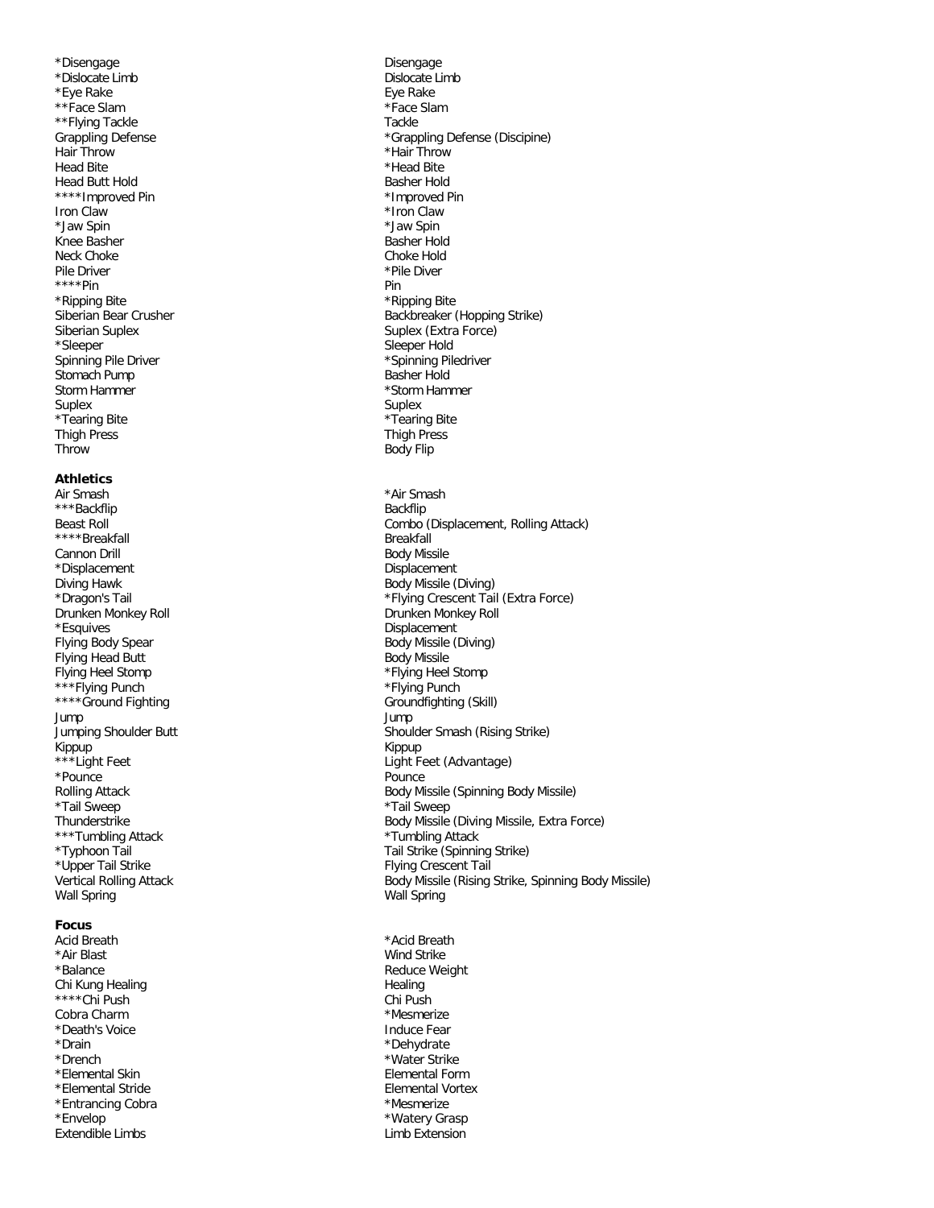| | |
|---|---|
| *Disengage | Disengage |
| *Dislocate Limb | Dislocate Limb |
| *Eye Rake | Eye Rake |
| **Face Slam | *Face Slam |
| **Flying Tackle | Tackle |
| Grappling Defense | *Grappling Defense (Discipine) |
| Hair Throw | *Hair Throw |
| Head Bite | *Head Bite |
| Head Butt Hold | Basher Hold |
| ****Improved Pin | *Improved Pin |
| Iron Claw | *Iron Claw |
| *Jaw Spin | *Jaw Spin |
| Knee Basher | Basher Hold |
| Neck Choke | Choke Hold |
| Pile Driver | *Pile Diver |
| ****Pin | Pin |
| *Ripping Bite | *Ripping Bite |
| Siberian Bear Crusher | Backbreaker (Hopping Strike) |
| Siberian Suplex | Suplex (Extra Force) |
| *Sleeper | Sleeper Hold |
| Spinning Pile Driver | *Spinning Piledriver |
| Stomach Pump | Basher Hold |
| Storm Hammer | *Storm Hammer |
| Suplex | Suplex |
| *Tearing Bite | *Tearing Bite |
| Thigh Press | Thigh Press |
| Throw | Body Flip |

**Athletics**

| | |
|---|---|
| Air Smash | *Air Smash |
| ***Backflip | Backflip |
| Beast Roll | Combo (Displacement, Rolling Attack) |
| ****Breakfall | Breakfall |
| Cannon Drill | Body Missile |
| *Displacement | Displacement |
| Diving Hawk | Body Missile (Diving) |
| *Dragon's Tail | *Flying Crescent Tail (Extra Force) |
| Drunken Monkey Roll | Drunken Monkey Roll |
| *Esquives | Displacement |
| Flying Body Spear | Body Missile (Diving) |
| Flying Head Butt | Body Missile |
| Flying Heel Stomp | *Flying Heel Stomp |
| ***Flying Punch | *Flying Punch |
| ****Ground Fighting | Groundfighting (Skill) |
| Jump | Jump |
| Jumping Shoulder Butt | Shoulder Smash (Rising Strike) |
| Kippup | Kippup |
| ***Light Feet | Light Feet (Advantage) |
| *Pounce | Pounce |
| Rolling Attack | Body Missile (Spinning Body Missile) |
| *Tail Sweep | *Tail Sweep |
| Thunderstrike | Body Missile (Diving Missile, Extra Force) |
| ***Tumbling Attack | *Tumbling Attack |
| *Typhoon Tail | Tail Strike (Spinning Strike) |
| *Upper Tail Strike | Flying Crescent Tail |
| Vertical Rolling Attack | Body Missile (Rising Strike, Spinning Body Missile) |
| Wall Spring | Wall Spring |

**Focus**

| | |
|---|---|
| Acid Breath | *Acid Breath |
| *Air Blast | Wind Strike |
| *Balance | Reduce Weight |
| Chi Kung Healing | Healing |
| ****Chi Push | Chi Push |
| Cobra Charm | *Mesmerize |
| *Death's Voice | Induce Fear |
| *Drain | *Dehydrate |
| *Drench | *Water Strike |
| *Elemental Skin | Elemental Form |
| *Elemental Stride | Elemental Vortex |
| *Entrancing Cobra | *Mesmerize |
| *Envelop | *Watery Grasp |
| Extendible Limbs | Limb Extension |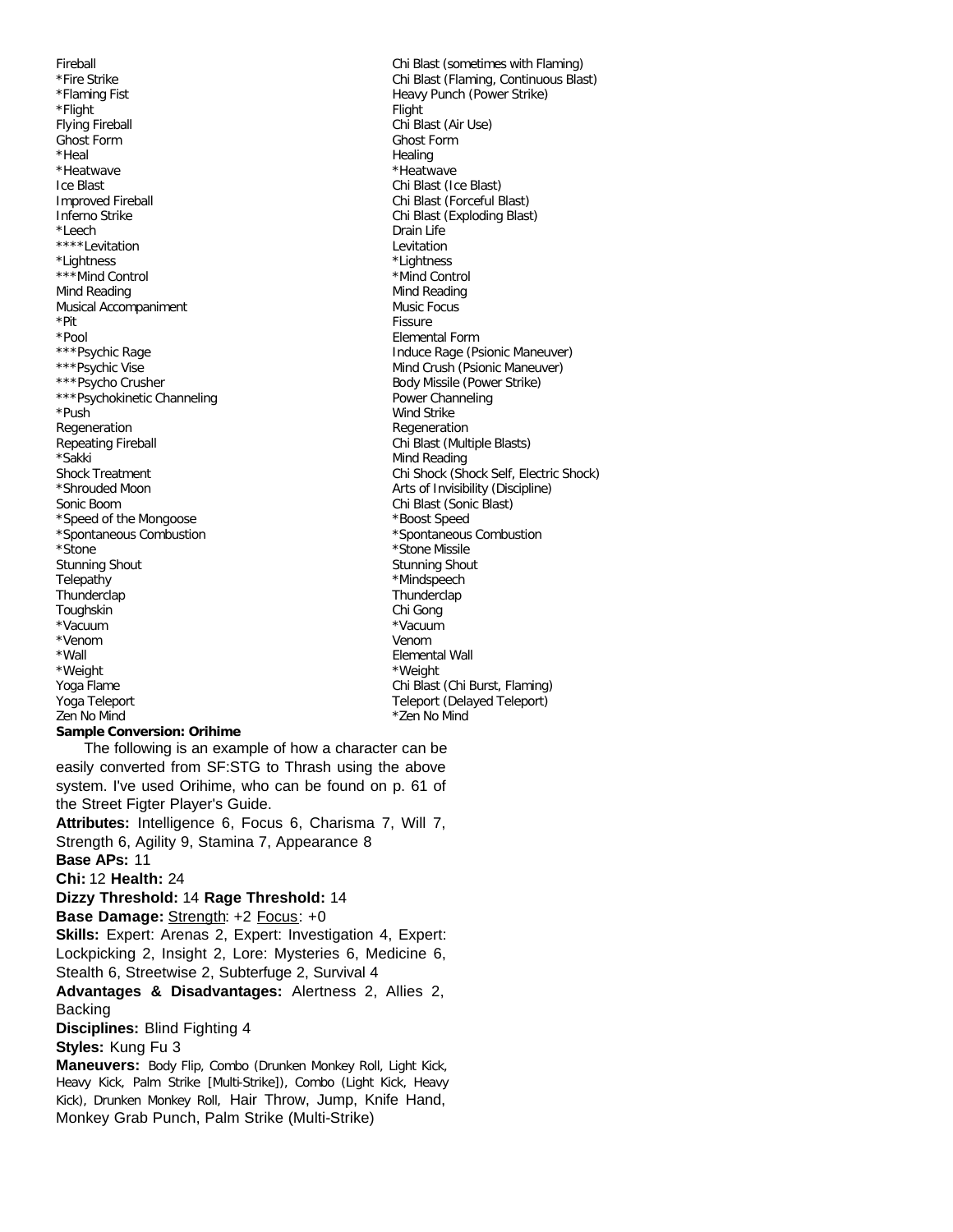| | |
|---|---|
| Fireball | Chi Blast (sometimes with Flaming) |
| *Fire Strike | Chi Blast (Flaming, Continuous Blast) |
| *Flaming Fist | Heavy Punch (Power Strike) |
| *Flight | Flight |
| Flying Fireball | Chi Blast (Air Use) |
| Ghost Form | Ghost Form |
| *Heal | Healing |
| *Heatwave | *Heatwave |
| Ice Blast | Chi Blast (Ice Blast) |
| Improved Fireball | Chi Blast (Forceful Blast) |
| Inferno Strike | Chi Blast (Exploding Blast) |
| *Leech | Drain Life |
| ****Levitation | Levitation |
| *Lightness | *Lightness |
| ***Mind Control | *Mind Control |
| Mind Reading | Mind Reading |
| Musical Accompaniment | Music Focus |
| *Pit | Fissure |
| *Pool | Elemental Form |
| ***Psychic Rage | Induce Rage (Psionic Maneuver) |
| ***Psychic Vise | Mind Crush (Psionic Maneuver) |
| ***Psycho Crusher | Body Missile (Power Strike) |
| ***Psychokinetic Channeling | Power Channeling |
| *Push | Wind Strike |
| Regeneration | Regeneration |
| Repeating Fireball | Chi Blast (Multiple Blasts) |
| *Sakki | Mind Reading |
| Shock Treatment | Chi Shock (Shock Self, Electric Shock) |
| *Shrouded Moon | Arts of Invisibility (Discipline) |
| Sonic Boom | Chi Blast (Sonic Blast) |
| *Speed of the Mongoose | *Boost Speed |
| *Spontaneous Combustion | *Spontaneous Combustion |
| *Stone | *Stone Missile |
| Stunning Shout | Stunning Shout |
| Telepathy | *Mindspeech |
| Thunderclap | Thunderclap |
| Toughskin | Chi Gong |
| *Vacuum | *Vacuum |
| *Venom | Venom |
| *Wall | Elemental Wall |
| *Weight | *Weight |
| Yoga Flame | Chi Blast (Chi Burst, Flaming) |
| Yoga Teleport | Teleport (Delayed Teleport) |
| Zen No Mind | *Zen No Mind |

**Sample Conversion: Orihime**

The following is an example of how a character can be easily converted from SF:STG to Thrash using the above system. I've used Orihime, who can be found on p. 61 of the Street Figter Player's Guide.

**Attributes:** Intelligence 6, Focus 6, Charisma 7, Will 7, Strength 6, Agility 9, Stamina 7, Appearance 8

**Base APs:** 11

**Chi:** 12 **Health:** 24

**Dizzy Threshold:** 14 **Rage Threshold:** 14

**Base Damage:** Strength: +2 Focus: +0

**Skills:** Expert: Arenas 2, Expert: Investigation 4, Expert: Lockpicking 2, Insight 2, Lore: Mysteries 6, Medicine 6, Stealth 6, Streetwise 2, Subterfuge 2, Survival 4

**Advantages & Disadvantages:** Alertness 2, Allies 2, Backing

**Disciplines:** Blind Fighting 4

**Styles:** Kung Fu 3

**Maneuvers:** Body Flip, Combo (Drunken Monkey Roll, Light Kick, Heavy Kick, Palm Strike [Multi-Strike]), Combo (Light Kick, Heavy Kick), Drunken Monkey Roll, Hair Throw, Jump, Knife Hand, Monkey Grab Punch, Palm Strike (Multi-Strike)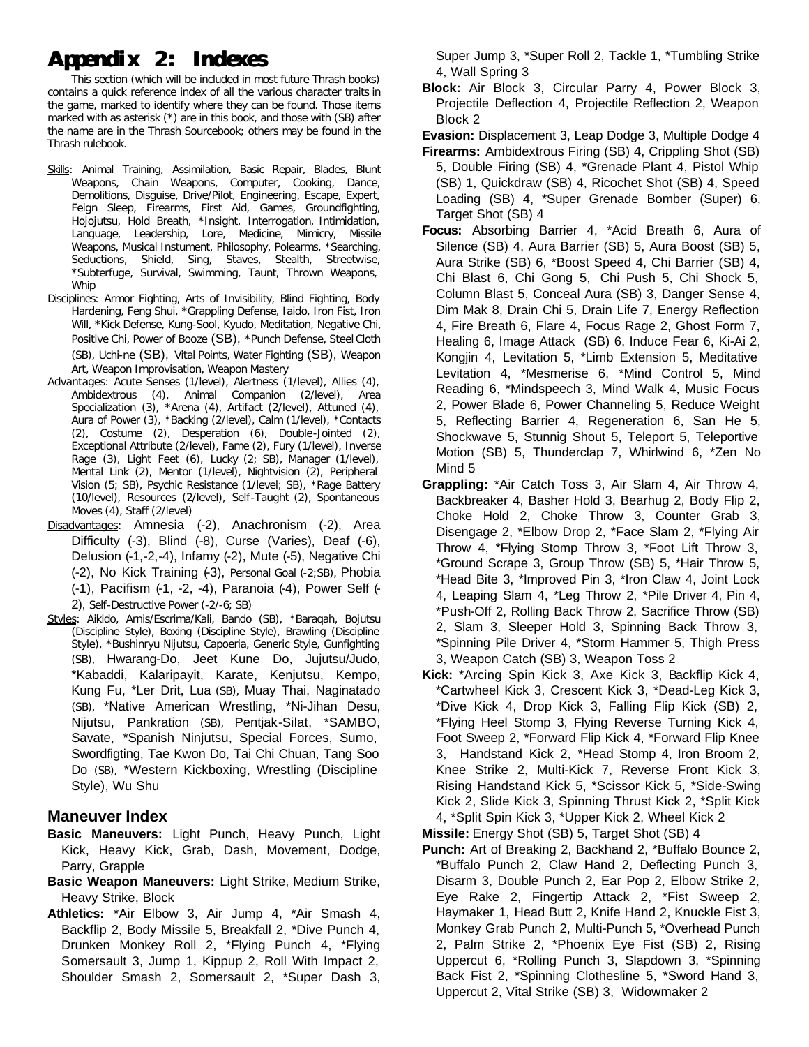# Appendix 2: Indexes

This section (which will be included in most future Thrash books) contains a quick reference index of all the various character traits in the game, marked to identify where they can be found. Those items marked with as asterisk (*) are in this book, and those with (SB) after the name are in the Thrash Sourcebook; others may be found in the Thrash rulebook.

Skills: Animal Training, Assimilation, Basic Repair, Blades, Blunt Weapons, Chain Weapons, Computer, Cooking, Dance, Demolitions, Disguise, Drive/Pilot, Engineering, Escape, Expert, Feign Sleep, Firearms, First Aid, Games, Groundfighting, Hojojutsu, Hold Breath, *Insight, Interrogation, Intimidation, Language, Leadership, Lore, Medicine, Mimicry, Missile Weapons, Musical Instument, Philosophy, Polearms, *Searching, Seductions, Shield, Sing, Staves, Stealth, Streetwise, *Subterfuge, Survival, Swimming, Taunt, Thrown Weapons, Whip

Disciplines: Armor Fighting, Arts of Invisibility, Blind Fighting, Body Hardening, Feng Shui, *Grappling Defense, Iaido, Iron Fist, Iron Will, *Kick Defense, Kung-Sool, Kyudo, Meditation, Negative Chi, Positive Chi, Power of Booze (SB), *Punch Defense, Steel Cloth (SB), Uchi-ne (SB), Vital Points, Water Fighting (SB), Weapon Art, Weapon Improvisation, Weapon Mastery

Advantages: Acute Senses (1/level), Alertness (1/level), Allies (4), Ambidextrous (4), Animal Companion (2/level), Area Specialization (3), *Arena (4), Artifact (2/level), Attuned (4), Aura of Power (3), *Backing (2/level), Calm (1/level), *Contacts (2), Costume (2), Desperation (6), Double-Jointed (2), Exceptional Attribute (2/level), Fame (2), Fury (1/level), Inverse Rage (3), Light Feet (6), Lucky (2; SB), Manager (1/level), Mental Link (2), Mentor (1/level), Nightvision (2), Peripheral Vision (5; SB), Psychic Resistance (1/level; SB), *Rage Battery (10/level), Resources (2/level), Self-Taught (2), Spontaneous Moves (4), Staff (2/level)

Disadvantages: Amnesia (-2), Anachronism (-2), Area Difficulty (-3), Blind (-8), Curse (Varies), Deaf (-6), Delusion (-1,-2,-4), Infamy (-2), Mute (-5), Negative Chi (-2), No Kick Training (-3), Personal Goal (-2;SB), Phobia (-1), Pacifism (-1, -2, -4), Paranoia (-4), Power Self (-2), Self-Destructive Power (-2/-6; SB)

Styles: Aikido, Arnis/Escrima/Kali, Bando (SB), *Baraqah, Bojutsu (Discipline Style), Boxing (Discipline Style), Brawling (Discipline Style), *Bushinryu Nijutsu, Capoeria, Generic Style, Gunfighting (SB), Hwarang-Do, Jeet Kune Do, Jujutsu/Judo, *Kabaddi, Kalaripayit, Karate, Kenjutsu, Kempo, Kung Fu, *Ler Drit, Lua (SB), Muay Thai, Naginatado (SB), *Native American Wrestling, *Ni-Jihan Desu, Nijutsu, Pankration (SB), Pentjak-Silat, *SAMBO, Savate, *Spanish Ninjutsu, Special Forces, Sumo, Swordfigting, Tae Kwon Do, Tai Chi Chuan, Tang Soo Do (SB), *Western Kickboxing, Wrestling (Discipline Style), Wu Shu

## Maneuver Index

**Basic Maneuvers:** Light Punch, Heavy Punch, Light Kick, Heavy Kick, Grab, Dash, Movement, Dodge, Parry, Grapple

**Basic Weapon Maneuvers:** Light Strike, Medium Strike, Heavy Strike, Block

**Athletics:** *Air Elbow 3, Air Jump 4, *Air Smash 4, Backflip 2, Body Missile 5, Breakfall 2, *Dive Punch 4, Drunken Monkey Roll 2, *Flying Punch 4, *Flying Somersault 3, Jump 1, Kippup 2, Roll With Impact 2, Shoulder Smash 2, Somersault 2, *Super Dash 3, Super Jump 3, *Super Roll 2, Tackle 1, *Tumbling Strike 4, Wall Spring 3

**Block:** Air Block 3, Circular Parry 4, Power Block 3, Projectile Deflection 4, Projectile Reflection 2, Weapon Block 2

**Evasion:** Displacement 3, Leap Dodge 3, Multiple Dodge 4

**Firearms:** Ambidextrous Firing (SB) 4, Crippling Shot (SB) 5, Double Firing (SB) 4, *Grenade Plant 4, Pistol Whip (SB) 1, Quickdraw (SB) 4, Ricochet Shot (SB) 4, Speed Loading (SB) 4, *Super Grenade Bomber (Super) 6, Target Shot (SB) 4

**Focus:** Absorbing Barrier 4, *Acid Breath 6, Aura of Silence (SB) 4, Aura Barrier (SB) 5, Aura Boost (SB) 5, Aura Strike (SB) 6, *Boost Speed 4, Chi Barrier (SB) 4, Chi Blast 6, Chi Gong 5, Chi Push 5, Chi Shock 5, Column Blast 5, Conceal Aura (SB) 3, Danger Sense 4, Dim Mak 8, Drain Chi 5, Drain Life 7, Energy Reflection 4, Fire Breath 6, Flare 4, Focus Rage 2, Ghost Form 7, Healing 6, Image Attack (SB) 6, Induce Fear 6, Ki-Ai 2, Kongjin 4, Levitation 5, *Limb Extension 5, Meditative Levitation 4, *Mesmerise 6, *Mind Control 5, Mind Reading 6, *Mindspeech 3, Mind Walk 4, Music Focus 2, Power Blade 6, Power Channeling 5, Reduce Weight 5, Reflecting Barrier 4, Regeneration 6, San He 5, Shockwave 5, Stunnig Shout 5, Teleport 5, Teleportive Motion (SB) 5, Thunderclap 7, Whirlwind 6, *Zen No Mind 5

**Grappling:** *Air Catch Toss 3, Air Slam 4, Air Throw 4, Backbreaker 4, Basher Hold 3, Bearhug 2, Body Flip 2, Choke Hold 2, Choke Throw 3, Counter Grab 3, Disengage 2, *Elbow Drop 2, *Face Slam 2, *Flying Air Throw 4, *Flying Stomp Throw 3, *Foot Lift Throw 3, *Ground Scrape 3, Group Throw (SB) 5, *Hair Throw 5, *Head Bite 3, *Improved Pin 3, *Iron Claw 4, Joint Lock 4, Leaping Slam 4, *Leg Throw 2, *Pile Driver 4, Pin 4, *Push-Off 2, Rolling Back Throw 2, Sacrifice Throw (SB) 2, Slam 3, Sleeper Hold 3, Spinning Back Throw 3, *Spinning Pile Driver 4, *Storm Hammer 5, Thigh Press 3, Weapon Catch (SB) 3, Weapon Toss 2

**Kick:** *Arcing Spin Kick 3, Axe Kick 3, Backflip Kick 4, *Cartwheel Kick 3, Crescent Kick 3, *Dead-Leg Kick 3, *Dive Kick 4, Drop Kick 3, Falling Flip Kick (SB) 2, *Flying Heel Stomp 3, Flying Reverse Turning Kick 4, Foot Sweep 2, *Forward Flip Kick 4, *Forward Flip Knee 3, Handstand Kick 2, *Head Stomp 4, Iron Broom 2, Knee Strike 2, Multi-Kick 7, Reverse Front Kick 3, Rising Handstand Kick 5, *Scissor Kick 5, *Side-Swing Kick 2, Slide Kick 3, Spinning Thrust Kick 2, *Split Kick 4, *Split Spin Kick 3, *Upper Kick 2, Wheel Kick 2

**Missile:** Energy Shot (SB) 5, Target Shot (SB) 4

**Punch:** Art of Breaking 2, Backhand 2, *Buffalo Bounce 2, *Buffalo Punch 2, Claw Hand 2, Deflecting Punch 3, Disarm 3, Double Punch 2, Ear Pop 2, Elbow Strike 2, Eye Rake 2, Fingertip Attack 2, *Fist Sweep 2, Haymaker 1, Head Butt 2, Knife Hand 2, Knuckle Fist 3, Monkey Grab Punch 2, Multi-Punch 5, *Overhead Punch 2, Palm Strike 2, *Phoenix Eye Fist (SB) 2, Rising Uppercut 6, *Rolling Punch 3, Slapdown 3, *Spinning Back Fist 2, *Spinning Clothesline 5, *Sword Hand 3, Uppercut 2, Vital Strike (SB) 3, Widowmaker 2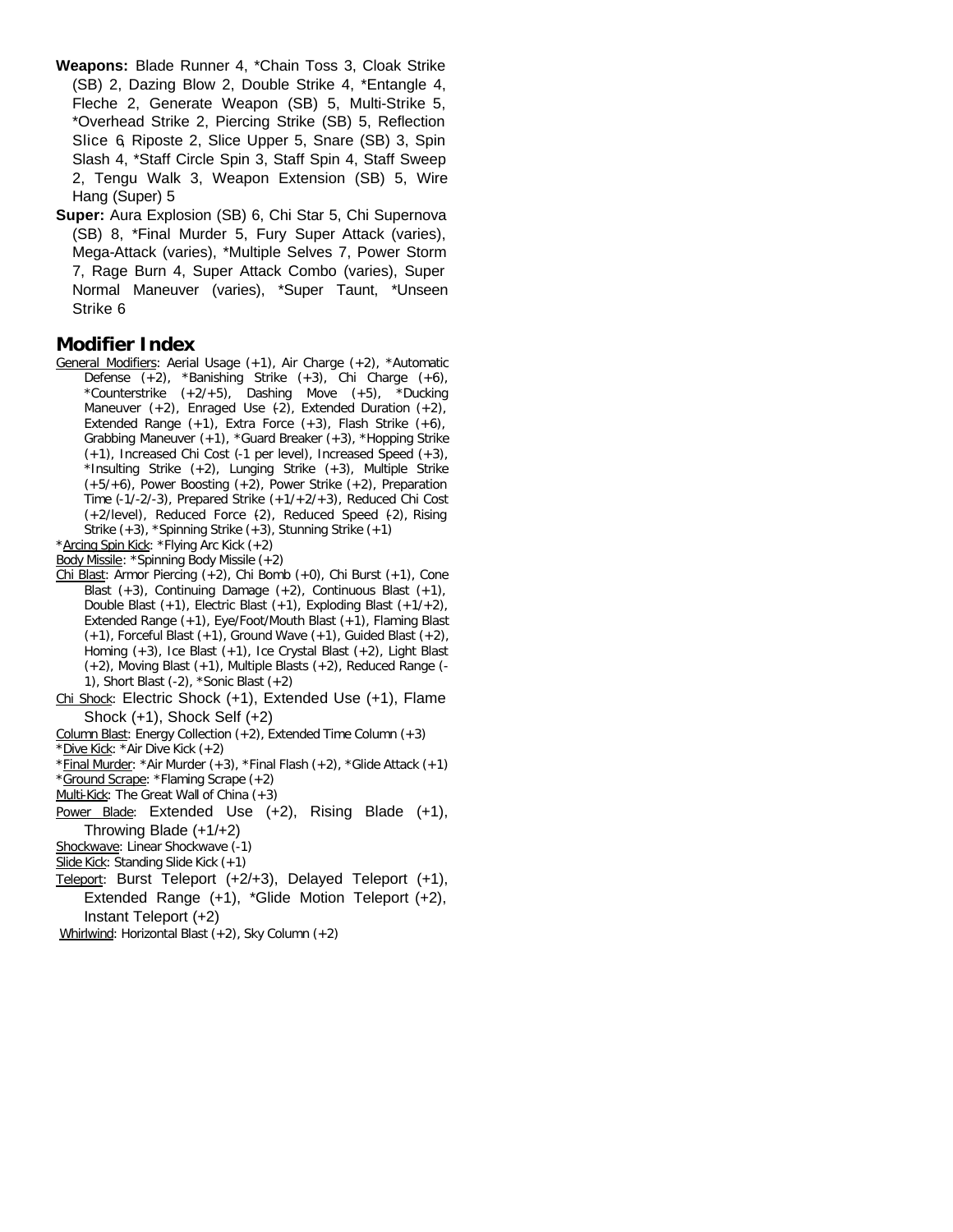**Weapons:** Blade Runner 4, *Chain Toss 3, Cloak Strike (SB) 2, Dazing Blow 2, Double Strike 4, *Entangle 4, Fleche 2, Generate Weapon (SB) 5, Multi-Strike 5, *Overhead Strike 2, Piercing Strike (SB) 5, Reflection Slice 6, Riposte 2, Slice Upper 5, Snare (SB) 3, Spin Slash 4, *Staff Circle Spin 3, Staff Spin 4, Staff Sweep 2, Tengu Walk 3, Weapon Extension (SB) 5, Wire Hang (Super) 5

**Super:** Aura Explosion (SB) 6, Chi Star 5, Chi Supernova (SB) 8, *Final Murder 5, Fury Super Attack (varies), Mega-Attack (varies), *Multiple Selves 7, Power Storm 7, Rage Burn 4, Super Attack Combo (varies), Super Normal Maneuver (varies), *Super Taunt, *Unseen Strike 6

## Modifier Index

General Modifiers: Aerial Usage (+1), Air Charge (+2), *Automatic Defense (+2), *Banishing Strike (+3), Chi Charge (+6), *Counterstrike (+2/+5), Dashing Move (+5), *Ducking Maneuver (+2), Enraged Use (-2), Extended Duration (+2), Extended Range (+1), Extra Force (+3), Flash Strike (+6), Grabbing Maneuver (+1), *Guard Breaker (+3), *Hopping Strike (+1), Increased Chi Cost (-1 per level), Increased Speed (+3), *Insulting Strike (+2), Lunging Strike (+3), Multiple Strike (+5/+6), Power Boosting (+2), Power Strike (+2), Preparation Time (-1/-2/-3), Prepared Strike (+1/+2/+3), Reduced Chi Cost (+2/level), Reduced Force (-2), Reduced Speed (-2), Rising Strike (+3), *Spinning Strike (+3), Stunning Strike (+1)

*Arcing Spin Kick: *Flying Arc Kick (+2)

Body Missile: *Spinning Body Missile (+2)

Chi Blast: Armor Piercing (+2), Chi Bomb (+0), Chi Burst (+1), Cone Blast (+3), Continuing Damage (+2), Continuous Blast (+1), Double Blast (+1), Electric Blast (+1), Exploding Blast (+1/+2), Extended Range (+1), Eye/Foot/Mouth Blast (+1), Flaming Blast (+1), Forceful Blast (+1), Ground Wave (+1), Guided Blast (+2), Homing (+3), Ice Blast (+1), Ice Crystal Blast (+2), Light Blast (+2), Moving Blast (+1), Multiple Blasts (+2), Reduced Range (-1), Short Blast (-2), *Sonic Blast (+2)

Chi Shock: Electric Shock (+1), Extended Use (+1), Flame Shock (+1), Shock Self (+2)

Column Blast: Energy Collection (+2), Extended Time Column (+3)

*Dive Kick: *Air Dive Kick (+2)

*Final Murder: *Air Murder (+3), *Final Flash (+2), *Glide Attack (+1)

*Ground Scrape: *Flaming Scrape (+2)

Multi-Kick: The Great Wall of China (+3)

Power Blade: Extended Use (+2), Rising Blade (+1), Throwing Blade (+1/+2)

Shockwave: Linear Shockwave (-1)

Slide Kick: Standing Slide Kick (+1)

Teleport: Burst Teleport (+2/+3), Delayed Teleport (+1), Extended Range (+1), *Glide Motion Teleport (+2), Instant Teleport (+2)

Whirlwind: Horizontal Blast (+2), Sky Column (+2)